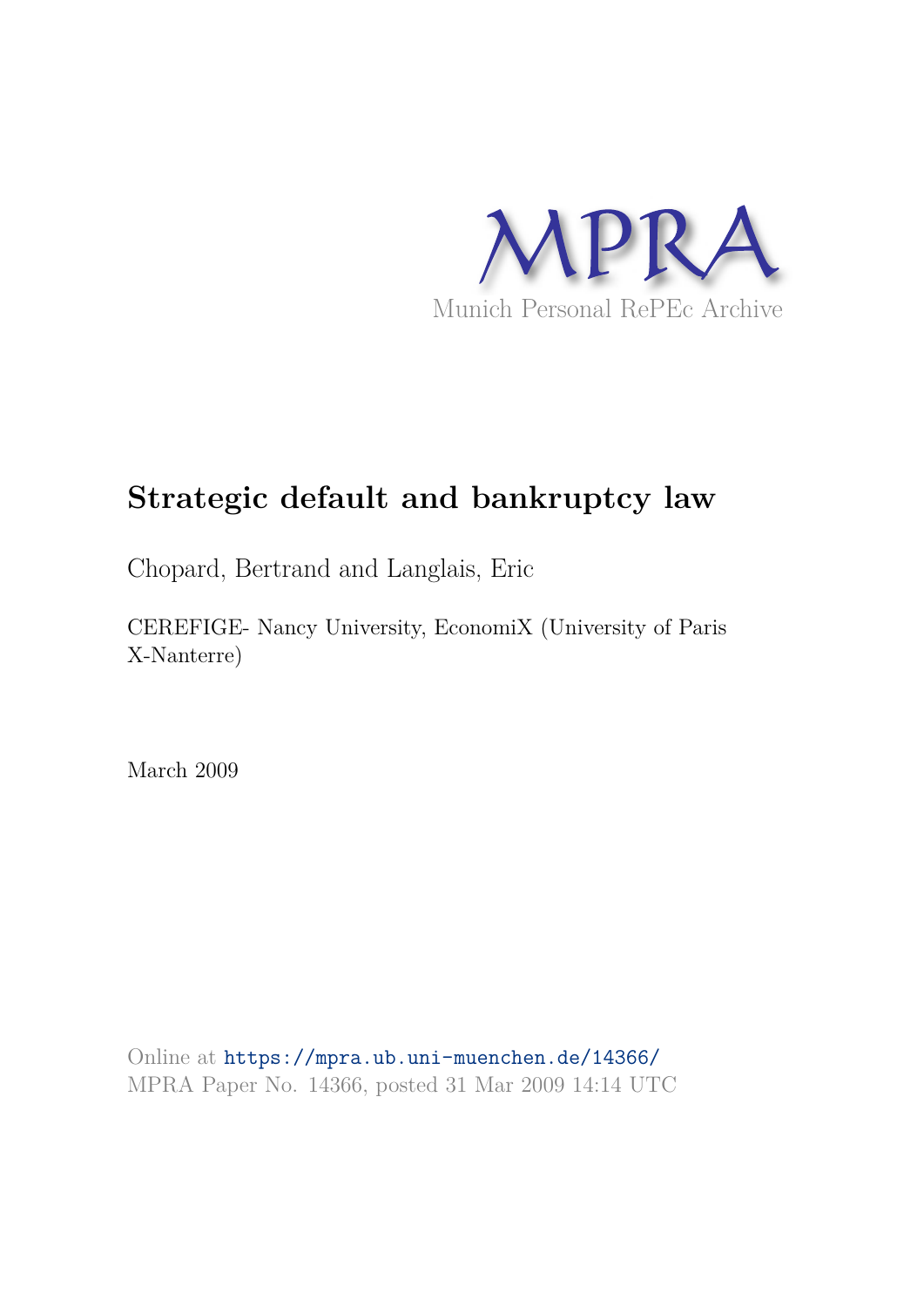MPRA

Munich Personal RePEc Archive

# Strategic default and bankruptcy law

Chopard, Bertrand and Langlais, Eric

CEREFIGE- Nancy University, EconomiX (University of Paris X-Nanterre)

March 2009

Online at https://mpra.ub.uni-muenchen.de/14366/
MPRA Paper No. 14366, posted 31 Mar 2009 14:14 UTC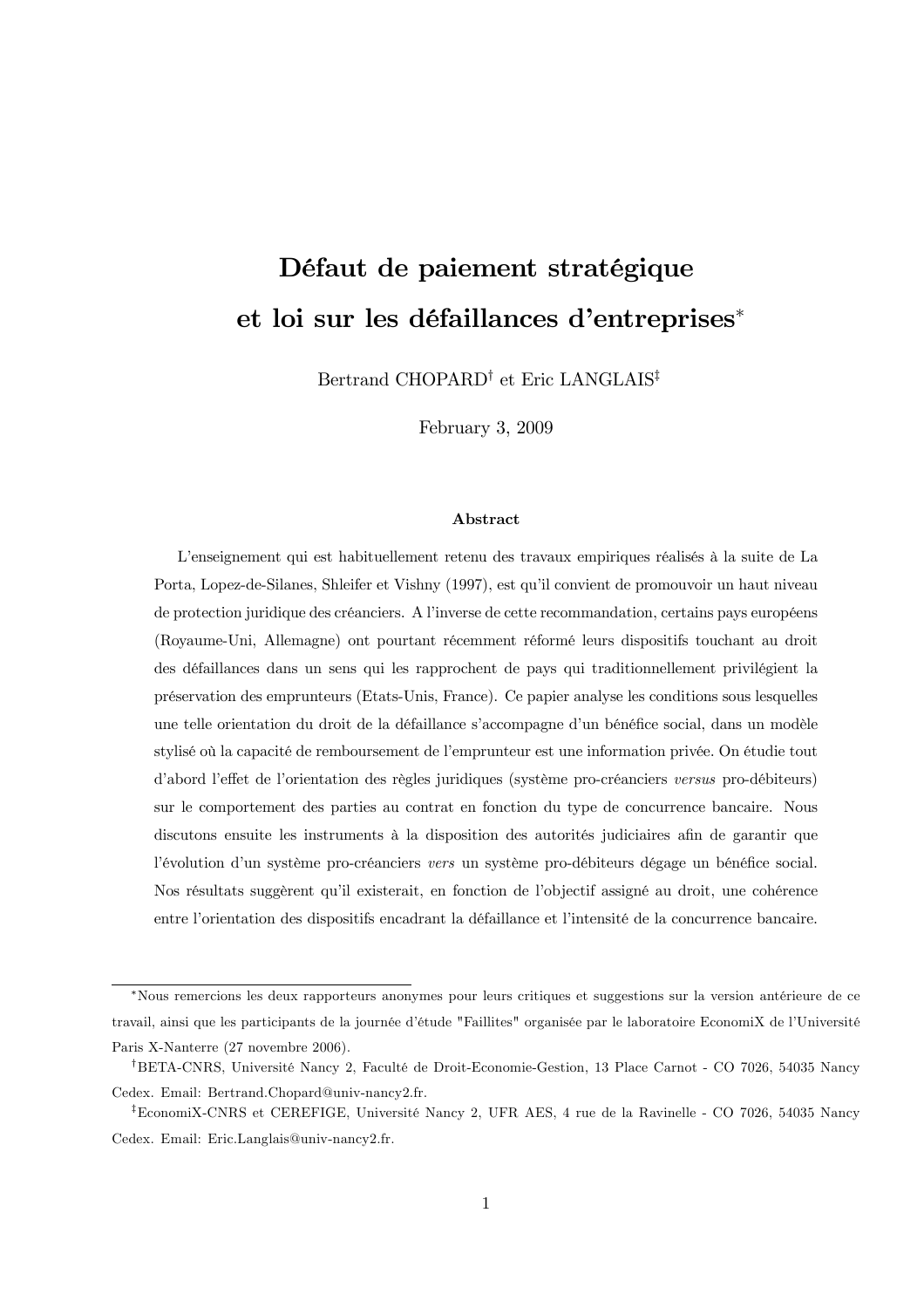# Défaut de paiement stratégique et loi sur les défaillances d'entreprises*

Bertrand CHOPARD† et Eric LANGLAIS‡

February 3, 2009

### Abstract

L'enseignement qui est habituellement retenu des travaux empiriques réalisés à la suite de La Porta, Lopez-de-Silanes, Shleifer et Vishny (1997), est qu'il convient de promouvoir un haut niveau de protection juridique des créanciers. A l'inverse de cette recommandation, certains pays européens (Royaume-Uni, Allemagne) ont pourtant récemment réformé leurs dispositifs touchant au droit des défaillances dans un sens qui les rapprochent de pays qui traditionnellement privilégient la préservation des emprunteurs (Etats-Unis, France). Ce papier analyse les conditions sous lesquelles une telle orientation du droit de la défaillance s'accompagne d'un bénéfice social, dans un modèle stylisé où la capacité de remboursement de l'emprunteur est une information privée. On étudie tout d'abord l'effet de l'orientation des règles juridiques (système pro-créanciers *versus* pro-débiteurs) sur le comportement des parties au contrat en fonction du type de concurrence bancaire. Nous discutons ensuite les instruments à la disposition des autorités judiciaires afin de garantir que l'évolution d'un système pro-créanciers *vers* un système pro-débiteurs dégage un bénéfice social. Nos résultats suggèrent qu'il existerait, en fonction de l'objectif assigné au droit, une cohérence entre l'orientation des dispositifs encadrant la défaillance et l'intensité de la concurrence bancaire.

---

*Nous remercions les deux rapporteurs anonymes pour leurs critiques et suggestions sur la version antérieure de ce travail, ainsi que les participants de la journée d'étude "Faillites" organisée par le laboratoire EconomiX de l'Université Paris X-Nanterre (27 novembre 2006).

†BETA-CNRS, Université Nancy 2, Faculté de Droit-Economie-Gestion, 13 Place Carnot - CO 7026, 54035 Nancy Cedex. Email: Bertrand.Chopard@univ-nancy2.fr.

‡EconomiX-CNRS et CEREFIGE, Université Nancy 2, UFR AES, 4 rue de la Ravinelle - CO 7026, 54035 Nancy Cedex. Email: Eric.Langlais@univ-nancy2.fr.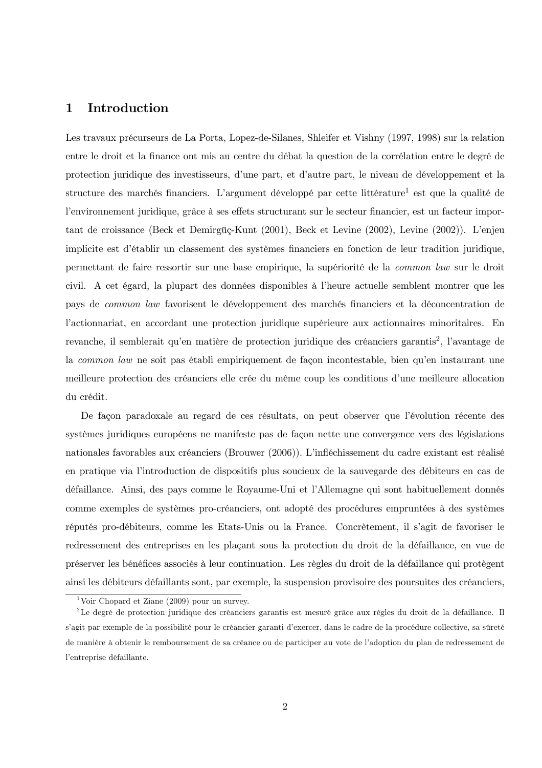# 1 Introduction

Les travaux précurseurs de La Porta, Lopez-de-Silanes, Shleifer et Vishny (1997, 1998) sur la relation entre le droit et la finance ont mis au centre du débat la question de la corrélation entre le degré de protection juridique des investisseurs, d'une part, et d'autre part, le niveau de développement et la structure des marchés financiers. L'argument développé par cette littérature[1] est que la qualité de l'environnement juridique, grâce à ses effets structurant sur le secteur financier, est un facteur important de croissance (Beck et Demirgüç-Kunt (2001), Beck et Levine (2002), Levine (2002)). L'enjeu implicite est d'établir un classement des systèmes financiers en fonction de leur tradition juridique, permettant de faire ressortir sur une base empirique, la supériorité de la *common law* sur le droit civil. A cet égard, la plupart des données disponibles à l'heure actuelle semblent montrer que les pays de *common law* favorisent le développement des marchés financiers et la déconcentration de l'actionnariat, en accordant une protection juridique supérieure aux actionnaires minoritaires. En revanche, il semblerait qu'en matière de protection juridique des créanciers garantis[2], l'avantage de la *common law* ne soit pas établi empiriquement de façon incontestable, bien qu'en instaurant une meilleure protection des créanciers elle crée du même coup les conditions d'une meilleure allocation du crédit.

De façon paradoxale au regard de ces résultats, on peut observer que l'évolution récente des systèmes juridiques européens ne manifeste pas de façon nette une convergence vers des législations nationales favorables aux créanciers (Brouwer (2006)). L'infléchissement du cadre existant est réalisé en pratique via l'introduction de dispositifs plus soucieux de la sauvegarde des débiteurs en cas de défaillance. Ainsi, des pays comme le Royaume-Uni et l'Allemagne qui sont habituellement donnés comme exemples de systèmes pro-créanciers, ont adopté des procédures empruntées à des systèmes réputés pro-débiteurs, comme les Etats-Unis ou la France. Concrètement, il s'agit de favoriser le redressement des entreprises en les plaçant sous la protection du droit de la défaillance, en vue de préserver les bénéfices associés à leur continuation. Les règles du droit de la défaillance qui protègent ainsi les débiteurs défaillants sont, par exemple, la suspension provisoire des poursuites des créanciers,

[1] Voir Chopard et Ziane (2009) pour un survey.

[2] Le degré de protection juridique des créanciers garantis est mesuré grâce aux règles du droit de la défaillance. Il s'agit par exemple de la possibilité pour le créancier garanti d'exercer, dans le cadre de la procédure collective, sa sûreté de manière à obtenir le remboursement de sa créance ou de participer au vote de l'adoption du plan de redressement de l'entreprise défaillante.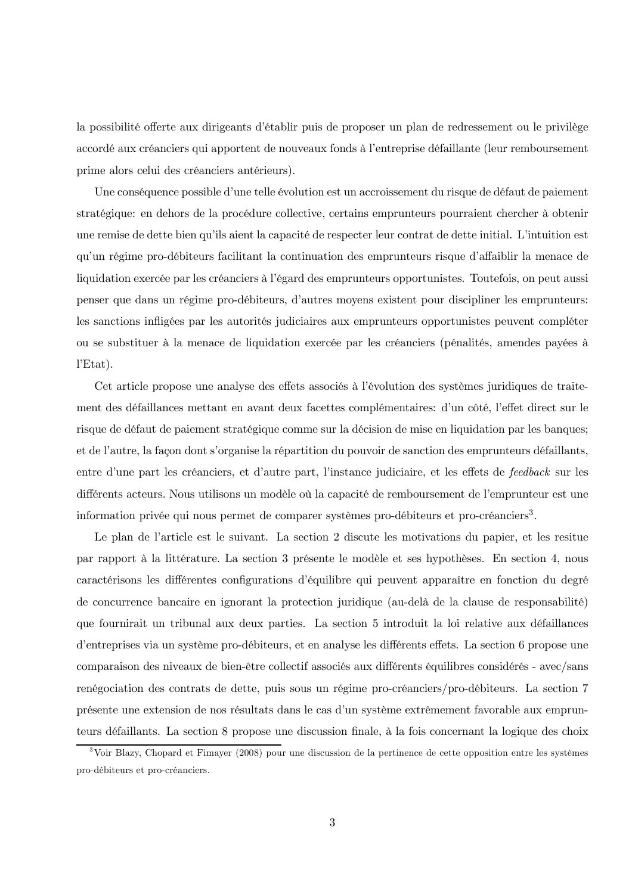la possibilité offerte aux dirigeants d'établir puis de proposer un plan de redressement ou le privilège accordé aux créanciers qui apportent de nouveaux fonds à l'entreprise défaillante (leur remboursement prime alors celui des créanciers antérieurs).

Une conséquence possible d'une telle évolution est un accroissement du risque de défaut de paiement stratégique: en dehors de la procédure collective, certains emprunteurs pourraient chercher à obtenir une remise de dette bien qu'ils aient la capacité de respecter leur contrat de dette initial. L'intuition est qu'un régime pro-débiteurs facilitant la continuation des emprunteurs risque d'affaiblir la menace de liquidation exercée par les créanciers à l'égard des emprunteurs opportunistes. Toutefois, on peut aussi penser que dans un régime pro-débiteurs, d'autres moyens existent pour discipliner les emprunteurs: les sanctions infligées par les autorités judiciaires aux emprunteurs opportunistes peuvent compléter ou se substituer à la menace de liquidation exercée par les créanciers (pénalités, amendes payées à l'Etat).

Cet article propose une analyse des effets associés à l'évolution des systèmes juridiques de traitement des défaillances mettant en avant deux facettes complémentaires: d'un côté, l'effet direct sur le risque de défaut de paiement stratégique comme sur la décision de mise en liquidation par les banques; et de l'autre, la façon dont s'organise la répartition du pouvoir de sanction des emprunteurs défaillants, entre d'une part les créanciers, et d'autre part, l'instance judiciaire, et les effets de *feedback* sur les différents acteurs. Nous utilisons un modèle où la capacité de remboursement de l'emprunteur est une information privée qui nous permet de comparer systèmes pro-débiteurs et pro-créanciers[3].

Le plan de l'article est le suivant. La section 2 discute les motivations du papier, et les resitue par rapport à la littérature. La section 3 présente le modèle et ses hypothèses. En section 4, nous caractérisons les différentes configurations d'équilibre qui peuvent apparaître en fonction du degré de concurrence bancaire en ignorant la protection juridique (au-delà de la clause de responsabilité) que fournirait un tribunal aux deux parties. La section 5 introduit la loi relative aux défaillances d'entreprises via un système pro-débiteurs, et en analyse les différents effets. La section 6 propose une comparaison des niveaux de bien-être collectif associés aux différents équilibres considérés - avec/sans renégociation des contrats de dette, puis sous un régime pro-créanciers/pro-débiteurs. La section 7 présente une extension de nos résultats dans le cas d'un système extrêmement favorable aux emprunteurs défaillants. La section 8 propose une discussion finale, à la fois concernant la logique des choix

[3] Voir Blazy, Chopard et Fimayer (2008) pour une discussion de la pertinence de cette opposition entre les systèmes pro-débiteurs et pro-créanciers.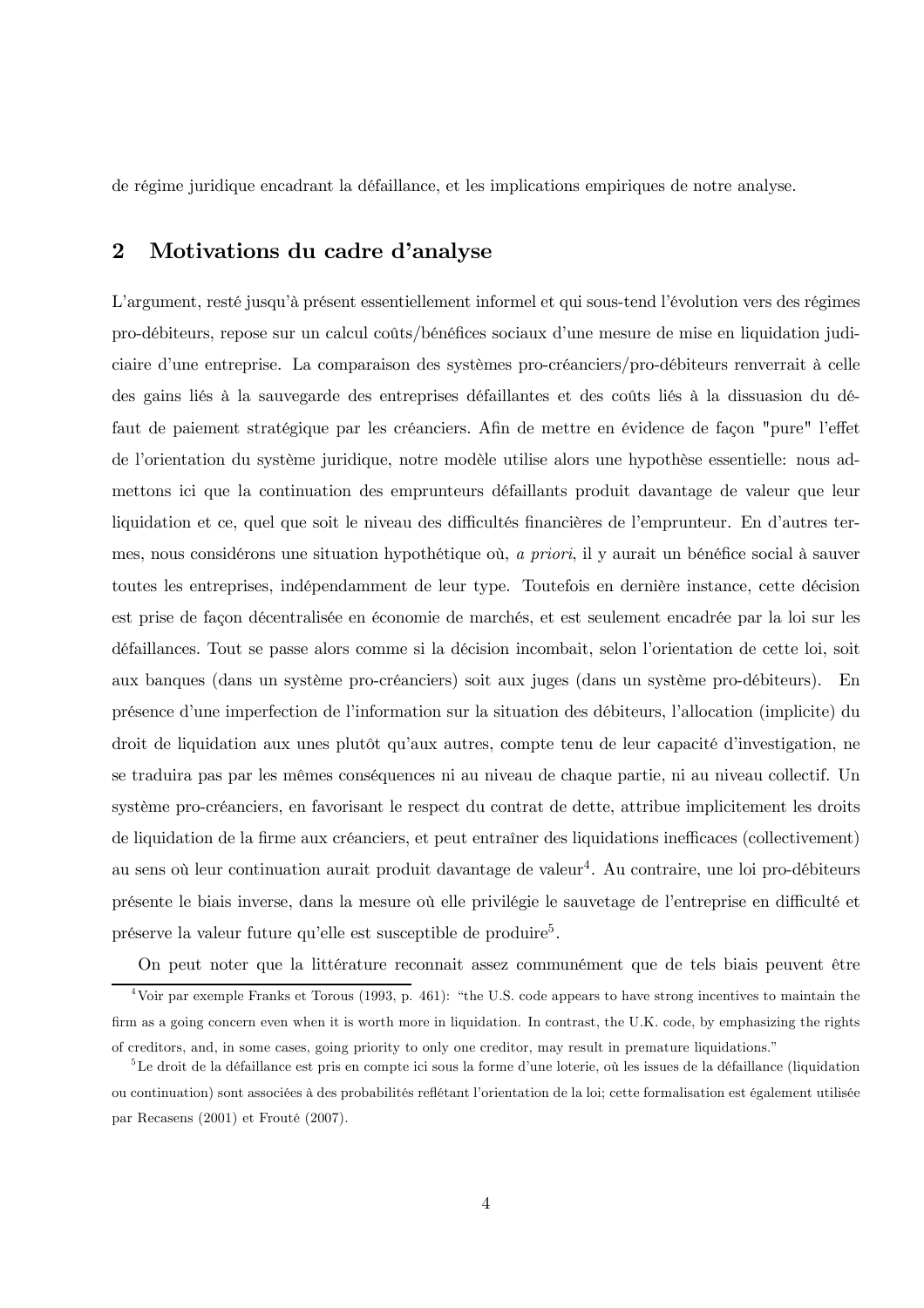de régime juridique encadrant la défaillance, et les implications empiriques de notre analyse.

## 2 Motivations du cadre d'analyse

L'argument, resté jusqu'à présent essentiellement informel et qui sous-tend l'évolution vers des régimes pro-débiteurs, repose sur un calcul coûts/bénéfices sociaux d'une mesure de mise en liquidation judiciaire d'une entreprise. La comparaison des systèmes pro-créanciers/pro-débiteurs renverrait à celle des gains liés à la sauvegarde des entreprises défaillantes et des coûts liés à la dissuasion du défaut de paiement stratégique par les créanciers. Afin de mettre en évidence de façon "pure" l'effet de l'orientation du système juridique, notre modèle utilise alors une hypothèse essentielle: nous admettons ici que la continuation des emprunteurs défaillants produit davantage de valeur que leur liquidation et ce, quel que soit le niveau des difficultés financières de l'emprunteur. En d'autres termes, nous considérons une situation hypothétique où, *a priori*, il y aurait un bénéfice social à sauver toutes les entreprises, indépendamment de leur type. Toutefois en dernière instance, cette décision est prise de façon décentralisée en économie de marchés, et est seulement encadrée par la loi sur les défaillances. Tout se passe alors comme si la décision incombait, selon l'orientation de cette loi, soit aux banques (dans un système pro-créanciers) soit aux juges (dans un système pro-débiteurs). En présence d'une imperfection de l'information sur la situation des débiteurs, l'allocation (implicite) du droit de liquidation aux unes plutôt qu'aux autres, compte tenu de leur capacité d'investigation, ne se traduira pas par les mêmes conséquences ni au niveau de chaque partie, ni au niveau collectif. Un système pro-créanciers, en favorisant le respect du contrat de dette, attribue implicitement les droits de liquidation de la firme aux créanciers, et peut entraîner des liquidations inefficaces (collectivement) au sens où leur continuation aurait produit davantage de valeur[4]. Au contraire, une loi pro-débiteurs présente le biais inverse, dans la mesure où elle privilégie le sauvetage de l'entreprise en difficulté et préserve la valeur future qu'elle est susceptible de produire[5].

On peut noter que la littérature reconnait assez communément que de tels biais peuvent être

[4] Voir par exemple Franks et Torous (1993, p. 461): "the U.S. code appears to have strong incentives to maintain the firm as a going concern even when it is worth more in liquidation. In contrast, the U.K. code, by emphasizing the rights of creditors, and, in some cases, going priority to only one creditor, may result in premature liquidations."

[5] Le droit de la défaillance est pris en compte ici sous la forme d'une loterie, où les issues de la défaillance (liquidation ou continuation) sont associées à des probabilités reflétant l'orientation de la loi; cette formalisation est également utilisée par Recasens (2001) et Frouté (2007).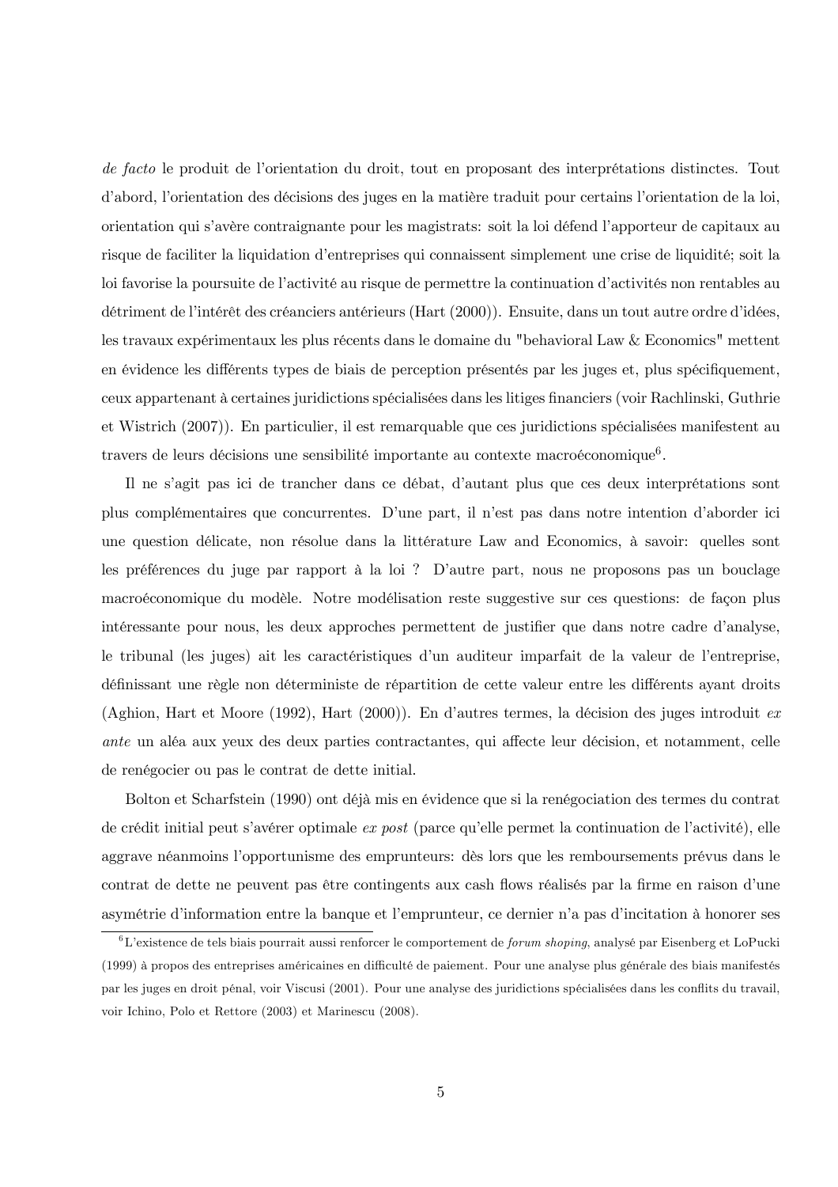*de facto* le produit de l'orientation du droit, tout en proposant des interprétations distinctes. Tout d'abord, l'orientation des décisions des juges en la matière traduit pour certains l'orientation de la loi, orientation qui s'avère contraignante pour les magistrats: soit la loi défend l'apporteur de capitaux au risque de faciliter la liquidation d'entreprises qui connaissent simplement une crise de liquidité; soit la loi favorise la poursuite de l'activité au risque de permettre la continuation d'activités non rentables au détriment de l'intérêt des créanciers antérieurs (Hart (2000)). Ensuite, dans un tout autre ordre d'idées, les travaux expérimentaux les plus récents dans le domaine du "behavioral Law & Economics" mettent en évidence les différents types de biais de perception présentés par les juges et, plus spécifiquement, ceux appartenant à certaines juridictions spécialisées dans les litiges financiers (voir Rachlinski, Guthrie et Wistrich (2007)). En particulier, il est remarquable que ces juridictions spécialisées manifestent au travers de leurs décisions une sensibilité importante au contexte macroéconomique[6].

Il ne s'agit pas ici de trancher dans ce débat, d'autant plus que ces deux interprétations sont plus complémentaires que concurrentes. D'une part, il n'est pas dans notre intention d'aborder ici une question délicate, non résolue dans la littérature Law and Economics, à savoir: quelles sont les préférences du juge par rapport à la loi ? D'autre part, nous ne proposons pas un bouclage macroéconomique du modèle. Notre modélisation reste suggestive sur ces questions: de façon plus intéressante pour nous, les deux approches permettent de justifier que dans notre cadre d'analyse, le tribunal (les juges) ait les caractéristiques d'un auditeur imparfait de la valeur de l'entreprise, définissant une règle non déterministe de répartition de cette valeur entre les différents ayant droits (Aghion, Hart et Moore (1992), Hart (2000)). En d'autres termes, la décision des juges introduit *ex ante* un aléa aux yeux des deux parties contractantes, qui affecte leur décision, et notamment, celle de renégocier ou pas le contrat de dette initial.

Bolton et Scharfstein (1990) ont déjà mis en évidence que si la renégociation des termes du contrat de crédit initial peut s'avérer optimale *ex post* (parce qu'elle permet la continuation de l'activité), elle aggrave néanmoins l'opportunisme des emprunteurs: dès lors que les remboursements prévus dans le contrat de dette ne peuvent pas être contingents aux cash flows réalisés par la firme en raison d'une asymétrie d'information entre la banque et l'emprunteur, ce dernier n'a pas d'incitation à honorer ses

---

[6] L'existence de tels biais pourrait aussi renforcer le comportement de *forum shoping*, analysé par Eisenberg et LoPucki (1999) à propos des entreprises américaines en difficulté de paiement. Pour une analyse plus générale des biais manifestés par les juges en droit pénal, voir Viscusi (2001). Pour une analyse des juridictions spécialisées dans les conflits du travail, voir Ichino, Polo et Rettore (2003) et Marinescu (2008).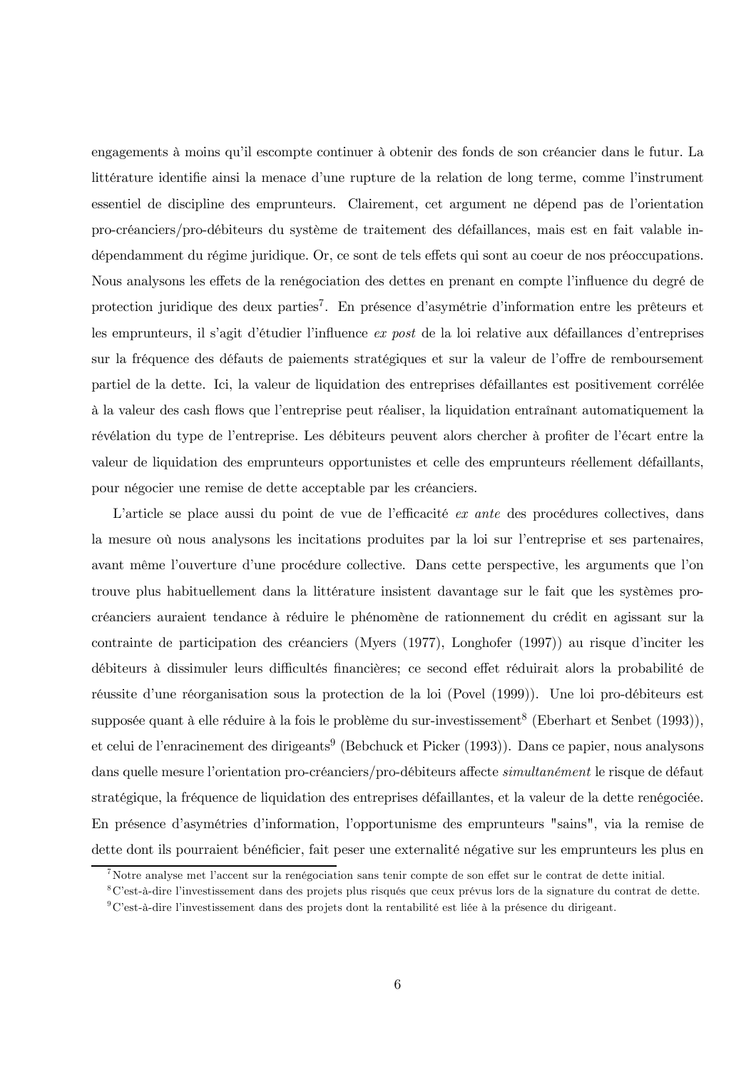engagements à moins qu'il escompte continuer à obtenir des fonds de son créancier dans le futur. La littérature identifie ainsi la menace d'une rupture de la relation de long terme, comme l'instrument essentiel de discipline des emprunteurs. Clairement, cet argument ne dépend pas de l'orientation pro-créanciers/pro-débiteurs du système de traitement des défaillances, mais est en fait valable indépendamment du régime juridique. Or, ce sont de tels effets qui sont au coeur de nos préoccupations. Nous analysons les effets de la renégociation des dettes en prenant en compte l'influence du degré de protection juridique des deux parties[7]. En présence d'asymétrie d'information entre les prêteurs et les emprunteurs, il s'agit d'étudier l'influence *ex post* de la loi relative aux défaillances d'entreprises sur la fréquence des défauts de paiements stratégiques et sur la valeur de l'offre de remboursement partiel de la dette. Ici, la valeur de liquidation des entreprises défaillantes est positivement corrélée à la valeur des cash flows que l'entreprise peut réaliser, la liquidation entraînant automatiquement la révélation du type de l'entreprise. Les débiteurs peuvent alors chercher à profiter de l'écart entre la valeur de liquidation des emprunteurs opportunistes et celle des emprunteurs réellement défaillants, pour négocier une remise de dette acceptable par les créanciers.

L'article se place aussi du point de vue de l'efficacité *ex ante* des procédures collectives, dans la mesure où nous analysons les incitations produites par la loi sur l'entreprise et ses partenaires, avant même l'ouverture d'une procédure collective. Dans cette perspective, les arguments que l'on trouve plus habituellement dans la littérature insistent davantage sur le fait que les systèmes pro-créanciers auraient tendance à réduire le phénomène de rationnement du crédit en agissant sur la contrainte de participation des créanciers (Myers (1977), Longhofer (1997)) au risque d'inciter les débiteurs à dissimuler leurs difficultés financières; ce second effet réduirait alors la probabilité de réussite d'une réorganisation sous la protection de la loi (Povel (1999)). Une loi pro-débiteurs est supposée quant à elle réduire à la fois le problème du sur-investissement[8] (Eberhart et Senbet (1993)), et celui de l'enracinement des dirigeants[9] (Bebchuck et Picker (1993)). Dans ce papier, nous analysons dans quelle mesure l'orientation pro-créanciers/pro-débiteurs affecte *simultanément* le risque de défaut stratégique, la fréquence de liquidation des entreprises défaillantes, et la valeur de la dette renégociée. En présence d'asymétries d'information, l'opportunisme des emprunteurs "sains", via la remise de dette dont ils pourraient bénéficier, fait peser une externalité négative sur les emprunteurs les plus en

[7] Notre analyse met l'accent sur la renégociation sans tenir compte de son effet sur le contrat de dette initial.

[8] C'est-à-dire l'investissement dans des projets plus risqués que ceux prévus lors de la signature du contrat de dette.

[9] C'est-à-dire l'investissement dans des projets dont la rentabilité est liée à la présence du dirigeant.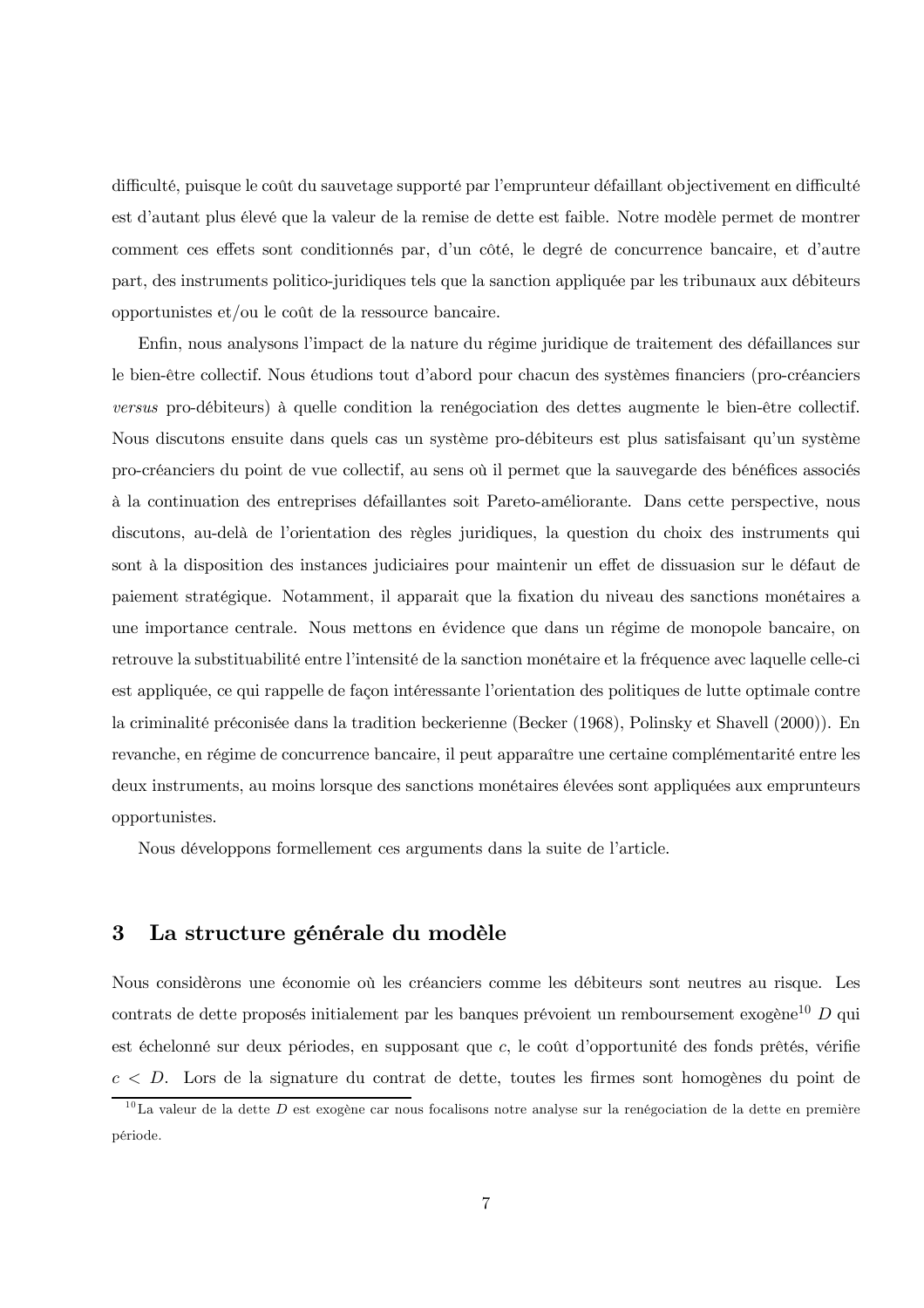difficulté, puisque le coût du sauvetage supporté par l'emprunteur défaillant objectivement en difficulté est d'autant plus élevé que la valeur de la remise de dette est faible. Notre modèle permet de montrer comment ces effets sont conditionnés par, d'un côté, le degré de concurrence bancaire, et d'autre part, des instruments politico-juridiques tels que la sanction appliquée par les tribunaux aux débiteurs opportunistes et/ou le coût de la ressource bancaire.

Enfin, nous analysons l'impact de la nature du régime juridique de traitement des défaillances sur le bien-être collectif. Nous étudions tout d'abord pour chacun des systèmes financiers (pro-créanciers *versus* pro-débiteurs) à quelle condition la renégociation des dettes augmente le bien-être collectif. Nous discutons ensuite dans quels cas un système pro-débiteurs est plus satisfaisant qu'un système pro-créanciers du point de vue collectif, au sens où il permet que la sauvegarde des bénéfices associés à la continuation des entreprises défaillantes soit Pareto-améliorante. Dans cette perspective, nous discutons, au-delà de l'orientation des règles juridiques, la question du choix des instruments qui sont à la disposition des instances judiciaires pour maintenir un effet de dissuasion sur le défaut de paiement stratégique. Notamment, il apparait que la fixation du niveau des sanctions monétaires a une importance centrale. Nous mettons en évidence que dans un régime de monopole bancaire, on retrouve la substituabilité entre l'intensité de la sanction monétaire et la fréquence avec laquelle celle-ci est appliquée, ce qui rappelle de façon intéressante l'orientation des politiques de lutte optimale contre la criminalité préconisée dans la tradition beckerienne (Becker (1968), Polinsky et Shavell (2000)). En revanche, en régime de concurrence bancaire, il peut apparaître une certaine complémentarité entre les deux instruments, au moins lorsque des sanctions monétaires élevées sont appliquées aux emprunteurs opportunistes.

Nous développons formellement ces arguments dans la suite de l'article.

## 3 La structure générale du modèle

Nous considérons une économie où les créanciers comme les débiteurs sont neutres au risque. Les contrats de dette proposés initialement par les banques prévoient un remboursement exogène[10] $D$ qui est échelonné sur deux périodes, en supposant que $c$, le coût d'opportunité des fonds prêtés, vérifie $c < D$. Lors de la signature du contrat de dette, toutes les firmes sont homogènes du point de

[10] La valeur de la dette $D$ est exogène car nous focalisons notre analyse sur la renégociation de la dette en première période.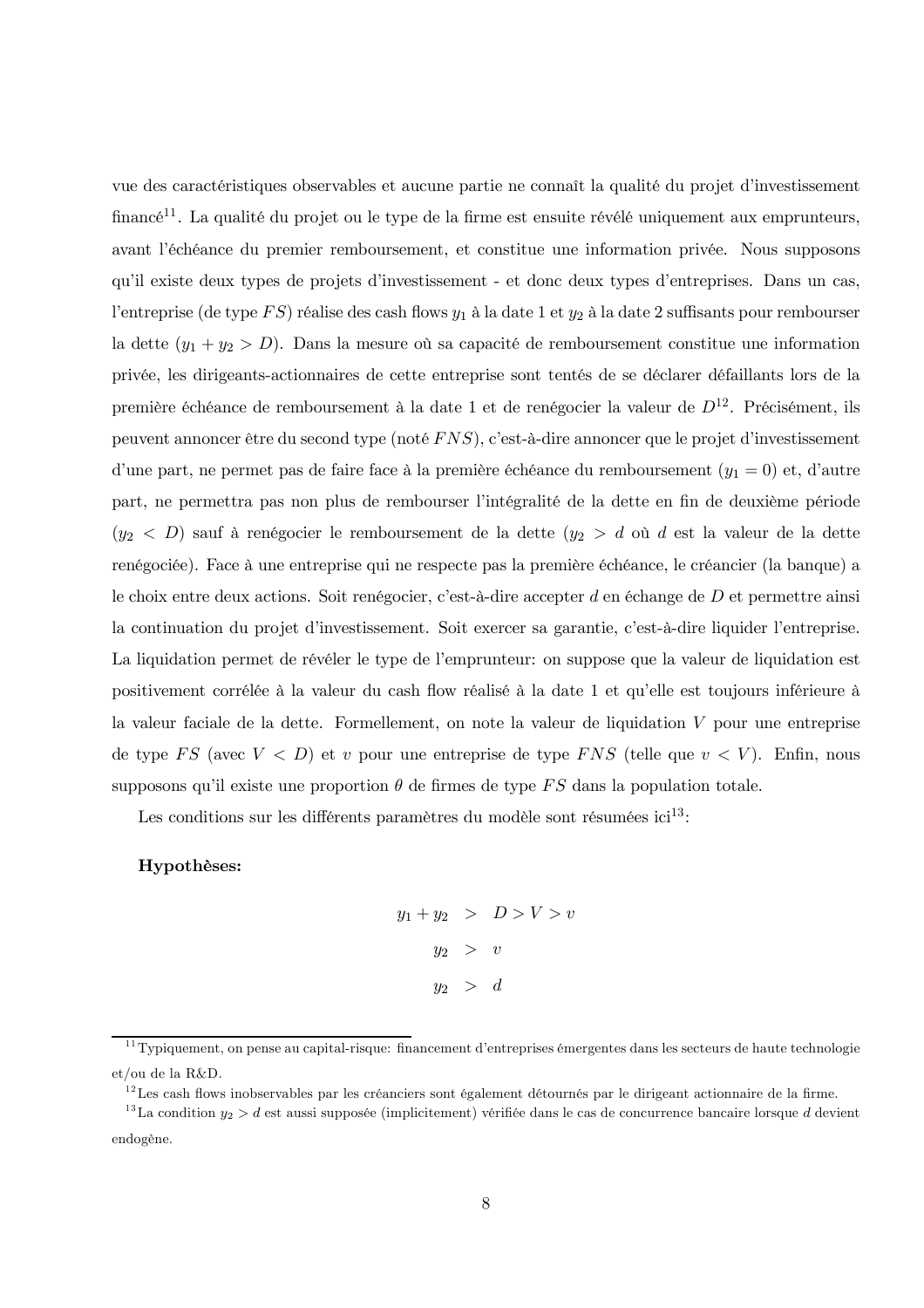vue des caractéristiques observables et aucune partie ne connaît la qualité du projet d'investissement financé[11]. La qualité du projet ou le type de la firme est ensuite révélé uniquement aux emprunteurs, avant l'échéance du premier remboursement, et constitue une information privée. Nous supposons qu'il existe deux types de projets d'investissement - et donc deux types d'entreprises. Dans un cas, l'entreprise (de type $FS$) réalise des cash flows $y_1$ à la date 1 et $y_2$ à la date 2 suffisants pour rembourser la dette ($y_1 + y_2 > D$). Dans la mesure où sa capacité de remboursement constitue une information privée, les dirigeants-actionnaires de cette entreprise sont tentés de se déclarer défaillants lors de la première échéance de remboursement à la date 1 et de renégocier la valeur de $D$[12]. Précisément, ils peuvent annoncer être du second type (noté $FNS$), c'est-à-dire annoncer que le projet d'investissement d'une part, ne permet pas de faire face à la première échéance du remboursement ($y_1 = 0$) et, d'autre part, ne permettra pas non plus de rembourser l'intégralité de la dette en fin de deuxième période ($y_2 < D$) sauf à renégocier le remboursement de la dette ($y_2 > d$ où $d$ est la valeur de la dette renégociée). Face à une entreprise qui ne respecte pas la première échéance, le créancier (la banque) a le choix entre deux actions. Soit renégocier, c'est-à-dire accepter $d$ en échange de $D$ et permettre ainsi la continuation du projet d'investissement. Soit exercer sa garantie, c'est-à-dire liquider l'entreprise. La liquidation permet de révéler le type de l'emprunteur: on suppose que la valeur de liquidation est positivement corrélée à la valeur du cash flow réalisé à la date 1 et qu'elle est toujours inférieure à la valeur faciale de la dette. Formellement, on note la valeur de liquidation $V$ pour une entreprise de type $FS$ (avec $V < D$) et $v$ pour une entreprise de type $FNS$ (telle que $v < V$). Enfin, nous supposons qu'il existe une proportion $\theta$ de firmes de type $FS$ dans la population totale.

Les conditions sur les différents paramètres du modèle sont résumées ici[13]:

**Hypothèses:**

$$
\begin{aligned}
y_1 + y_2 &> D > V > v \\
y_2 &> v \\
y_2 &> d
\end{aligned}
$$

[11] Typiquement, on pense au capital-risque: financement d'entreprises émergentes dans les secteurs de haute technologie et/ou de la R&D.

[12] Les cash flows inobservables par les créanciers sont également détournés par le dirigeant actionnaire de la firme.

[13] La condition $y_2 > d$ est aussi supposée (implicitement) vérifiée dans le cas de concurrence bancaire lorsque $d$ devient endogène.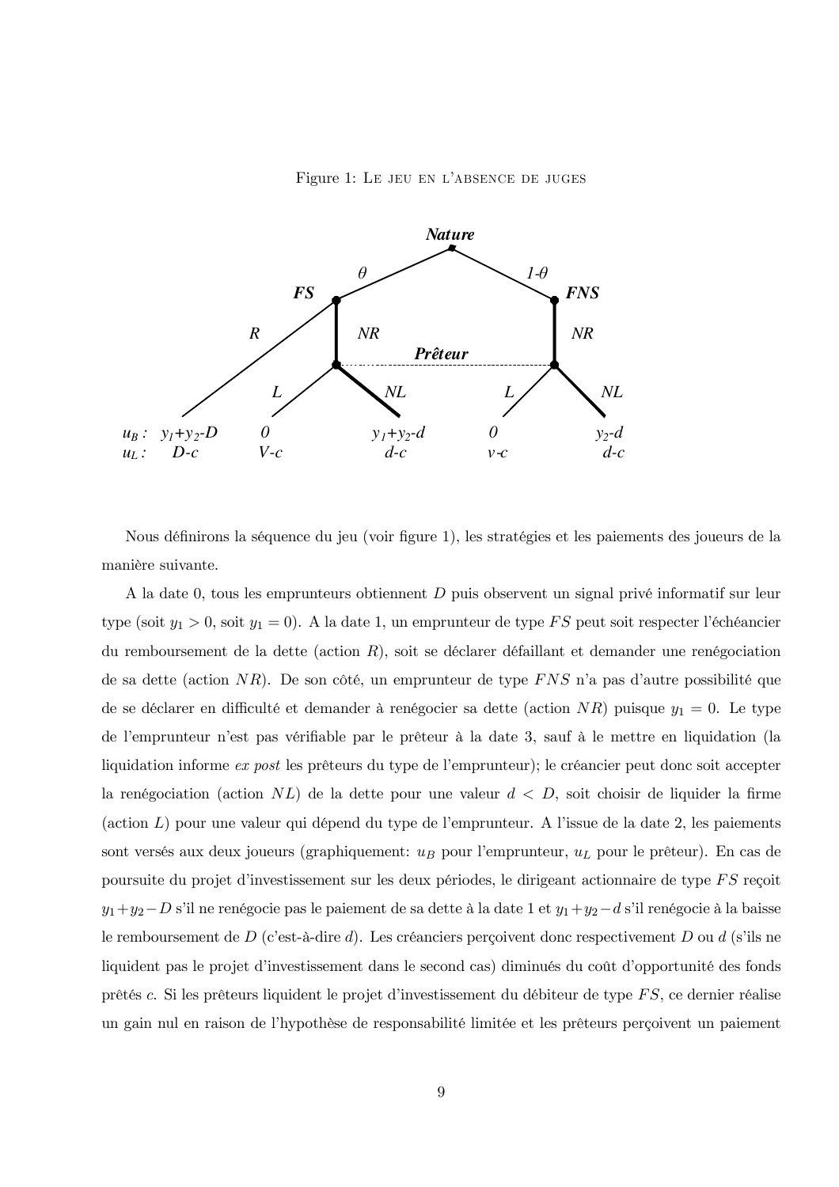Figure 1: Le jeu en l'absence de juges

Nous définirons la séquence du jeu (voir figure 1), les stratégies et les paiements des joueurs de la manière suivante.

A la date 0, tous les emprunteurs obtiennent $D$ puis observent un signal privé informatif sur leur type (soit $y_1 > 0$, soit $y_1 = 0$). A la date 1, un emprunteur de type $FS$ peut soit respecter l'échéancier du remboursement de la dette (action $R$), soit se déclarer défaillant et demander une renégociation de sa dette (action $NR$). De son côté, un emprunteur de type $FNS$ n'a pas d'autre possibilité que de se déclarer en difficulté et demander à renégocier sa dette (action $NR$) puisque $y_1 = 0$. Le type de l'emprunteur n'est pas vérifiable par le prêteur à la date 3, sauf à le mettre en liquidation (la liquidation informe *ex post* les prêteurs du type de l'emprunteur); le créancier peut donc soit accepter la renégociation (action $NL$) de la dette pour une valeur $d < D$, soit choisir de liquider la firme (action $L$) pour une valeur qui dépend du type de l'emprunteur. A l'issue de la date 2, les paiements sont versés aux deux joueurs (graphiquement: $u_B$ pour l'emprunteur, $u_L$ pour le prêteur). En cas de poursuite du projet d'investissement sur les deux périodes, le dirigeant actionnaire de type $FS$ reçoit $y_1 + y_2 - D$ s'il ne renégocie pas le paiement de sa dette à la date 1 et $y_1 + y_2 - d$ s'il renégocie à la baisse le remboursement de $D$ (c'est-à-dire $d$). Les créanciers perçoivent donc respectivement $D$ ou $d$ (s'ils ne liquident pas le projet d'investissement dans le second cas) diminués du coût d'opportunité des fonds prêtés $c$. Si les prêteurs liquident le projet d'investissement du débiteur de type $FS$, ce dernier réalise un gain nul en raison de l'hypothèse de responsabilité limitée et les prêteurs perçoivent un paiement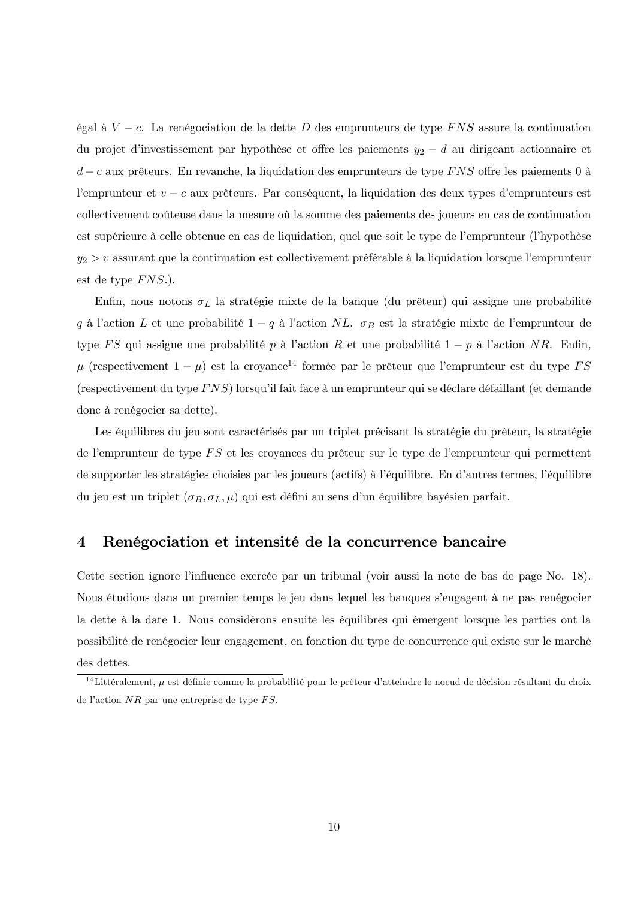égal à $V - c$. La renégociation de la dette $D$ des emprunteurs de type $FNS$ assure la continuation du projet d'investissement par hypothèse et offre les paiements $y_2 - d$ au dirigeant actionnaire et $d - c$ aux prêteurs. En revanche, la liquidation des emprunteurs de type $FNS$ offre les paiements 0 à l'emprunteur et $v - c$ aux prêteurs. Par conséquent, la liquidation des deux types d'emprunteurs est collectivement coûteuse dans la mesure où la somme des paiements des joueurs en cas de continuation est supérieure à celle obtenue en cas de liquidation, quel que soit le type de l'emprunteur (l'hypothèse $y_2 > v$ assurant que la continuation est collectivement préférable à la liquidation lorsque l'emprunteur est de type $FNS$.).

Enfin, nous notons $\sigma_L$ la stratégie mixte de la banque (du prêteur) qui assigne une probabilité $q$ à l'action $L$ et une probabilité $1 - q$ à l'action $NL$. $\sigma_B$ est la stratégie mixte de l'emprunteur de type $FS$ qui assigne une probabilité $p$ à l'action $R$ et une probabilité $1 - p$ à l'action $NR$. Enfin, $\mu$ (respectivement $1 - \mu$) est la croyance[14] formée par le prêteur que l'emprunteur est du type $FS$ (respectivement du type $FNS$) lorsqu'il fait face à un emprunteur qui se déclare défaillant (et demande donc à renégocier sa dette).

Les équilibres du jeu sont caractérisés par un triplet précisant la stratégie du prêteur, la stratégie de l'emprunteur de type $FS$ et les croyances du prêteur sur le type de l'emprunteur qui permettent de supporter les stratégies choisies par les joueurs (actifs) à l'équilibre. En d'autres termes, l'équilibre du jeu est un triplet $(\sigma_B, \sigma_L, \mu)$ qui est défini au sens d'un équilibre bayésien parfait.

## 4 Renégociation et intensité de la concurrence bancaire

Cette section ignore l'influence exercée par un tribunal (voir aussi la note de bas de page No. 18). Nous étudions dans un premier temps le jeu dans lequel les banques s'engagent à ne pas renégocier la dette à la date 1. Nous considérons ensuite les équilibres qui émergent lorsque les parties ont la possibilité de renégocier leur engagement, en fonction du type de concurrence qui existe sur le marché des dettes.

[14] Littéralement, $\mu$ est définie comme la probabilité pour le prêteur d'atteindre le noeud de décision résultant du choix de l'action $NR$ par une entreprise de type $FS$.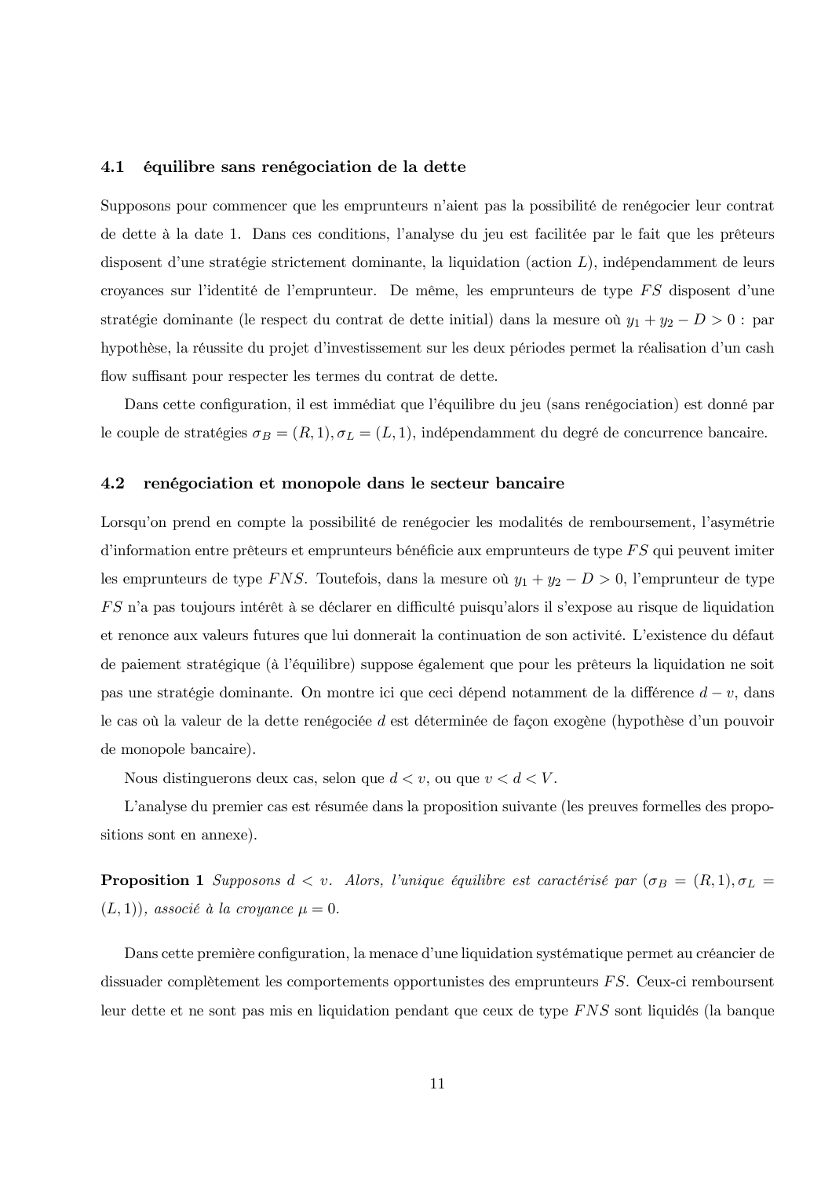### 4.1 équilibre sans renégociation de la dette

Supposons pour commencer que les emprunteurs n'aient pas la possibilité de renégocier leur contrat de dette à la date 1. Dans ces conditions, l'analyse du jeu est facilitée par le fait que les prêteurs disposent d'une stratégie strictement dominante, la liquidation (action $L$), indépendamment de leurs croyances sur l'identité de l'emprunteur. De même, les emprunteurs de type $FS$ disposent d'une stratégie dominante (le respect du contrat de dette initial) dans la mesure où $y_1 + y_2 - D > 0$ : par hypothèse, la réussite du projet d'investissement sur les deux périodes permet la réalisation d'un cash flow suffisant pour respecter les termes du contrat de dette.

Dans cette configuration, il est immédiat que l'équilibre du jeu (sans renégociation) est donné par le couple de stratégies $\sigma_B = (R, 1), \sigma_L = (L, 1)$, indépendamment du degré de concurrence bancaire.

### 4.2 renégociation et monopole dans le secteur bancaire

Lorsqu'on prend en compte la possibilité de renégocier les modalités de remboursement, l'asymétrie d'information entre prêteurs et emprunteurs bénéficie aux emprunteurs de type $FS$ qui peuvent imiter les emprunteurs de type $FNS$. Toutefois, dans la mesure où $y_1 + y_2 - D > 0$, l'emprunteur de type $FS$ n'a pas toujours intérêt à se déclarer en difficulté puisqu'alors il s'expose au risque de liquidation et renonce aux valeurs futures que lui donnerait la continuation de son activité. L'existence du défaut de paiement stratégique (à l'équilibre) suppose également que pour les prêteurs la liquidation ne soit pas une stratégie dominante. On montre ici que ceci dépend notamment de la différence $d - v$, dans le cas où la valeur de la dette renégociée $d$ est déterminée de façon exogène (hypothèse d'un pouvoir de monopole bancaire).

Nous distinguerons deux cas, selon que $d < v$, ou que $v < d < V$.

L'analyse du premier cas est résumée dans la proposition suivante (les preuves formelles des propositions sont en annexe).

**Proposition 1** *Supposons $d < v$. Alors, l'unique équilibre est caractérisé par $(\sigma_B = (R, 1), \sigma_L = (L, 1))$, associé à la croyance $\mu = 0$.*

Dans cette première configuration, la menace d'une liquidation systématique permet au créancier de dissuader complètement les comportements opportunistes des emprunteurs $FS$. Ceux-ci remboursent leur dette et ne sont pas mis en liquidation pendant que ceux de type $FNS$ sont liquidés (la banque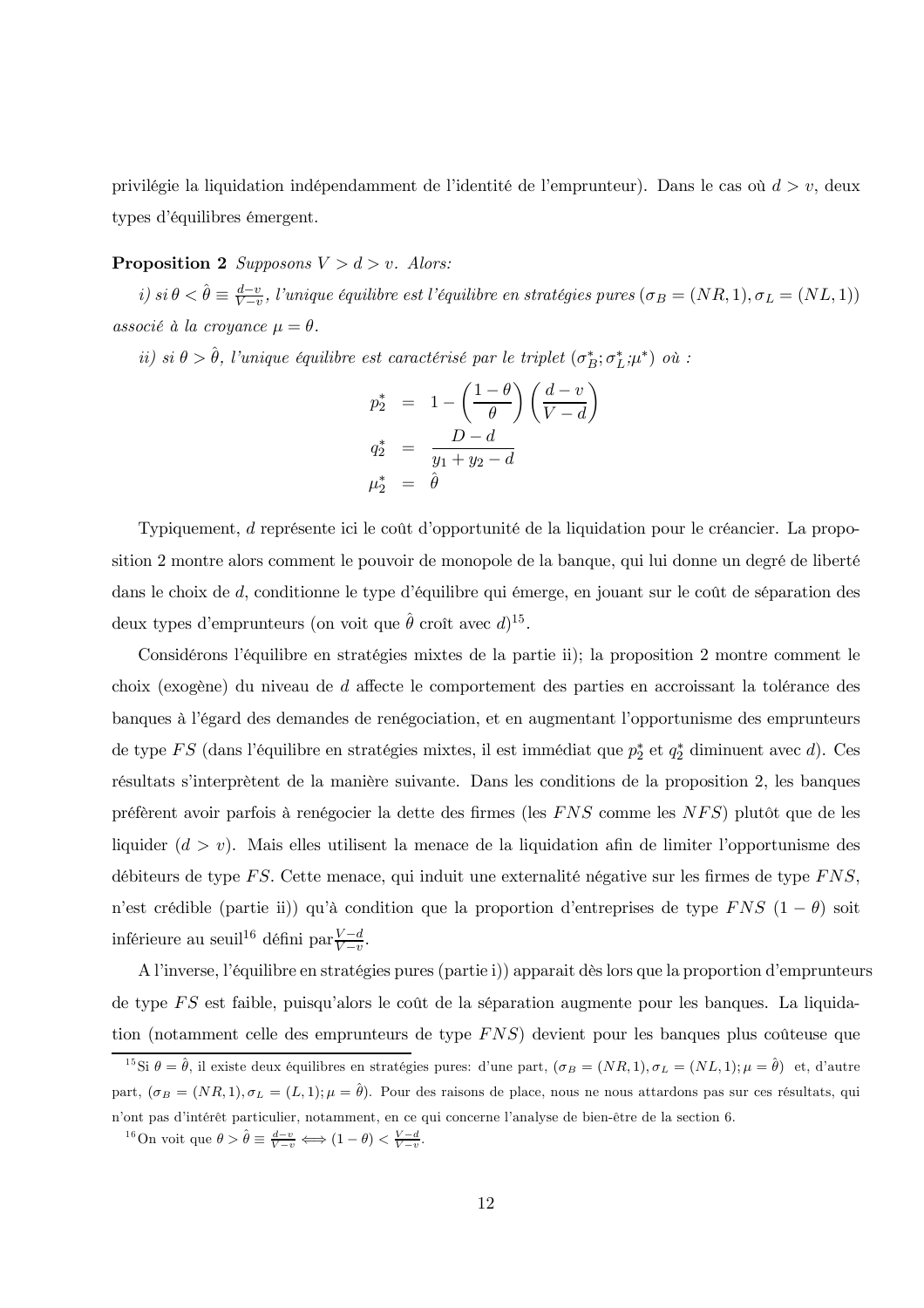privilégie la liquidation indépendamment de l'identité de l'emprunteur). Dans le cas où $d > v$, deux types d'équilibres émergent.

**Proposition 2** *Supposons $V > d > v$. Alors:*

*i) si $\theta < \hat{\theta} \equiv \frac{d-v}{V-v}$, l'unique équilibre est l'équilibre en stratégies pures ($\sigma_B = (NR, 1), \sigma_L = (NL, 1)$) associé à la croyance $\mu = \theta$.*

*ii) si $\theta > \hat{\theta}$, l'unique équilibre est caractérisé par le triplet $(\sigma_B^*; \sigma_L^*; \mu^*)$ où :*

$$
\begin{aligned}
p_2^* &= 1 - \left(\frac{1-\theta}{\theta}\right)\left(\frac{d-v}{V-d}\right) \\
q_2^* &= \frac{D-d}{y_1 + y_2 - d} \\
\mu_2^* &= \hat{\theta}
\end{aligned}
$$

Typiquement, $d$ représente ici le coût d'opportunité de la liquidation pour le créancier. La proposition 2 montre alors comment le pouvoir de monopole de la banque, qui lui donne un degré de liberté dans le choix de $d$, conditionne le type d'équilibre qui émerge, en jouant sur le coût de séparation des deux types d'emprunteurs (on voit que $\hat{\theta}$ croît avec $d$)[15].

Considérons l'équilibre en stratégies mixtes de la partie ii); la proposition 2 montre comment le choix (exogène) du niveau de $d$ affecte le comportement des parties en accroissant la tolérance des banques à l'égard des demandes de renégociation, et en augmentant l'opportunisme des emprunteurs de type $FS$ (dans l'équilibre en stratégies mixtes, il est immédiat que $p_2^*$ et $q_2^*$ diminuent avec $d$). Ces résultats s'interprètent de la manière suivante. Dans les conditions de la proposition 2, les banques préfèrent avoir parfois à renégocier la dette des firmes (les $FNS$ comme les $NFS$) plutôt que de les liquider ($d > v$). Mais elles utilisent la menace de la liquidation afin de limiter l'opportunisme des débiteurs de type $FS$. Cette menace, qui induit une externalité négative sur les firmes de type $FNS$, n'est crédible (partie ii)) qu'à condition que la proportion d'entreprises de type $FNS$ $(1-\theta)$ soit inférieure au seuil[16] défini par $\frac{V-d}{V-v}$.

A l'inverse, l'équilibre en stratégies pures (partie i)) apparait dès lors que la proportion d'emprunteurs de type $FS$ est faible, puisqu'alors le coût de la séparation augmente pour les banques. La liquidation (notamment celle des emprunteurs de type $FNS$) devient pour les banques plus coûteuse que

[15] Si $\theta = \hat{\theta}$, il existe deux équilibres en stratégies pures: d'une part, $(\sigma_B = (NR, 1), \sigma_L = (NL, 1); \mu = \hat{\theta})$ et, d'autre part, $(\sigma_B = (NR, 1), \sigma_L = (L, 1); \mu = \hat{\theta})$. Pour des raisons de place, nous ne nous attardons pas sur ces résultats, qui n'ont pas d'intérêt particulier, notamment, en ce qui concerne l'analyse de bien-être de la section 6.

[16] On voit que $\theta > \hat{\theta} \equiv \frac{d-v}{V-v} \iff (1-\theta) < \frac{V-d}{V-v}$.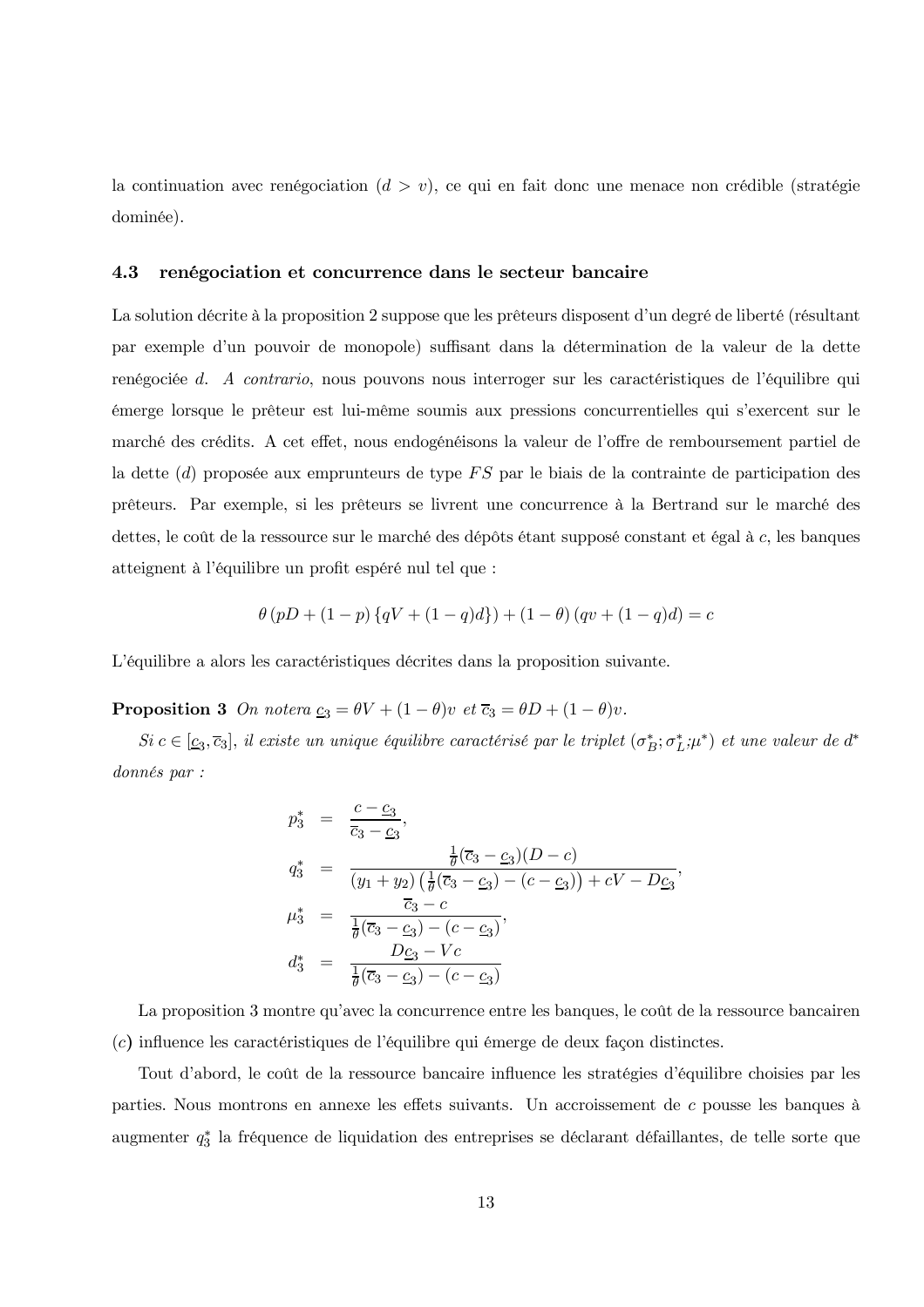la continuation avec renégociation ($d > v$), ce qui en fait donc une menace non crédible (stratégie dominée).

### 4.3 renégociation et concurrence dans le secteur bancaire

La solution décrite à la proposition 2 suppose que les prêteurs disposent d'un degré de liberté (résultant par exemple d'un pouvoir de monopole) suffisant dans la détermination de la valeur de la dette renégociée $d$. *A contrario*, nous pouvons nous interroger sur les caractéristiques de l'équilibre qui émerge lorsque le prêteur est lui-même soumis aux pressions concurrentielles qui s'exercent sur le marché des crédits. A cet effet, nous endogénéisons la valeur de l'offre de remboursement partiel de la dette ($d$) proposée aux emprunteurs de type $FS$ par le biais de la contrainte de participation des prêteurs. Par exemple, si les prêteurs se livrent une concurrence à la Bertrand sur le marché des dettes, le coût de la ressource sur le marché des dépôts étant supposé constant et égal à $c$, les banques atteignent à l'équilibre un profit espéré nul tel que :

$$\theta \left( pD + (1-p) \left\{ qV + (1-q)d \right\} \right) + (1-\theta) \left( qv + (1-q)d \right) = c$$

L'équilibre a alors les caractéristiques décrites dans la proposition suivante.

**Proposition 3** *On notera $\underline{c}_3 = \theta V + (1-\theta)v$ et $\overline{c}_3 = \theta D + (1-\theta)v$.*

*Si $c \in [\underline{c}_3, \overline{c}_3]$, il existe un unique équilibre caractérisé par le triplet $(\sigma_B^*; \sigma_L^*; \mu^*)$ et une valeur de $d^*$ donnés par :*

$$\begin{aligned}
p_3^* &= \frac{c - \underline{c}_3}{\overline{c}_3 - \underline{c}_3}, \\
q_3^* &= \frac{\frac{1}{\theta}(\overline{c}_3 - \underline{c}_3)(D - c)}{(y_1 + y_2)\left(\frac{1}{\theta}(\overline{c}_3 - \underline{c}_3) - (c - \underline{c}_3)\right) + cV - D\underline{c}_3}, \\
\mu_3^* &= \frac{\overline{c}_3 - c}{\frac{1}{\theta}(\overline{c}_3 - \underline{c}_3) - (c - \underline{c}_3)}, \\
d_3^* &= \frac{D\underline{c}_3 - Vc}{\frac{1}{\theta}(\overline{c}_3 - \underline{c}_3) - (c - \underline{c}_3)}
\end{aligned}$$

La proposition 3 montre qu'avec la concurrence entre les banques, le coût de la ressource bancairen ($c$) influence les caractéristiques de l'équilibre qui émerge de deux façon distinctes.

Tout d'abord, le coût de la ressource bancaire influence les stratégies d'équilibre choisies par les parties. Nous montrons en annexe les effets suivants. Un accroissement de $c$ pousse les banques à augmenter $q_3^*$ la fréquence de liquidation des entreprises se déclarant défaillantes, de telle sorte que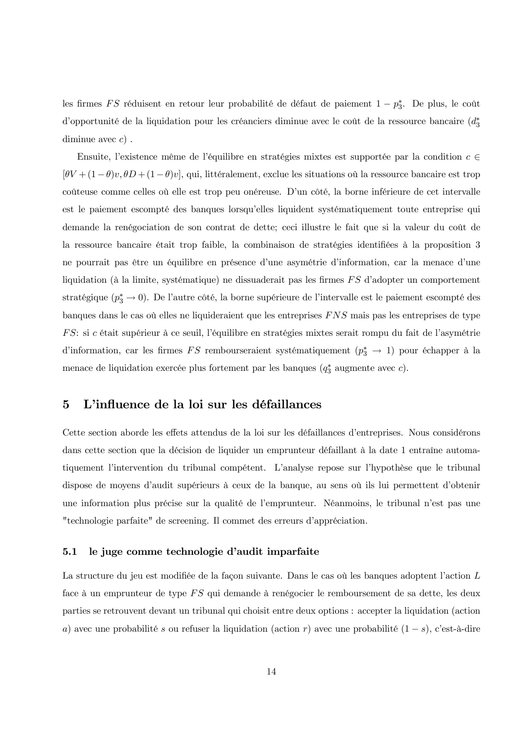les firmes $FS$ réduisent en retour leur probabilité de défaut de paiement $1 - p_3^*$. De plus, le coût d'opportunité de la liquidation pour les créanciers diminue avec le coût de la ressource bancaire ($d_3^*$ diminue avec $c$) .

Ensuite, l'existence même de l'équilibre en stratégies mixtes est supportée par la condition $c \in [\theta V + (1-\theta)v, \theta D + (1-\theta)v]$, qui, littéralement, exclue les situations où la ressource bancaire est trop coûteuse comme celles où elle est trop peu onéreuse. D'un côté, la borne inférieure de cet intervalle est le paiement escompté des banques lorsqu'elles liquident systématiquement toute entreprise qui demande la renégociation de son contrat de dette; ceci illustre le fait que si la valeur du coût de la ressource bancaire était trop faible, la combinaison de stratégies identifiées à la proposition 3 ne pourrait pas être un équilibre en présence d'une asymétrie d'information, car la menace d'une liquidation (à la limite, systématique) ne dissuaderait pas les firmes $FS$ d'adopter un comportement stratégique ($p_3^* \to 0$). De l'autre côté, la borne supérieure de l'intervalle est le paiement escompté des banques dans le cas où elles ne liquideraient que les entreprises $FNS$ mais pas les entreprises de type $FS$: si $c$ était supérieur à ce seuil, l'équilibre en stratégies mixtes serait rompu du fait de l'asymétrie d'information, car les firmes $FS$ rembourseraient systématiquement ($p_3^* \to 1$) pour échapper à la menace de liquidation exercée plus fortement par les banques ($q_3^*$ augmente avec $c$).

## 5 L'influence de la loi sur les défaillances

Cette section aborde les effets attendus de la loi sur les défaillances d'entreprises. Nous considérons dans cette section que la décision de liquider un emprunteur défaillant à la date 1 entraîne automatiquement l'intervention du tribunal compétent. L'analyse repose sur l'hypothèse que le tribunal dispose de moyens d'audit supérieurs à ceux de la banque, au sens où ils lui permettent d'obtenir une information plus précise sur la qualité de l'emprunteur. Néanmoins, le tribunal n'est pas une "technologie parfaite" de screening. Il commet des erreurs d'appréciation.

### 5.1 le juge comme technologie d'audit imparfaite

La structure du jeu est modifiée de la façon suivante. Dans le cas où les banques adoptent l'action $L$ face à un emprunteur de type $FS$ qui demande à renégocier le remboursement de sa dette, les deux parties se retrouvent devant un tribunal qui choisit entre deux options : accepter la liquidation (action $a$) avec une probabilité $s$ ou refuser la liquidation (action $r$) avec une probabilité $(1-s)$, c'est-à-dire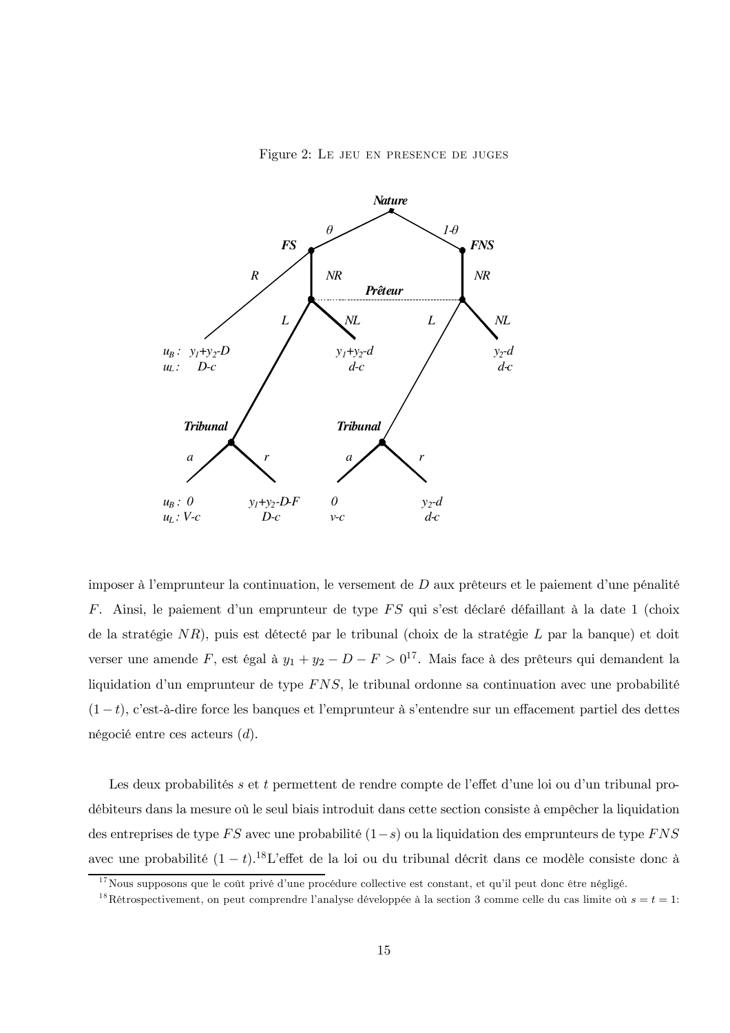Figure 2: Le jeu en presence de juges

imposer à l'emprunteur la continuation, le versement de $D$ aux prêteurs et le paiement d'une pénalité $F$. Ainsi, le paiement d'un emprunteur de type $FS$ qui s'est déclaré défaillant à la date 1 (choix de la stratégie $NR$), puis est détecté par le tribunal (choix de la stratégie $L$ par la banque) et doit verser une amende $F$, est égal à $y_1 + y_2 - D - F > 0$[17]. Mais face à des prêteurs qui demandent la liquidation d'un emprunteur de type $FNS$, le tribunal ordonne sa continuation avec une probabilité $(1-t)$, c'est-à-dire force les banques et l'emprunteur à s'entendre sur un effacement partiel des dettes négocié entre ces acteurs ($d$).

Les deux probabilités $s$ et $t$ permettent de rendre compte de l'effet d'une loi ou d'un tribunal pro-débiteurs dans la mesure où le seul biais introduit dans cette section consiste à empêcher la liquidation des entreprises de type $FS$ avec une probabilité $(1-s)$ ou la liquidation des emprunteurs de type $FNS$ avec une probabilité $(1-t)$.[18] L'effet de la loi ou du tribunal décrit dans ce modèle consiste donc à

[17] Nous supposons que le coût privé d'une procédure collective est constant, et qu'il peut donc être négligé.

[18] Rétrospectivement, on peut comprendre l'analyse développée à la section 3 comme celle du cas limite où $s = t = 1$: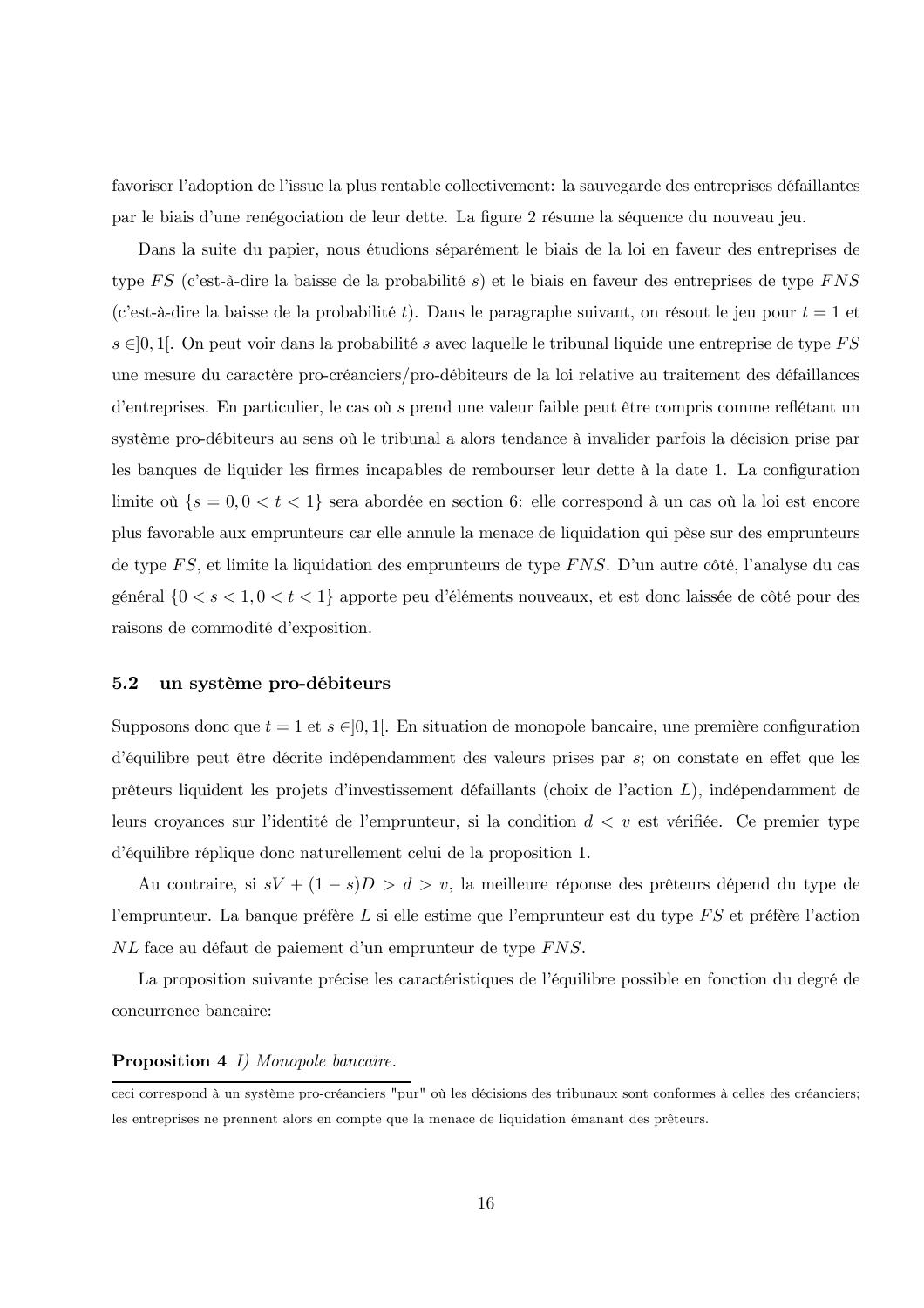favoriser l'adoption de l'issue la plus rentable collectivement: la sauvegarde des entreprises défaillantes par le biais d'une renégociation de leur dette. La figure 2 résume la séquence du nouveau jeu.

Dans la suite du papier, nous étudions séparément le biais de la loi en faveur des entreprises de type $FS$ (c'est-à-dire la baisse de la probabilité $s$) et le biais en faveur des entreprises de type $FNS$ (c'est-à-dire la baisse de la probabilité $t$). Dans le paragraphe suivant, on résout le jeu pour $t = 1$ et $s \in ]0, 1[$. On peut voir dans la probabilité $s$ avec laquelle le tribunal liquide une entreprise de type $FS$ une mesure du caractère pro-créanciers/pro-débiteurs de la loi relative au traitement des défaillances d'entreprises. En particulier, le cas où $s$ prend une valeur faible peut être compris comme reflétant un système pro-débiteurs au sens où le tribunal a alors tendance à invalider parfois la décision prise par les banques de liquider les firmes incapables de rembourser leur dette à la date 1. La configuration limite où $\{s = 0, 0 < t < 1\}$ sera abordée en section 6: elle correspond à un cas où la loi est encore plus favorable aux emprunteurs car elle annule la menace de liquidation qui pèse sur des emprunteurs de type $FS$, et limite la liquidation des emprunteurs de type $FNS$. D'un autre côté, l'analyse du cas général $\{0 < s < 1, 0 < t < 1\}$ apporte peu d'éléments nouveaux, et est donc laissée de côté pour des raisons de commodité d'exposition.

### 5.2 un système pro-débiteurs

Supposons donc que $t = 1$ et $s \in ]0, 1[$. En situation de monopole bancaire, une première configuration d'équilibre peut être décrite indépendamment des valeurs prises par $s$; on constate en effet que les prêteurs liquident les projets d'investissement défaillants (choix de l'action $L$), indépendamment de leurs croyances sur l'identité de l'emprunteur, si la condition $d < v$ est vérifiée. Ce premier type d'équilibre réplique donc naturellement celui de la proposition 1.

Au contraire, si $sV + (1 - s)D > d > v$, la meilleure réponse des prêteurs dépend du type de l'emprunteur. La banque préfère $L$ si elle estime que l'emprunteur est du type $FS$ et préfère l'action $NL$ face au défaut de paiement d'un emprunteur de type $FNS$.

La proposition suivante précise les caractéristiques de l'équilibre possible en fonction du degré de concurrence bancaire:

**Proposition 4** *I) Monopole bancaire.*

---

ceci correspond à un système pro-créanciers "pur" où les décisions des tribunaux sont conformes à celles des créanciers; les entreprises ne prennent alors en compte que la menace de liquidation émanant des prêteurs.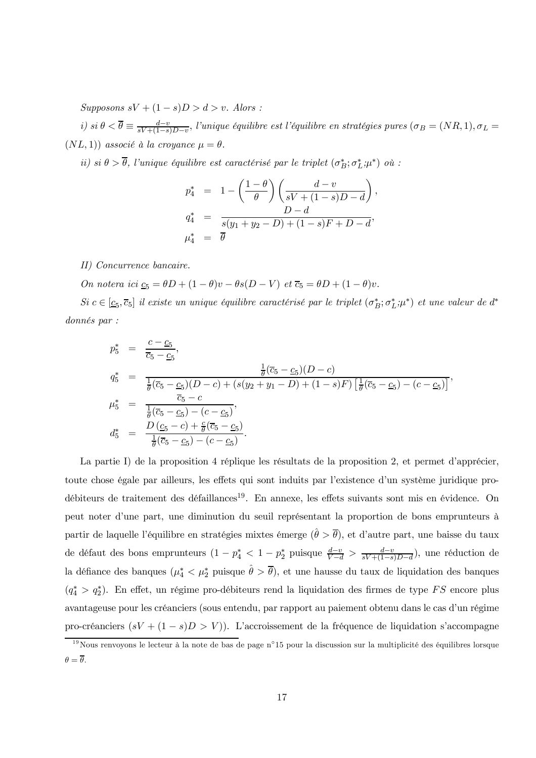*Supposons $sV + (1-s)D > d > v$. Alors :*

*i) si $\theta < \overline{\theta} \equiv \frac{d-v}{sV+(1-s)D-v}$, l'unique équilibre est l'équilibre en stratégies pures $(\sigma_B = (NR, 1), \sigma_L = (NL, 1))$ associé à la croyance $\mu = \theta$.*

*ii) si $\theta > \overline{\theta}$, l'unique équilibre est caractérisé par le triplet $(\sigma_B^*; \sigma_L^*; \mu^*)$ où :*

$$
\begin{aligned}
p_4^* &= 1 - \left(\frac{1-\theta}{\theta}\right)\left(\frac{d-v}{sV+(1-s)D-d}\right), \\
q_4^* &= \frac{D-d}{s(y_1+y_2-D)+(1-s)F+D-d}, \\
\mu_4^* &= \overline{\theta}
\end{aligned}
$$

*II) Concurrence bancaire.*

*On notera ici $\underline{c}_5 = \theta D + (1-\theta)v - \theta s(D-V)$ et $\overline{c}_5 = \theta D + (1-\theta)v$.*

*Si $c \in [\underline{c}_5, \overline{c}_5]$ il existe un unique équilibre caractérisé par le triplet $(\sigma_B^*; \sigma_L^*; \mu^*)$ et une valeur de $d^*$ donnés par :*

$$
\begin{aligned}
p_5^* &= \frac{c - \underline{c}_5}{\overline{c}_5 - \underline{c}_5}, \\
q_5^* &= \frac{\frac{1}{\theta}(\overline{c}_5 - \underline{c}_5)(D-c)}{\frac{1}{\theta}(\overline{c}_5 - \underline{c}_5)(D-c) + (s(y_2+y_1-D)+(1-s)F)\left[\frac{1}{\theta}(\overline{c}_5 - \underline{c}_5) - (c - \underline{c}_5)\right]}, \\
\mu_5^* &= \frac{\overline{c}_5 - c}{\frac{1}{\theta}(\overline{c}_5 - \underline{c}_5) - (c - \underline{c}_5)}, \\
d_5^* &= \frac{D\left(\underline{c}_5 - c\right) + \frac{c}{\theta}(\overline{c}_5 - \underline{c}_5)}{\frac{1}{\theta}(\overline{c}_5 - \underline{c}_5) - (c - \underline{c}_5)}.
\end{aligned}
$$

La partie I) de la proposition 4 réplique les résultats de la proposition 2, et permet d'apprécier, toute chose égale par ailleurs, les effets qui sont induits par l'existence d'un système juridique pro-débiteurs de traitement des défaillances[19]. En annexe, les effets suivants sont mis en évidence. On peut noter d'une part, une diminution du seuil représentant la proportion de bons emprunteurs à partir de laquelle l'équilibre en stratégies mixtes émerge ($\hat{\theta} > \overline{\theta}$), et d'autre part, une baisse du taux de défaut des bons emprunteurs ($1 - p_4^* < 1 - p_2^*$ puisque $\frac{d-v}{V-d} > \frac{d-v}{sV+(1-s)D-d}$), une réduction de la défiance des banques ($\mu_4^* < \mu_2^*$ puisque $\hat{\theta} > \overline{\theta}$), et une hausse du taux de liquidation des banques ($q_4^* > q_2^*$). En effet, un régime pro-débiteurs rend la liquidation des firmes de type $FS$ encore plus avantageuse pour les créanciers (sous entendu, par rapport au paiement obtenu dans le cas d'un régime pro-créanciers ($sV + (1-s)D > V$)). L'accroissement de la fréquence de liquidation s'accompagne

[19] Nous renvoyons le lecteur à la note de bas de page n°15 pour la discussion sur la multiplicité des équilibres lorsque $\theta = \overline{\theta}$.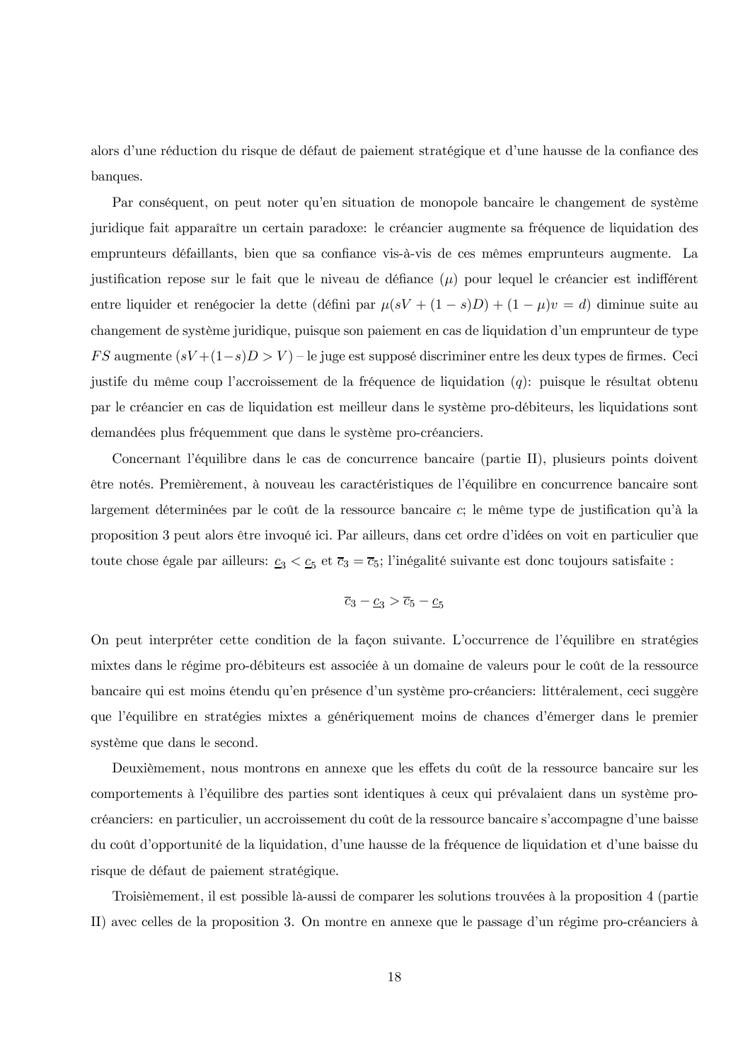alors d'une réduction du risque de défaut de paiement stratégique et d'une hausse de la confiance des banques.

Par conséquent, on peut noter qu'en situation de monopole bancaire le changement de système juridique fait apparaître un certain paradoxe: le créancier augmente sa fréquence de liquidation des emprunteurs défaillants, bien que sa confiance vis-à-vis de ces mêmes emprunteurs augmente. La justification repose sur le fait que le niveau de défiance ($\mu$) pour lequel le créancier est indifférent entre liquider et renégocier la dette (défini par $\mu(sV + (1-s)D) + (1-\mu)v = d$) diminue suite au changement de système juridique, puisque son paiement en cas de liquidation d'un emprunteur de type $FS$ augmente ($sV + (1-s)D > V$) – le juge est supposé discriminer entre les deux types de firmes. Ceci justife du même coup l'accroissement de la fréquence de liquidation ($q$): puisque le résultat obtenu par le créancier en cas de liquidation est meilleur dans le système pro-débiteurs, les liquidations sont demandées plus fréquemment que dans le système pro-créanciers.

Concernant l'équilibre dans le cas de concurrence bancaire (partie II), plusieurs points doivent être notés. Premièrement, à nouveau les caractéristiques de l'équilibre en concurrence bancaire sont largement déterminées par le coût de la ressource bancaire $c$; le même type de justification qu'à la proposition 3 peut alors être invoqué ici. Par ailleurs, dans cet ordre d'idées on voit en particulier que toute chose égale par ailleurs: $\underline{c}_3 < \underline{c}_5$ et $\overline{c}_3 = \overline{c}_5$; l'inégalité suivante est donc toujours satisfaite :

$$\overline{c}_3 - \underline{c}_3 > \overline{c}_5 - \underline{c}_5$$

On peut interpréter cette condition de la façon suivante. L'occurrence de l'équilibre en stratégies mixtes dans le régime pro-débiteurs est associée à un domaine de valeurs pour le coût de la ressource bancaire qui est moins étendu qu'en présence d'un système pro-créanciers: littéralement, ceci suggère que l'équilibre en stratégies mixtes a génériquement moins de chances d'émerger dans le premier système que dans le second.

Deuxièmement, nous montrons en annexe que les effets du coût de la ressource bancaire sur les comportements à l'équilibre des parties sont identiques à ceux qui prévalaient dans un système pro-créanciers: en particulier, un accroissement du coût de la ressource bancaire s'accompagne d'une baisse du coût d'opportunité de la liquidation, d'une hausse de la fréquence de liquidation et d'une baisse du risque de défaut de paiement stratégique.

Troisièmement, il est possible là-aussi de comparer les solutions trouvées à la proposition 4 (partie II) avec celles de la proposition 3. On montre en annexe que le passage d'un régime pro-créanciers à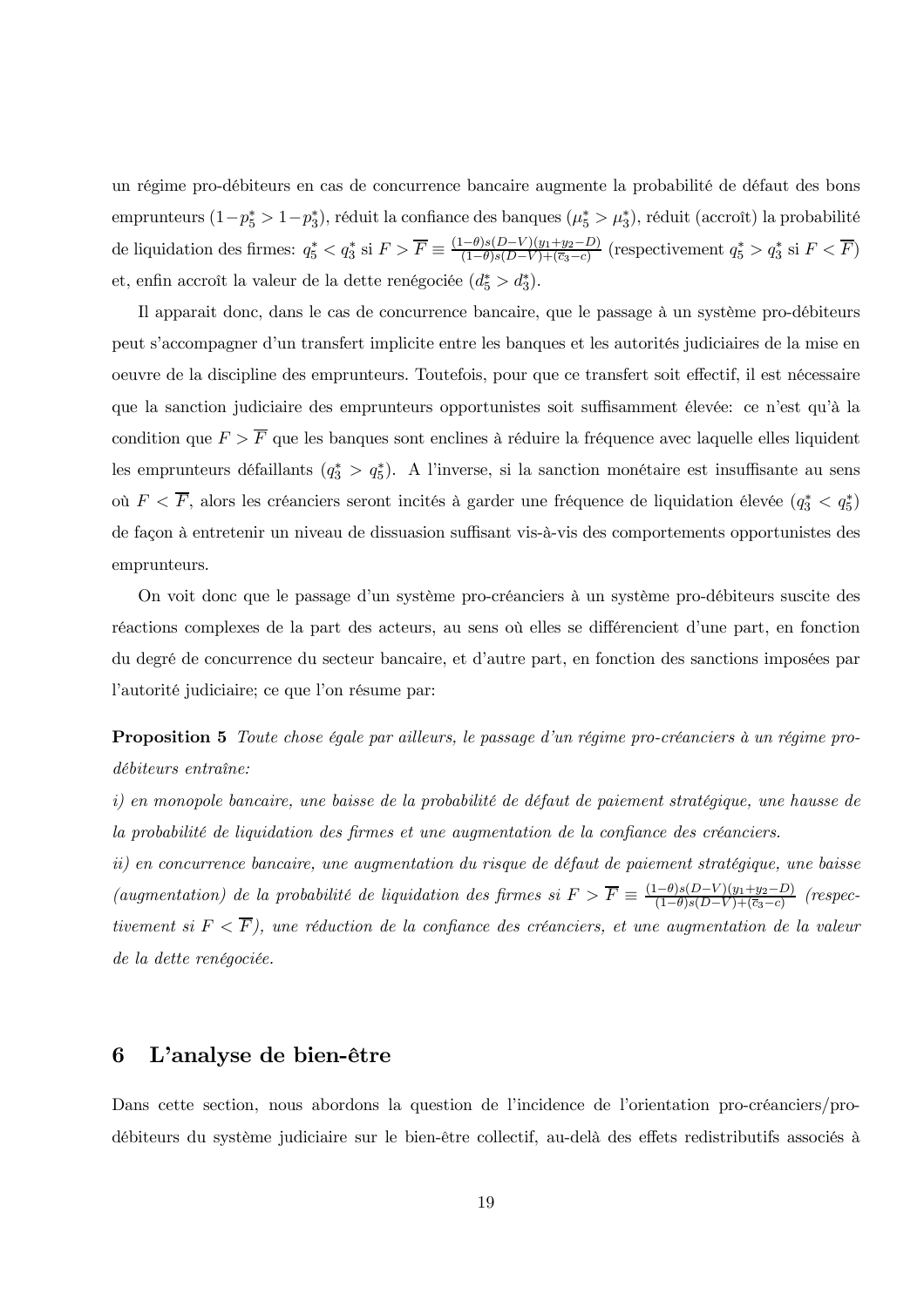un régime pro-débiteurs en cas de concurrence bancaire augmente la probabilité de défaut des bons emprunteurs ($1-p_5^* > 1-p_3^*$), réduit la confiance des banques ($\mu_5^* > \mu_3^*$), réduit (accroît) la probabilité de liquidation des firmes: $q_5^* < q_3^*$ si $F > \overline{F} \equiv \frac{(1-\theta)s(D-V)(y_1+y_2-D)}{(1-\theta)s(D-V)+(\overline{c}_3-c)}$ (respectivement $q_5^* > q_3^*$ si $F < \overline{F}$) et, enfin accroît la valeur de la dette renégociée ($d_5^* > d_3^*$).

Il apparait donc, dans le cas de concurrence bancaire, que le passage à un système pro-débiteurs peut s'accompagner d'un transfert implicite entre les banques et les autorités judiciaires de la mise en oeuvre de la discipline des emprunteurs. Toutefois, pour que ce transfert soit effectif, il est nécessaire que la sanction judiciaire des emprunteurs opportunistes soit suffisamment élevée: ce n'est qu'à la condition que $F > \overline{F}$ que les banques sont enclines à réduire la fréquence avec laquelle elles liquident les emprunteurs défaillants ($q_3^* > q_5^*$). A l'inverse, si la sanction monétaire est insuffisante au sens où $F < \overline{F}$, alors les créanciers seront incités à garder une fréquence de liquidation élevée ($q_3^* < q_5^*$) de façon à entretenir un niveau de dissuasion suffisant vis-à-vis des comportements opportunistes des emprunteurs.

On voit donc que le passage d'un système pro-créanciers à un système pro-débiteurs suscite des réactions complexes de la part des acteurs, au sens où elles se différencient d'une part, en fonction du degré de concurrence du secteur bancaire, et d'autre part, en fonction des sanctions imposées par l'autorité judiciaire; ce que l'on résume par:

**Proposition 5** *Toute chose égale par ailleurs, le passage d'un régime pro-créanciers à un régime pro-débiteurs entraîne:*

*i) en monopole bancaire, une baisse de la probabilité de défaut de paiement stratégique, une hausse de la probabilité de liquidation des firmes et une augmentation de la confiance des créanciers.*

*ii) en concurrence bancaire, une augmentation du risque de défaut de paiement stratégique, une baisse (augmentation) de la probabilité de liquidation des firmes si* $F > \overline{F} \equiv \frac{(1-\theta)s(D-V)(y_1+y_2-D)}{(1-\theta)s(D-V)+(\overline{c}_3-c)}$ *(respectivement si* $F < \overline{F}$*), une réduction de la confiance des créanciers, et une augmentation de la valeur de la dette renégociée.*

## 6 L'analyse de bien-être

Dans cette section, nous abordons la question de l'incidence de l'orientation pro-créanciers/pro-débiteurs du système judiciaire sur le bien-être collectif, au-delà des effets redistributifs associés à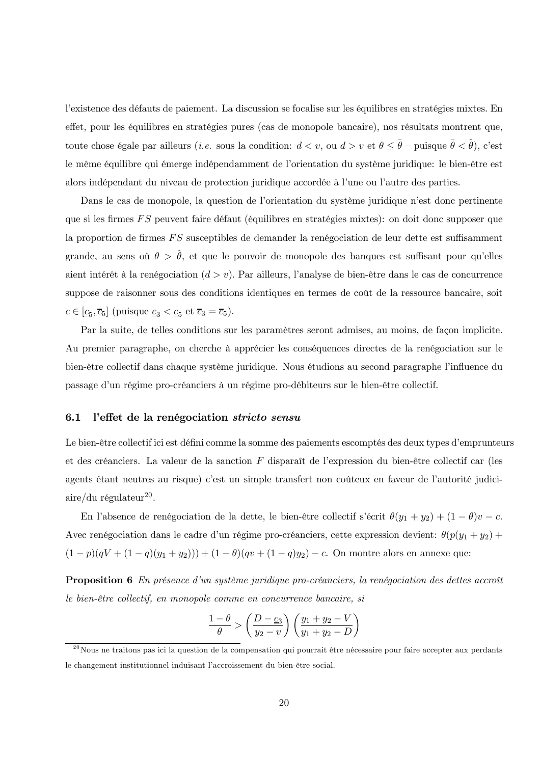l'existence des défauts de paiement. La discussion se focalise sur les équilibres en stratégies mixtes. En effet, pour les équilibres en stratégies pures (cas de monopole bancaire), nos résultats montrent que, toute chose égale par ailleurs (*i.e.* sous la condition: $d < v$, ou $d > v$ et $\theta \leq \bar{\theta}$ – puisque $\bar{\theta} < \hat{\theta}$), c'est le même équilibre qui émerge indépendamment de l'orientation du système juridique: le bien-être est alors indépendant du niveau de protection juridique accordée à l'une ou l'autre des parties.

Dans le cas de monopole, la question de l'orientation du système juridique n'est donc pertinente que si les firmes $FS$ peuvent faire défaut (équilibres en stratégies mixtes): on doit donc supposer que la proportion de firmes $FS$ susceptibles de demander la renégociation de leur dette est suffisamment grande, au sens où $\theta > \hat{\theta}$, et que le pouvoir de monopole des banques est suffisant pour qu'elles aient intérêt à la renégociation ($d > v$). Par ailleurs, l'analyse de bien-être dans le cas de concurrence suppose de raisonner sous des conditions identiques en termes de coût de la ressource bancaire, soit $c \in [\underline{c}_5, \overline{c}_5]$ (puisque $\underline{c}_3 < \underline{c}_5$ et $\overline{c}_3 = \overline{c}_5$).

Par la suite, de telles conditions sur les paramètres seront admises, au moins, de façon implicite. Au premier paragraphe, on cherche à apprécier les conséquences directes de la renégociation sur le bien-être collectif dans chaque système juridique. Nous étudions au second paragraphe l'influence du passage d'un régime pro-créanciers à un régime pro-débiteurs sur le bien-être collectif.

## 6.1 l'effet de la renégociation *stricto sensu*

Le bien-être collectif ici est défini comme la somme des paiements escomptés des deux types d'emprunteurs et des créanciers. La valeur de la sanction $F$ disparaît de l'expression du bien-être collectif car (les agents étant neutres au risque) c'est un simple transfert non coûteux en faveur de l'autorité judiciaire/du régulateur[20].

En l'absence de renégociation de la dette, le bien-être collectif s'écrit $\theta(y_1 + y_2) + (1 - \theta)v - c$. Avec renégociation dans le cadre d'un régime pro-créanciers, cette expression devient: $\theta(p(y_1 + y_2) + (1 - p)(qV + (1 - q)(y_1 + y_2))) + (1 - \theta)(qv + (1 - q)y_2) - c$. On montre alors en annexe que:

**Proposition 6** *En présence d'un système juridique pro-créanciers, la renégociation des dettes accroît le bien-être collectif, en monopole comme en concurrence bancaire, si*

$$\frac{1 - \theta}{\theta} > \left( \frac{D - \underline{c}_3}{y_2 - v} \right) \left( \frac{y_1 + y_2 - V}{y_1 + y_2 - D} \right)$$

[20] Nous ne traitons pas ici la question de la compensation qui pourrait être nécessaire pour faire accepter aux perdants le changement institutionnel induisant l'accroissement du bien-être social.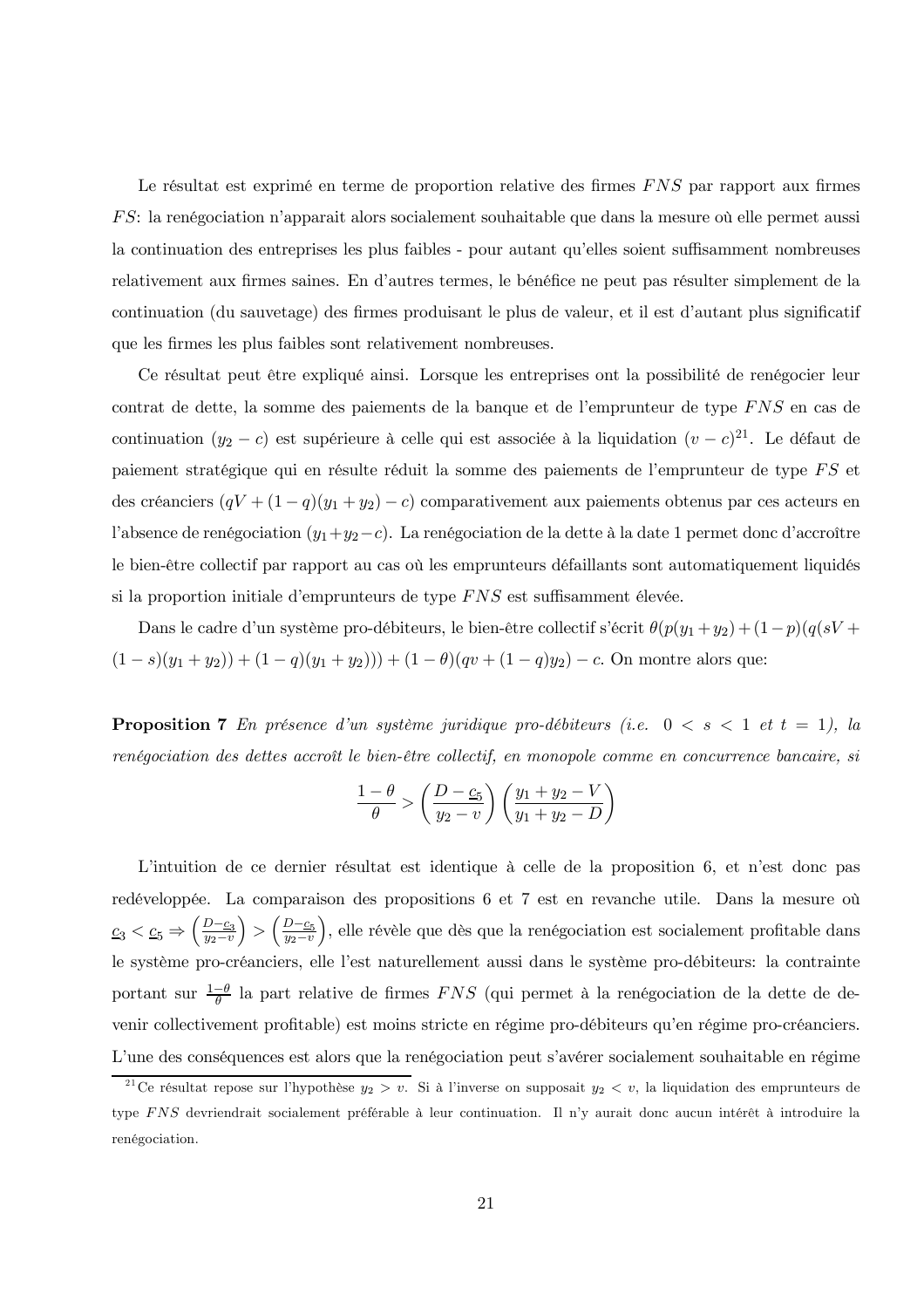Le résultat est exprimé en terme de proportion relative des firmes $FNS$ par rapport aux firmes $FS$: la renégociation n'apparait alors socialement souhaitable que dans la mesure où elle permet aussi la continuation des entreprises les plus faibles - pour autant qu'elles soient suffisamment nombreuses relativement aux firmes saines. En d'autres termes, le bénéfice ne peut pas résulter simplement de la continuation (du sauvetage) des firmes produisant le plus de valeur, et il est d'autant plus significatif que les firmes les plus faibles sont relativement nombreuses.

Ce résultat peut être expliqué ainsi. Lorsque les entreprises ont la possibilité de renégocier leur contrat de dette, la somme des paiements de la banque et de l'emprunteur de type $FNS$ en cas de continuation $(y_2 - c)$ est supérieure à celle qui est associée à la liquidation $(v - c)$[21]. Le défaut de paiement stratégique qui en résulte réduit la somme des paiements de l'emprunteur de type $FS$ et des créanciers $(qV + (1-q)(y_1 + y_2) - c)$ comparativement aux paiements obtenus par ces acteurs en l'absence de renégociation $(y_1 + y_2 - c)$. La renégociation de la dette à la date 1 permet donc d'accroître le bien-être collectif par rapport au cas où les emprunteurs défaillants sont automatiquement liquidés si la proportion initiale d'emprunteurs de type $FNS$ est suffisamment élevée.

Dans le cadre d'un système pro-débiteurs, le bien-être collectif s'écrit $\theta(p(y_1 + y_2) + (1-p)(q(sV + (1-s)(y_1 + y_2)) + (1-q)(y_1 + y_2))) + (1-\theta)(qv + (1-q)y_2) - c$. On montre alors que:

**Proposition 7** *En présence d'un système juridique pro-débiteurs (i.e. $0 < s < 1$ et $t = 1$), la renégociation des dettes accroît le bien-être collectif, en monopole comme en concurrence bancaire, si*

$$\frac{1-\theta}{\theta} > \left(\frac{D - \underline{c}_5}{y_2 - v}\right)\left(\frac{y_1 + y_2 - V}{y_1 + y_2 - D}\right)$$

L'intuition de ce dernier résultat est identique à celle de la proposition 6, et n'est donc pas redéveloppée. La comparaison des propositions 6 et 7 est en revanche utile. Dans la mesure où $\underline{c}_3 < \underline{c}_5 \Rightarrow \left(\frac{D-\underline{c}_3}{y_2-v}\right) > \left(\frac{D-\underline{c}_5}{y_2-v}\right)$, elle révèle que dès que la renégociation est socialement profitable dans le système pro-créanciers, elle l'est naturellement aussi dans le système pro-débiteurs: la contrainte portant sur $\frac{1-\theta}{\theta}$ la part relative de firmes $FNS$ (qui permet à la renégociation de la dette de devenir collectivement profitable) est moins stricte en régime pro-débiteurs qu'en régime pro-créanciers. L'une des conséquences est alors que la renégociation peut s'avérer socialement souhaitable en régime

---

[21] Ce résultat repose sur l'hypothèse $y_2 > v$. Si à l'inverse on supposait $y_2 < v$, la liquidation des emprunteurs de type $FNS$ devriendrait socialement préférable à leur continuation. Il n'y aurait donc aucun intérêt à introduire la renégociation.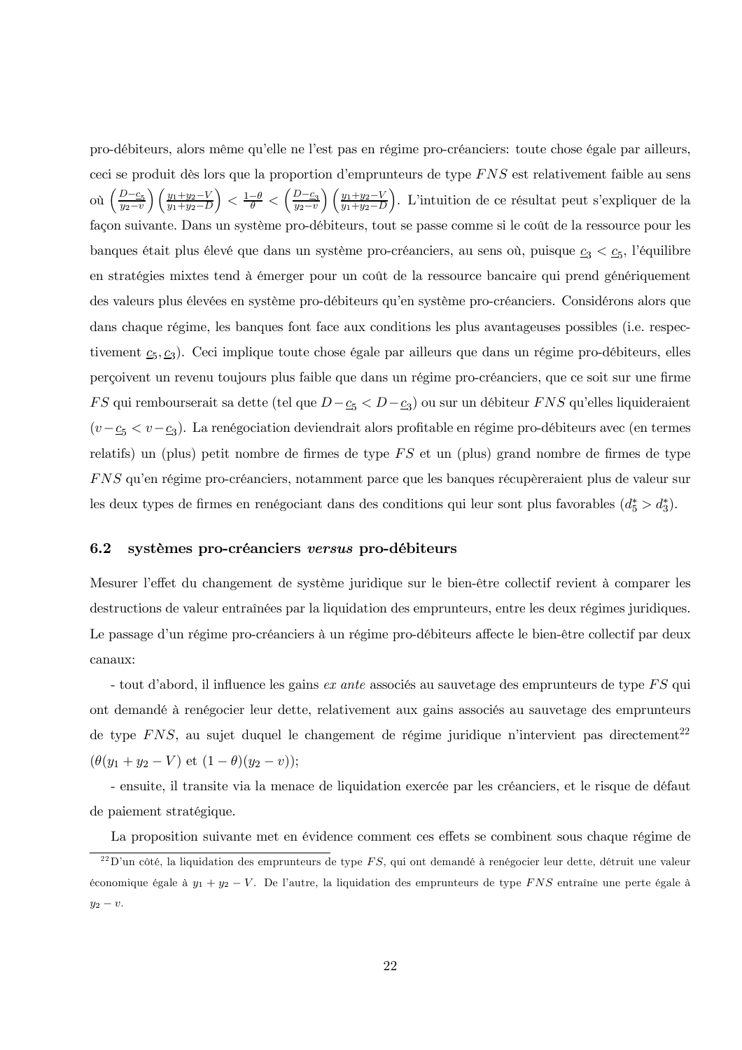pro-débiteurs, alors même qu'elle ne l'est pas en régime pro-créanciers: toute chose égale par ailleurs, ceci se produit dès lors que la proportion d'emprunteurs de type $FNS$ est relativement faible au sens où $\left(\frac{D-\underline{c}_5}{y_2-v}\right)\left(\frac{y_1+y_2-V}{y_1+y_2-D}\right) < \frac{1-\theta}{\theta} < \left(\frac{D-\underline{c}_3}{y_2-v}\right)\left(\frac{y_1+y_2-V}{y_1+y_2-D}\right)$. L'intuition de ce résultat peut s'expliquer de la façon suivante. Dans un système pro-débiteurs, tout se passe comme si le coût de la ressource pour les banques était plus élevé que dans un système pro-créanciers, au sens où, puisque $\underline{c}_3 < \underline{c}_5$, l'équilibre en stratégies mixtes tend à émerger pour un coût de la ressource bancaire qui prend génériquement des valeurs plus élevées en système pro-débiteurs qu'en système pro-créanciers. Considérons alors que dans chaque régime, les banques font face aux conditions les plus avantageuses possibles (i.e. respectivement $\underline{c}_5, \underline{c}_3$). Ceci implique toute chose égale par ailleurs que dans un régime pro-débiteurs, elles perçoivent un revenu toujours plus faible que dans un régime pro-créanciers, que ce soit sur une firme $FS$ qui rembourserait sa dette (tel que $D-\underline{c}_5 < D-\underline{c}_3$) ou sur un débiteur $FNS$ qu'elles liquideraient ($v-\underline{c}_5 < v-\underline{c}_3$). La renégociation deviendrait alors profitable en régime pro-débiteurs avec (en termes relatifs) un (plus) petit nombre de firmes de type $FS$ et un (plus) grand nombre de firmes de type $FNS$ qu'en régime pro-créanciers, notamment parce que les banques récupèreraient plus de valeur sur les deux types de firmes en renégociant dans des conditions qui leur sont plus favorables ($d_5^* > d_3^*$).

## 6.2 systèmes pro-créanciers *versus* pro-débiteurs

Mesurer l'effet du changement de système juridique sur le bien-être collectif revient à comparer les destructions de valeur entraînées par la liquidation des emprunteurs, entre les deux régimes juridiques. Le passage d'un régime pro-créanciers à un régime pro-débiteurs affecte le bien-être collectif par deux canaux:

- tout d'abord, il influence les gains *ex ante* associés au sauvetage des emprunteurs de type $FS$ qui ont demandé à renégocier leur dette, relativement aux gains associés au sauvetage des emprunteurs de type $FNS$, au sujet duquel le changement de régime juridique n'intervient pas directement[22] ($\theta(y_1 + y_2 - V)$ et $(1-\theta)(y_2 - v)$);

- ensuite, il transite via la menace de liquidation exercée par les créanciers, et le risque de défaut de paiement stratégique.

La proposition suivante met en évidence comment ces effets se combinent sous chaque régime de

[22] D'un côté, la liquidation des emprunteurs de type $FS$, qui ont demandé à renégocier leur dette, détruit une valeur économique égale à $y_1 + y_2 - V$. De l'autre, la liquidation des emprunteurs de type $FNS$ entraîne une perte égale à $y_2 - v$.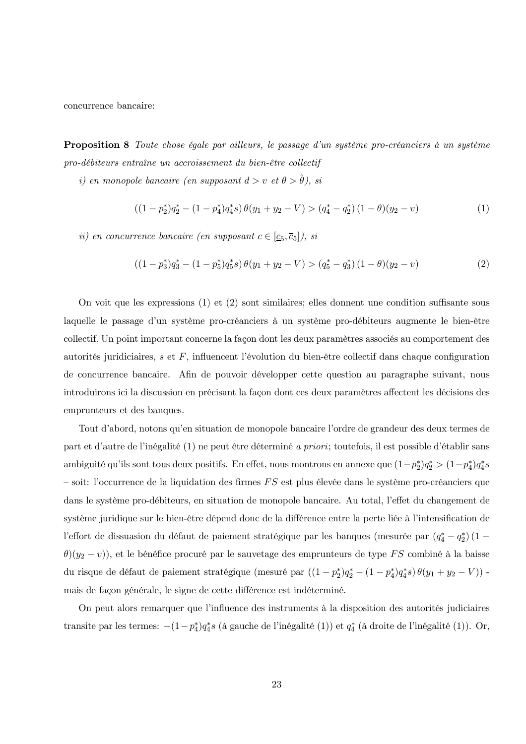concurrence bancaire:

**Proposition 8** *Toute chose égale par ailleurs, le passage d'un système pro-créanciers à un système pro-débiteurs entraîne un accroissement du bien-être collectif*

*i) en monopole bancaire (en supposant $d > v$ et $\theta > \hat{\theta}$), si*

$$((1-p_2^*)q_2^* - (1-p_4^*)q_4^* s)\,\theta(y_1 + y_2 - V) > (q_4^* - q_2^*)\,(1-\theta)(y_2 - v) \tag{1}$$

*ii) en concurrence bancaire (en supposant $c \in [\underline{c}_5, \overline{c}_5]$), si*

$$((1-p_3^*)q_3^* - (1-p_5^*)q_5^* s)\,\theta(y_1 + y_2 - V) > (q_5^* - q_3^*)\,(1-\theta)(y_2 - v) \tag{2}$$

On voit que les expressions (1) et (2) sont similaires; elles donnent une condition suffisante sous laquelle le passage d'un système pro-créanciers à un système pro-débiteurs augmente le bien-être collectif. Un point important concerne la façon dont les deux paramètres associés au comportement des autorités juridiciaires, $s$ et $F$, influencent l'évolution du bien-être collectif dans chaque configuration de concurrence bancaire. Afin de pouvoir développer cette question au paragraphe suivant, nous introduirons ici la discussion en précisant la façon dont ces deux paramètres affectent les décisions des emprunteurs et des banques.

Tout d'abord, notons qu'en situation de monopole bancaire l'ordre de grandeur des deux termes de part et d'autre de l'inégalité (1) ne peut être déterminé *a priori*; toutefois, il est possible d'établir sans ambiguité qu'ils sont tous deux positifs. En effet, nous montrons en annexe que $(1-p_2^*)q_2^* > (1-p_4^*)q_4^* s$ – soit: l'occurrence de la liquidation des firmes $FS$ est plus élevée dans le système pro-créanciers que dans le système pro-débiteurs, en situation de monopole bancaire. Au total, l'effet du changement de système juridique sur le bien-être dépend donc de la différence entre la perte liée à l'intensification de l'effort de dissuasion du défaut de paiement stratégique par les banques (mesurée par $(q_4^* - q_2^*)\,(1-\theta)(y_2 - v)$), et le bénéfice procuré par le sauvetage des emprunteurs de type $FS$ combiné à la baisse du risque de défaut de paiement stratégique (mesuré par $((1-p_2^*)q_2^* - (1-p_4^*)q_4^* s)\,\theta(y_1 + y_2 - V)$) - mais de façon générale, le signe de cette différence est indéterminé.

On peut alors remarquer que l'influence des instruments à la disposition des autorités judiciaires transite par les termes: $-(1-p_4^*)q_4^* s$ (à gauche de l'inégalité (1)) et $q_4^*$ (à droite de l'inégalité (1)). Or,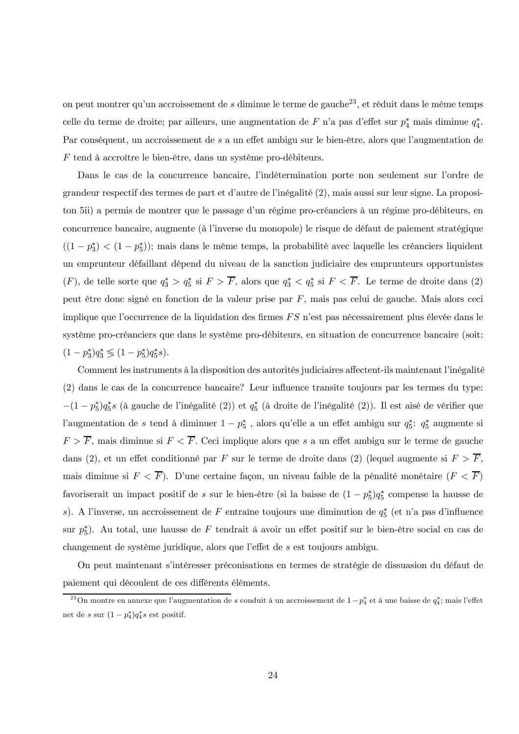on peut montrer qu'un accroissement de $s$ diminue le terme de gauche[23], et réduit dans le même temps celle du terme de droite; par ailleurs, une augmentation de $F$ n'a pas d'effet sur $p_4^*$ mais diminue $q_4^*$. Par conséquent, un accroissement de $s$ a un effet ambigu sur le bien-être, alors que l'augmentation de $F$ tend à accroître le bien-être, dans un système pro-débiteurs.

Dans le cas de la concurrence bancaire, l'indétermination porte non seulement sur l'ordre de grandeur respectif des termes de part et d'autre de l'inégalité (2), mais aussi sur leur signe. La propositon 5ii) a permis de montrer que le passage d'un régime pro-créanciers à un régime pro-débiteurs, en concurrence bancaire, augmente (à l'inverse du monopole) le risque de défaut de paiement stratégique ($(1-p_3^*) < (1-p_5^*)$); mais dans le même temps, la probabilité avec laquelle les créanciers liquident un emprunteur défaillant dépend du niveau de la sanction judiciaire des emprunteurs opportunistes ($F$), de telle sorte que $q_3^* > q_5^*$ si $F > \overline{F}$, alors que $q_3^* < q_5^*$ si $F < \overline{F}$. Le terme de droite dans (2) peut être donc signé en fonction de la valeur prise par $F$, mais pas celui de gauche. Mais alors ceci implique que l'occurrence de la liquidation des firmes $FS$ n'est pas nécessairement plus élevée dans le système pro-créanciers que dans le système pro-débiteurs, en situation de concurrence bancaire (soit: $(1-p_3^*)q_3^* \lesseqgtr (1-p_5^*)q_5^* s$).

Comment les instruments à la disposition des autorités judiciaires affectent-ils maintenant l'inégalité (2) dans le cas de la concurrence bancaire? Leur influence transite toujours par les termes du type: $-(1-p_5^*)q_5^* s$ (à gauche de l'inégalité (2)) et $q_5^*$ (à droite de l'inégalité (2)). Il est aisé de vérifier que l'augmentation de $s$ tend à diminuer $1-p_5^*$ , alors qu'elle a un effet ambigu sur $q_5^*$: $q_5^*$ augmente si $F > \overline{F}$, mais diminue si $F < \overline{F}$. Ceci implique alors que $s$ a un effet ambigu sur le terme de gauche dans (2), et un effet conditionné par $F$ sur le terme de droite dans (2) (lequel augmente si $F > \overline{F}$, mais diminue si $F < \overline{F}$). D'une certaine façon, un niveau faible de la pénalité monétaire ($F < \overline{F}$) favoriserait un impact positif de $s$ sur le bien-être (si la baisse de $(1-p_5^*)q_5^*$ compense la hausse de $s$). A l'inverse, un accroissement de $F$ entraîne toujours une diminution de $q_5^*$ (et n'a pas d'influence sur $p_5^*$). Au total, une hausse de $F$ tendrait à avoir un effet positif sur le bien-être social en cas de changement de système juridique, alors que l'effet de $s$ est toujours ambigu.

On peut maintenant s'intéresser préconisations en termes de stratégie de dissuasion du défaut de paiement qui découlent de ces différents éléments.

[23] On montre en annexe que l'augmentation de $s$ conduit à un accroissement de $1-p_4^*$ et à une baisse de $q_4^*$; mais l'effet net de $s$ sur $(1-p_4^*)q_4^* s$ est positif.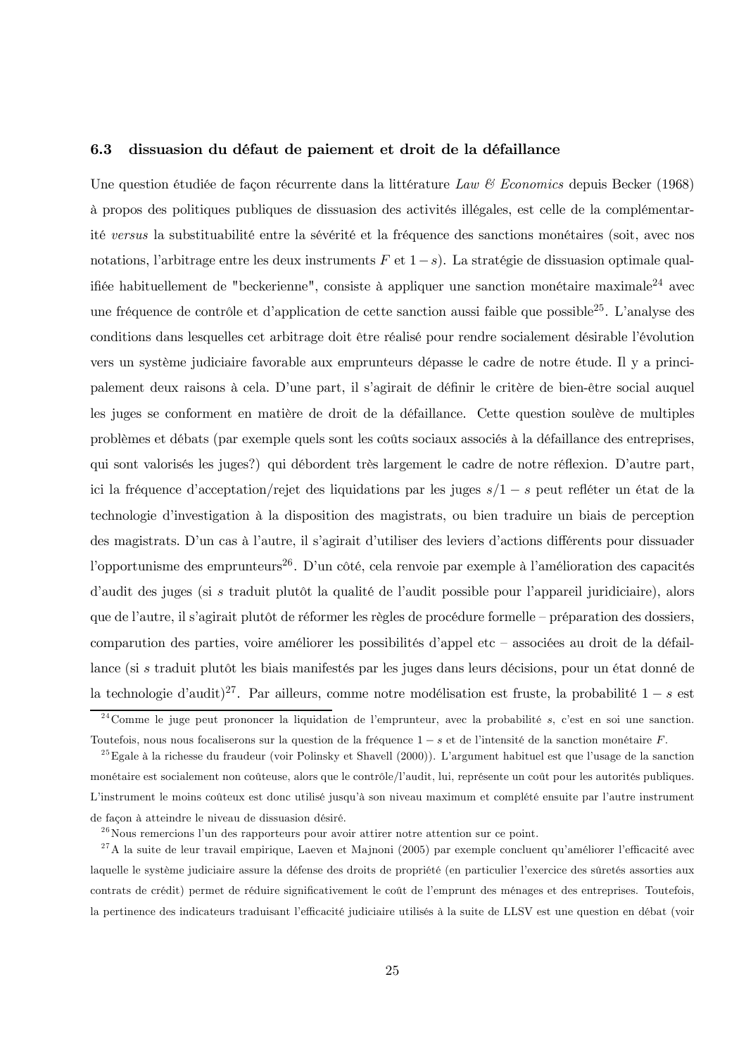### 6.3 dissuasion du défaut de paiement et droit de la défaillance

Une question étudiée de façon récurrente dans la littérature *Law & Economics* depuis Becker (1968) à propos des politiques publiques de dissuasion des activités illégales, est celle de la complémentarité *versus* la substituabilité entre la sévérité et la fréquence des sanctions monétaires (soit, avec nos notations, l'arbitrage entre les deux instruments $F$ et $1-s$). La stratégie de dissuasion optimale qualifiée habituellement de "beckerienne", consiste à appliquer une sanction monétaire maximale[24] avec une fréquence de contrôle et d'application de cette sanction aussi faible que possible[25]. L'analyse des conditions dans lesquelles cet arbitrage doit être réalisé pour rendre socialement désirable l'évolution vers un système judiciaire favorable aux emprunteurs dépasse le cadre de notre étude. Il y a principalement deux raisons à cela. D'une part, il s'agirait de définir le critère de bien-être social auquel les juges se conforment en matière de droit de la défaillance. Cette question soulève de multiples problèmes et débats (par exemple quels sont les coûts sociaux associés à la défaillance des entreprises, qui sont valorisés les juges?) qui débordent très largement le cadre de notre réflexion. D'autre part, ici la fréquence d'acceptation/rejet des liquidations par les juges $s/1-s$ peut refléter un état de la technologie d'investigation à la disposition des magistrats, ou bien traduire un biais de perception des magistrats. D'un cas à l'autre, il s'agirait d'utiliser des leviers d'actions différents pour dissuader l'opportunisme des emprunteurs[26]. D'un côté, cela renvoie par exemple à l'amélioration des capacités d'audit des juges (si $s$ traduit plutôt la qualité de l'audit possible pour l'appareil juridiciaire), alors que de l'autre, il s'agirait plutôt de réformer les règles de procédure formelle – préparation des dossiers, comparution des parties, voire améliorer les possibilités d'appel etc – associées au droit de la défaillance (si $s$ traduit plutôt les biais manifestés par les juges dans leurs décisions, pour un état donné de la technologie d'audit)[27]. Par ailleurs, comme notre modélisation est fruste, la probabilité $1-s$ est

---

[24] Comme le juge peut prononcer la liquidation de l'emprunteur, avec la probabilité $s$, c'est en soi une sanction. Toutefois, nous nous focaliserons sur la question de la fréquence $1-s$ et de l'intensité de la sanction monétaire $F$.

[25] Egale à la richesse du fraudeur (voir Polinsky et Shavell (2000)). L'argument habituel est que l'usage de la sanction monétaire est socialement non coûteuse, alors que le contrôle/l'audit, lui, représente un coût pour les autorités publiques. L'instrument le moins coûteux est donc utilisé jusqu'à son niveau maximum et complété ensuite par l'autre instrument de façon à atteindre le niveau de dissuasion désiré.

[26] Nous remercions l'un des rapporteurs pour avoir attirer notre attention sur ce point.

[27] A la suite de leur travail empirique, Laeven et Majnoni (2005) par exemple concluent qu'améliorer l'efficacité avec laquelle le système judiciaire assure la défense des droits de propriété (en particulier l'exercice des sûretés assorties aux contrats de crédit) permet de réduire significativement le coût de l'emprunt des ménages et des entreprises. Toutefois, la pertinence des indicateurs traduisant l'efficacité judiciaire utilisés à la suite de LLSV est une question en débat (voir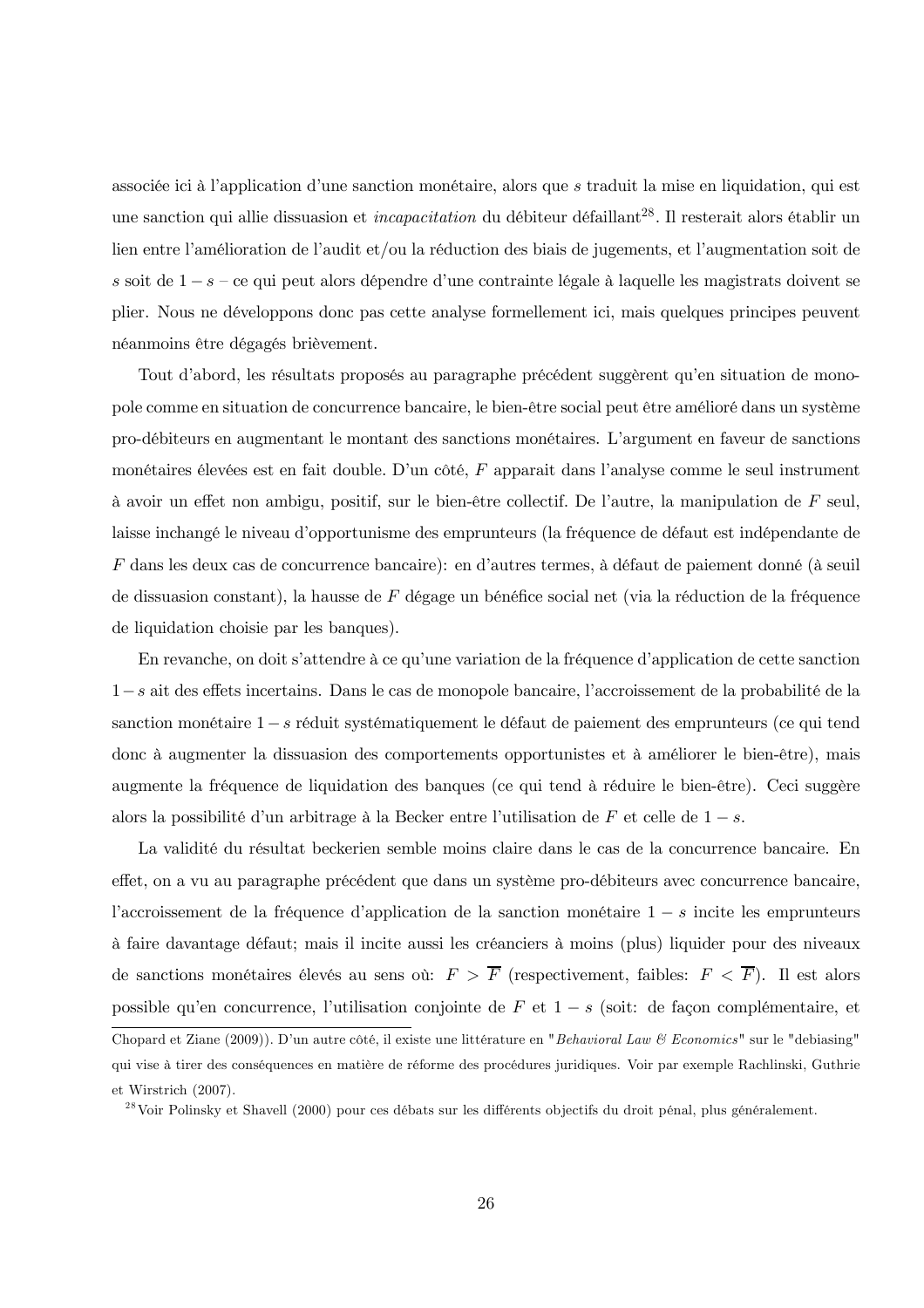associée ici à l'application d'une sanction monétaire, alors que $s$ traduit la mise en liquidation, qui est une sanction qui allie dissuasion et *incapacitation* du débiteur défaillant[28]. Il resterait alors établir un lien entre l'amélioration de l'audit et/ou la réduction des biais de jugements, et l'augmentation soit de $s$ soit de $1-s$ – ce qui peut alors dépendre d'une contrainte légale à laquelle les magistrats doivent se plier. Nous ne développons donc pas cette analyse formellement ici, mais quelques principes peuvent néanmoins être dégagés brièvement.

Tout d'abord, les résultats proposés au paragraphe précédent suggèrent qu'en situation de monopole comme en situation de concurrence bancaire, le bien-être social peut être amélioré dans un système pro-débiteurs en augmentant le montant des sanctions monétaires. L'argument en faveur de sanctions monétaires élevées est en fait double. D'un côté, $F$ apparait dans l'analyse comme le seul instrument à avoir un effet non ambigu, positif, sur le bien-être collectif. De l'autre, la manipulation de $F$ seul, laisse inchangé le niveau d'opportunisme des emprunteurs (la fréquence de défaut est indépendante de $F$ dans les deux cas de concurrence bancaire): en d'autres termes, à défaut de paiement donné (à seuil de dissuasion constant), la hausse de $F$ dégage un bénéfice social net (via la réduction de la fréquence de liquidation choisie par les banques).

En revanche, on doit s'attendre à ce qu'une variation de la fréquence d'application de cette sanction $1-s$ ait des effets incertains. Dans le cas de monopole bancaire, l'accroissement de la probabilité de la sanction monétaire $1-s$ réduit systématiquement le défaut de paiement des emprunteurs (ce qui tend donc à augmenter la dissuasion des comportements opportunistes et à améliorer le bien-être), mais augmente la fréquence de liquidation des banques (ce qui tend à réduire le bien-être). Ceci suggère alors la possibilité d'un arbitrage à la Becker entre l'utilisation de $F$ et celle de $1-s$.

La validité du résultat beckerien semble moins claire dans le cas de la concurrence bancaire. En effet, on a vu au paragraphe précédent que dans un système pro-débiteurs avec concurrence bancaire, l'accroissement de la fréquence d'application de la sanction monétaire $1-s$ incite les emprunteurs à faire davantage défaut; mais il incite aussi les créanciers à moins (plus) liquider pour des niveaux de sanctions monétaires élevés au sens où: $F > \overline{F}$ (respectivement, faibles: $F < \overline{F}$). Il est alors possible qu'en concurrence, l'utilisation conjointe de $F$ et $1-s$ (soit: de façon complémentaire, et

---

Chopard et Ziane (2009)). D'un autre côté, il existe une littérature en "*Behavioral Law & Economics*" sur le "debiasing" qui vise à tirer des conséquences en matière de réforme des procédures juridiques. Voir par exemple Rachlinski, Guthrie et Wirstrich (2007).

[28] Voir Polinsky et Shavell (2000) pour ces débats sur les différents objectifs du droit pénal, plus généralement.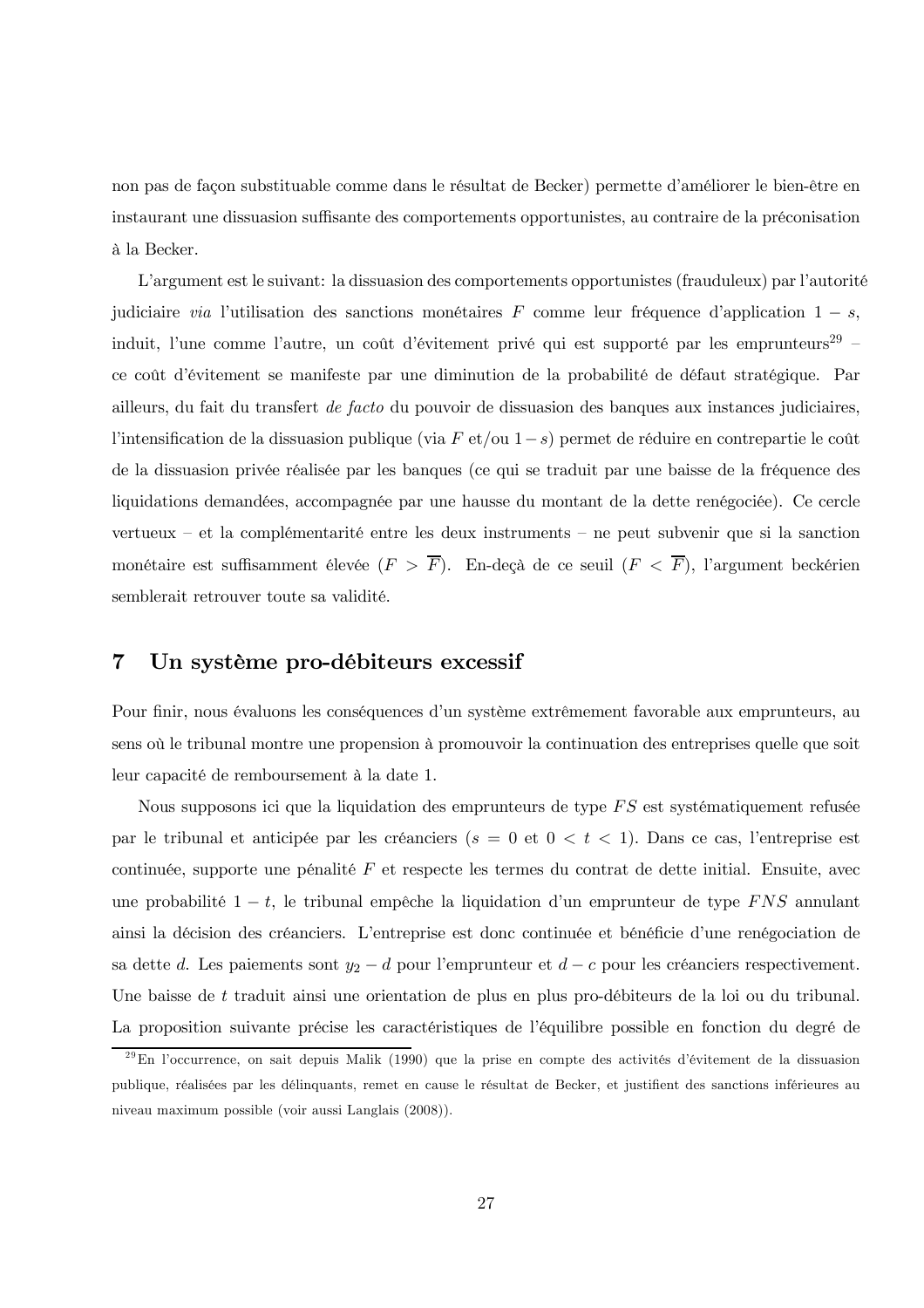non pas de façon substituable comme dans le résultat de Becker) permette d'améliorer le bien-être en instaurant une dissuasion suffisante des comportements opportunistes, au contraire de la préconisation à la Becker.

L'argument est le suivant: la dissuasion des comportements opportunistes (frauduleux) par l'autorité judiciaire *via* l'utilisation des sanctions monétaires $F$ comme leur fréquence d'application $1 - s$, induit, l'une comme l'autre, un coût d'évitement privé qui est supporté par les emprunteurs[29] – ce coût d'évitement se manifeste par une diminution de la probabilité de défaut stratégique. Par ailleurs, du fait du transfert *de facto* du pouvoir de dissuasion des banques aux instances judiciaires, l'intensification de la dissuasion publique (via $F$ et/ou $1-s$) permet de réduire en contrepartie le coût de la dissuasion privée réalisée par les banques (ce qui se traduit par une baisse de la fréquence des liquidations demandées, accompagnée par une hausse du montant de la dette renégociée). Ce cercle vertueux – et la complémentarité entre les deux instruments – ne peut subvenir que si la sanction monétaire est suffisamment élevée ($F > \overline{F}$). En-deçà de ce seuil ($F < \overline{F}$), l'argument beckérien semblerait retrouver toute sa validité.

# 7 Un système pro-débiteurs excessif

Pour finir, nous évaluons les conséquences d'un système extrêmement favorable aux emprunteurs, au sens où le tribunal montre une propension à promouvoir la continuation des entreprises quelle que soit leur capacité de remboursement à la date 1.

Nous supposons ici que la liquidation des emprunteurs de type $FS$ est systématiquement refusée par le tribunal et anticipée par les créanciers ($s = 0$ et $0 < t < 1$). Dans ce cas, l'entreprise est continuée, supporte une pénalité $F$ et respecte les termes du contrat de dette initial. Ensuite, avec une probabilité $1 - t$, le tribunal empêche la liquidation d'un emprunteur de type $FNS$ annulant ainsi la décision des créanciers. L'entreprise est donc continuée et bénéficie d'une renégociation de sa dette $d$. Les paiements sont $y_2 - d$ pour l'emprunteur et $d - c$ pour les créanciers respectivement. Une baisse de $t$ traduit ainsi une orientation de plus en plus pro-débiteurs de la loi ou du tribunal. La proposition suivante précise les caractéristiques de l'équilibre possible en fonction du degré de

[29] En l'occurrence, on sait depuis Malik (1990) que la prise en compte des activités d'évitement de la dissuasion publique, réalisées par les délinquants, remet en cause le résultat de Becker, et justifient des sanctions inférieures au niveau maximum possible (voir aussi Langlais (2008)).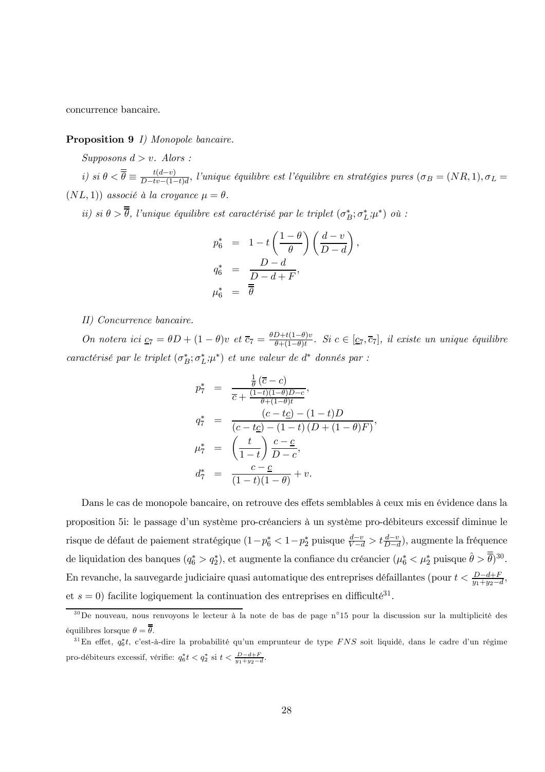concurrence bancaire.

**Proposition 9** *I) Monopole bancaire.*

*Supposons $d > v$. Alors :*

*i) si $\theta < \overline{\overline{\theta}} \equiv \frac{t(d-v)}{D-tv-(1-t)d}$, l'unique équilibre est l'équilibre en stratégies pures $(\sigma_B = (NR, 1), \sigma_L = (NL, 1))$ associé à la croyance $\mu = \theta$.*

*ii) si $\theta > \overline{\overline{\theta}}$, l'unique équilibre est caractérisé par le triplet $(\sigma_B^*; \sigma_L^*; \mu^*)$ où :*

$$
\begin{aligned}
p_6^* &= 1 - t\left(\frac{1-\theta}{\theta}\right)\left(\frac{d-v}{D-d}\right), \\
q_6^* &= \frac{D-d}{D-d+F}, \\
\mu_6^* &= \overline{\overline{\theta}}
\end{aligned}
$$

*II) Concurrence bancaire.*

*On notera ici $\underline{c}_7 = \theta D + (1-\theta)v$ et $\overline{c}_7 = \frac{\theta D + t(1-\theta)v}{\theta + (1-\theta)t}$. Si $c \in [\underline{c}_7, \overline{c}_7]$, il existe un unique équilibre caractérisé par le triplet $(\sigma_B^*; \sigma_L^*; \mu^*)$ et une valeur de $d^*$ donnés par :*

$$
\begin{aligned}
p_7^* &= \frac{\frac{1}{\theta}\left(\overline{c} - c\right)}{\overline{c} + \frac{(1-t)(1-\theta)D - c}{\theta + (1-\theta)t}}, \\
q_7^* &= \frac{(c - t\underline{c}) - (1-t)D}{(c - t\underline{c}) - (1-t)\left(D + (1-\theta)F\right)}, \\
\mu_7^* &= \left(\frac{t}{1-t}\right)\frac{c - \underline{c}}{D - c}, \\
d_7^* &= \frac{c - \underline{c}}{(1-t)(1-\theta)} + v.
\end{aligned}
$$

Dans le cas de monopole bancaire, on retrouve des effets semblables à ceux mis en évidence dans la proposition 5i: le passage d'un système pro-créanciers à un système pro-débiteurs excessif diminue le risque de défaut de paiement stratégique ($1-p_6^* < 1-p_2^*$ puisque $\frac{d-v}{V-d} > t\frac{d-v}{D-d}$), augmente la fréquence de liquidation des banques ($q_6^* > q_2^*$), et augmente la confiance du créancier ($\mu_6^* < \mu_2^*$ puisque $\hat{\theta} > \overline{\overline{\theta}}$)[30]. En revanche, la sauvegarde judiciaire quasi automatique des entreprises défaillantes (pour $t < \frac{D-d+F}{y_1+y_2-d}$, et $s = 0$) facilite logiquement la continuation des entreprises en difficulté[31].

[30] De nouveau, nous renvoyons le lecteur à la note de bas de page n°15 pour la discussion sur la multiplicité des équilibres lorsque $\theta = \overline{\overline{\theta}}$.

[31] En effet, $q_6^* t$, c'est-à-dire la probabilité qu'un emprunteur de type $FNS$ soit liquidé, dans le cadre d'un régime pro-débiteurs excessif, vérifie: $q_6^* t < q_2^*$ si $t < \frac{D-d+F}{y_1+y_2-d}$.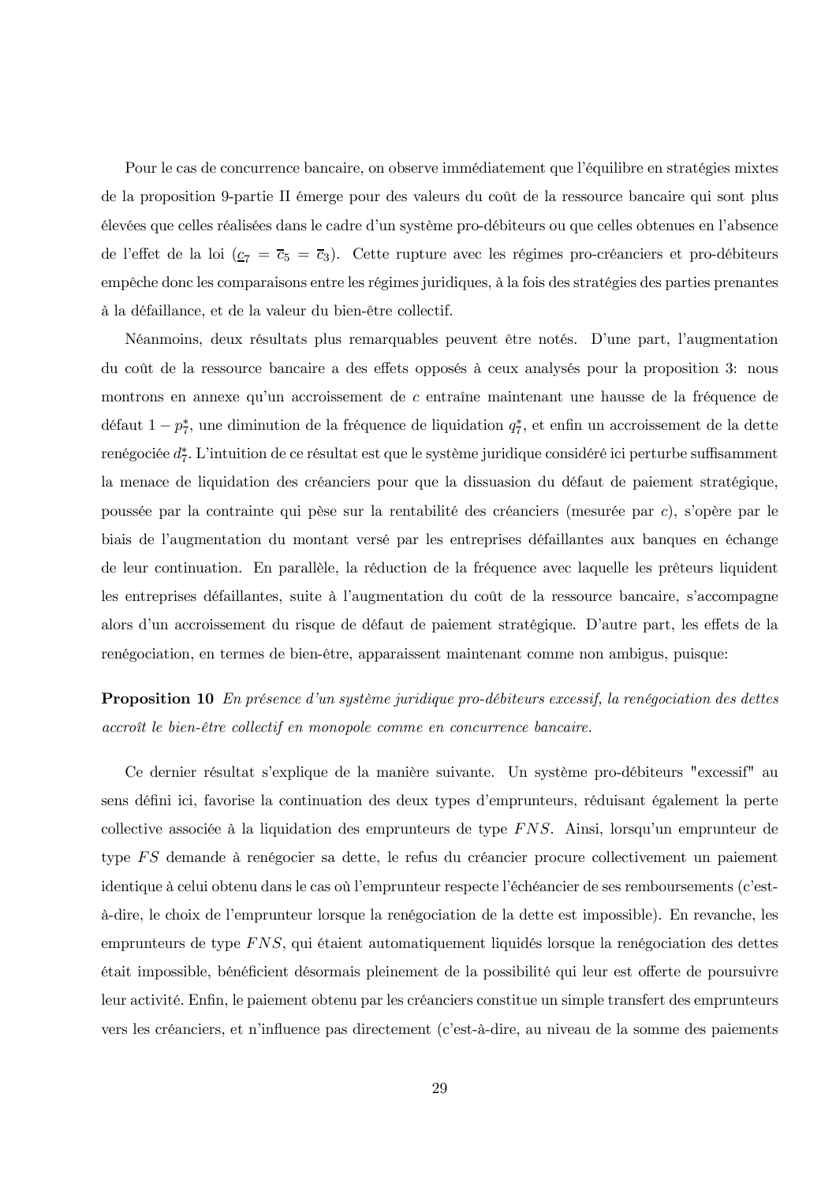Pour le cas de concurrence bancaire, on observe immédiatement que l'équilibre en stratégies mixtes de la proposition 9-partie II émerge pour des valeurs du coût de la ressource bancaire qui sont plus élevées que celles réalisées dans le cadre d'un système pro-débiteurs ou que celles obtenues en l'absence de l'effet de la loi ($\underline{c}_7 = \overline{c}_5 = \overline{c}_3$). Cette rupture avec les régimes pro-créanciers et pro-débiteurs empêche donc les comparaisons entre les régimes juridiques, à la fois des stratégies des parties prenantes à la défaillance, et de la valeur du bien-être collectif.

Néanmoins, deux résultats plus remarquables peuvent être notés. D'une part, l'augmentation du coût de la ressource bancaire a des effets opposés à ceux analysés pour la proposition 3: nous montrons en annexe qu'un accroissement de $c$ entraîne maintenant une hausse de la fréquence de défaut $1 - p_7^*$, une diminution de la fréquence de liquidation $q_7^*$, et enfin un accroissement de la dette renégociée $d_7^*$. L'intuition de ce résultat est que le système juridique considéré ici perturbe suffisamment la menace de liquidation des créanciers pour que la dissuasion du défaut de paiement stratégique, poussée par la contrainte qui pèse sur la rentabilité des créanciers (mesurée par $c$), s'opère par le biais de l'augmentation du montant versé par les entreprises défaillantes aux banques en échange de leur continuation. En parallèle, la réduction de la fréquence avec laquelle les prêteurs liquident les entreprises défaillantes, suite à l'augmentation du coût de la ressource bancaire, s'accompagne alors d'un accroissement du risque de défaut de paiement stratégique. D'autre part, les effets de la renégociation, en termes de bien-être, apparaissent maintenant comme non ambigus, puisque:

**Proposition 10** *En présence d'un système juridique pro-débiteurs excessif, la renégociation des dettes accroît le bien-être collectif en monopole comme en concurrence bancaire.*

Ce dernier résultat s'explique de la manière suivante. Un système pro-débiteurs "excessif" au sens défini ici, favorise la continuation des deux types d'emprunteurs, réduisant également la perte collective associée à la liquidation des emprunteurs de type $FNS$. Ainsi, lorsqu'un emprunteur de type $FS$ demande à renégocier sa dette, le refus du créancier procure collectivement un paiement identique à celui obtenu dans le cas où l'emprunteur respecte l'échéancier de ses remboursements (c'est-à-dire, le choix de l'emprunteur lorsque la renégociation de la dette est impossible). En revanche, les emprunteurs de type $FNS$, qui étaient automatiquement liquidés lorsque la renégociation des dettes était impossible, bénéficient désormais pleinement de la possibilité qui leur est offerte de poursuivre leur activité. Enfin, le paiement obtenu par les créanciers constitue un simple transfert des emprunteurs vers les créanciers, et n'influence pas directement (c'est-à-dire, au niveau de la somme des paiements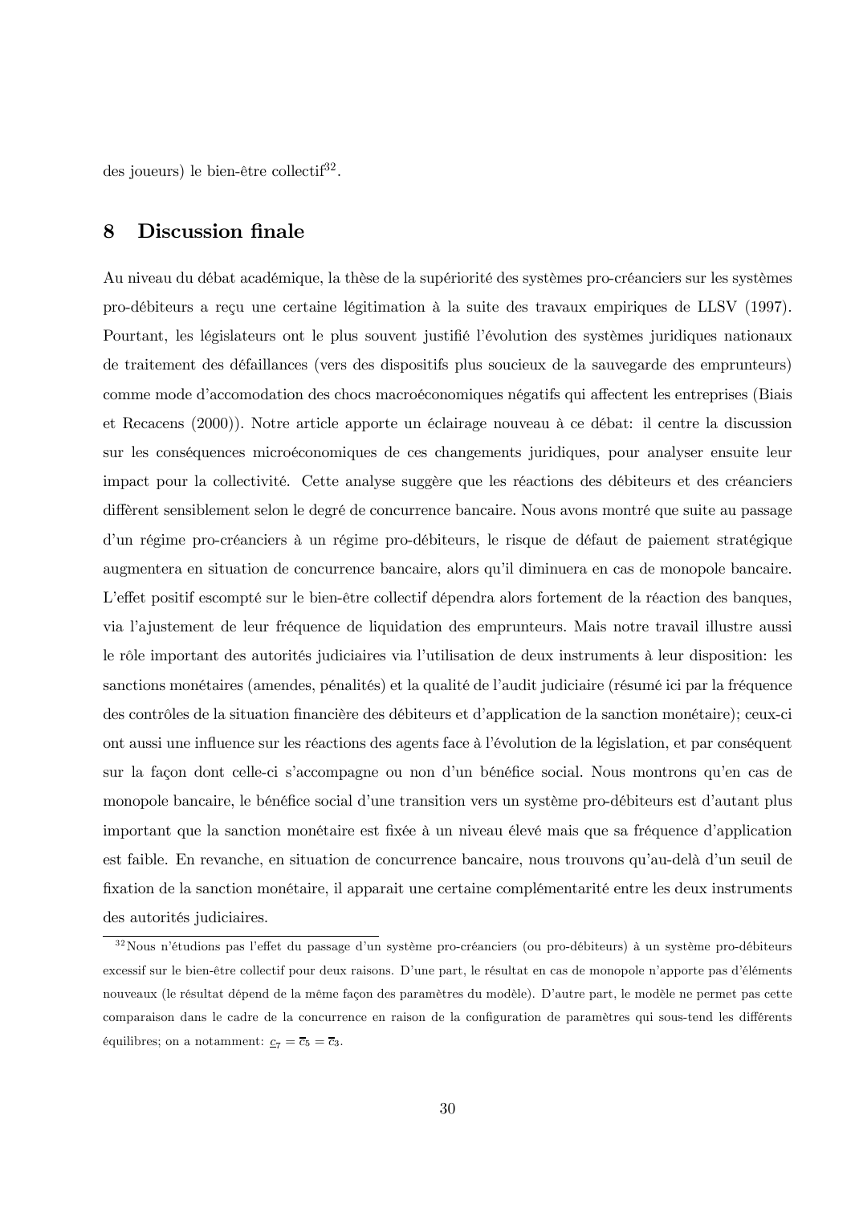des joueurs) le bien-être collectif[32].

## 8 Discussion finale

Au niveau du débat académique, la thèse de la supériorité des systèmes pro-créanciers sur les systèmes pro-débiteurs a reçu une certaine légitimation à la suite des travaux empiriques de LLSV (1997). Pourtant, les législateurs ont le plus souvent justifié l'évolution des systèmes juridiques nationaux de traitement des défaillances (vers des dispositifs plus soucieux de la sauvegarde des emprunteurs) comme mode d'accomodation des chocs macroéconomiques négatifs qui affectent les entreprises (Biais et Recacens (2000)). Notre article apporte un éclairage nouveau à ce débat: il centre la discussion sur les conséquences microéconomiques de ces changements juridiques, pour analyser ensuite leur impact pour la collectivité. Cette analyse suggère que les réactions des débiteurs et des créanciers diffèrent sensiblement selon le degré de concurrence bancaire. Nous avons montré que suite au passage d'un régime pro-créanciers à un régime pro-débiteurs, le risque de défaut de paiement stratégique augmentera en situation de concurrence bancaire, alors qu'il diminuera en cas de monopole bancaire. L'effet positif escompté sur le bien-être collectif dépendra alors fortement de la réaction des banques, via l'ajustement de leur fréquence de liquidation des emprunteurs. Mais notre travail illustre aussi le rôle important des autorités judiciaires via l'utilisation de deux instruments à leur disposition: les sanctions monétaires (amendes, pénalités) et la qualité de l'audit judiciaire (résumé ici par la fréquence des contrôles de la situation financière des débiteurs et d'application de la sanction monétaire); ceux-ci ont aussi une influence sur les réactions des agents face à l'évolution de la législation, et par conséquent sur la façon dont celle-ci s'accompagne ou non d'un bénéfice social. Nous montrons qu'en cas de monopole bancaire, le bénéfice social d'une transition vers un système pro-débiteurs est d'autant plus important que la sanction monétaire est fixée à un niveau élevé mais que sa fréquence d'application est faible. En revanche, en situation de concurrence bancaire, nous trouvons qu'au-delà d'un seuil de fixation de la sanction monétaire, il apparait une certaine complémentarité entre les deux instruments des autorités judiciaires.

[32] Nous n'étudions pas l'effet du passage d'un système pro-créanciers (ou pro-débiteurs) à un système pro-débiteurs excessif sur le bien-être collectif pour deux raisons. D'une part, le résultat en cas de monopole n'apporte pas d'éléments nouveaux (le résultat dépend de la même façon des paramètres du modèle). D'autre part, le modèle ne permet pas cette comparaison dans le cadre de la concurrence en raison de la configuration de paramètres qui sous-tend les différents équilibres; on a notamment: $\underline{c}_7 = \overline{c}_5 = \overline{c}_3$.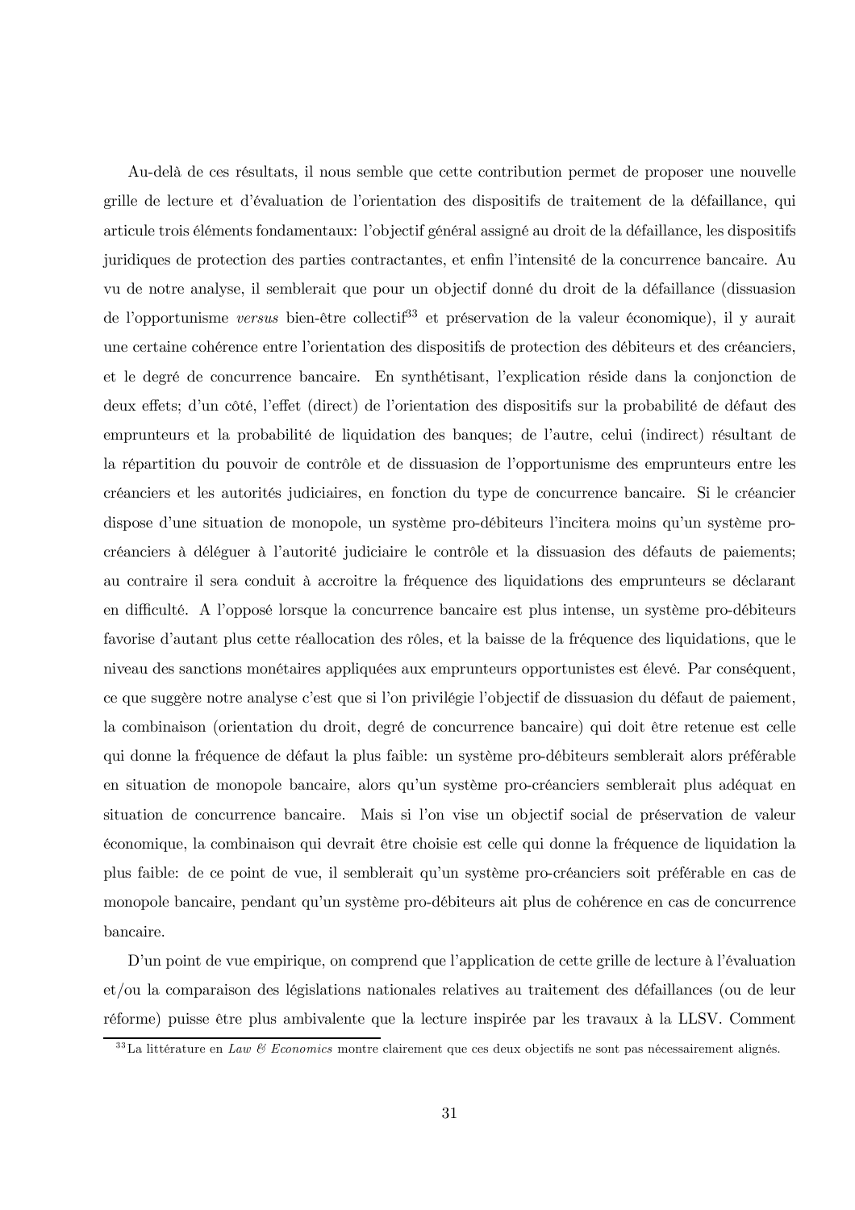Au-delà de ces résultats, il nous semble que cette contribution permet de proposer une nouvelle grille de lecture et d'évaluation de l'orientation des dispositifs de traitement de la défaillance, qui articule trois éléments fondamentaux: l'objectif général assigné au droit de la défaillance, les dispositifs juridiques de protection des parties contractantes, et enfin l'intensité de la concurrence bancaire. Au vu de notre analyse, il semblerait que pour un objectif donné du droit de la défaillance (dissuasion de l'opportunisme *versus* bien-être collectif[33] et préservation de la valeur économique), il y aurait une certaine cohérence entre l'orientation des dispositifs de protection des débiteurs et des créanciers, et le degré de concurrence bancaire. En synthétisant, l'explication réside dans la conjonction de deux effets; d'un côté, l'effet (direct) de l'orientation des dispositifs sur la probabilité de défaut des emprunteurs et la probabilité de liquidation des banques; de l'autre, celui (indirect) résultant de la répartition du pouvoir de contrôle et de dissuasion de l'opportunisme des emprunteurs entre les créanciers et les autorités judiciaires, en fonction du type de concurrence bancaire. Si le créancier dispose d'une situation de monopole, un système pro-débiteurs l'incitera moins qu'un système pro-créanciers à déléguer à l'autorité judiciaire le contrôle et la dissuasion des défauts de paiements; au contraire il sera conduit à accroitre la fréquence des liquidations des emprunteurs se déclarant en difficulté. A l'opposé lorsque la concurrence bancaire est plus intense, un système pro-débiteurs favorise d'autant plus cette réallocation des rôles, et la baisse de la fréquence des liquidations, que le niveau des sanctions monétaires appliquées aux emprunteurs opportunistes est élevé. Par conséquent, ce que suggère notre analyse c'est que si l'on privilégie l'objectif de dissuasion du défaut de paiement, la combinaison (orientation du droit, degré de concurrence bancaire) qui doit être retenue est celle qui donne la fréquence de défaut la plus faible: un système pro-débiteurs semblerait alors préférable en situation de monopole bancaire, alors qu'un système pro-créanciers semblerait plus adéquat en situation de concurrence bancaire. Mais si l'on vise un objectif social de préservation de valeur économique, la combinaison qui devrait être choisie est celle qui donne la fréquence de liquidation la plus faible: de ce point de vue, il semblerait qu'un système pro-créanciers soit préférable en cas de monopole bancaire, pendant qu'un système pro-débiteurs ait plus de cohérence en cas de concurrence bancaire.

D'un point de vue empirique, on comprend que l'application de cette grille de lecture à l'évaluation et/ou la comparaison des législations nationales relatives au traitement des défaillances (ou de leur réforme) puisse être plus ambivalente que la lecture inspirée par les travaux à la LLSV. Comment

[33] La littérature en *Law & Economics* montre clairement que ces deux objectifs ne sont pas nécessairement alignés.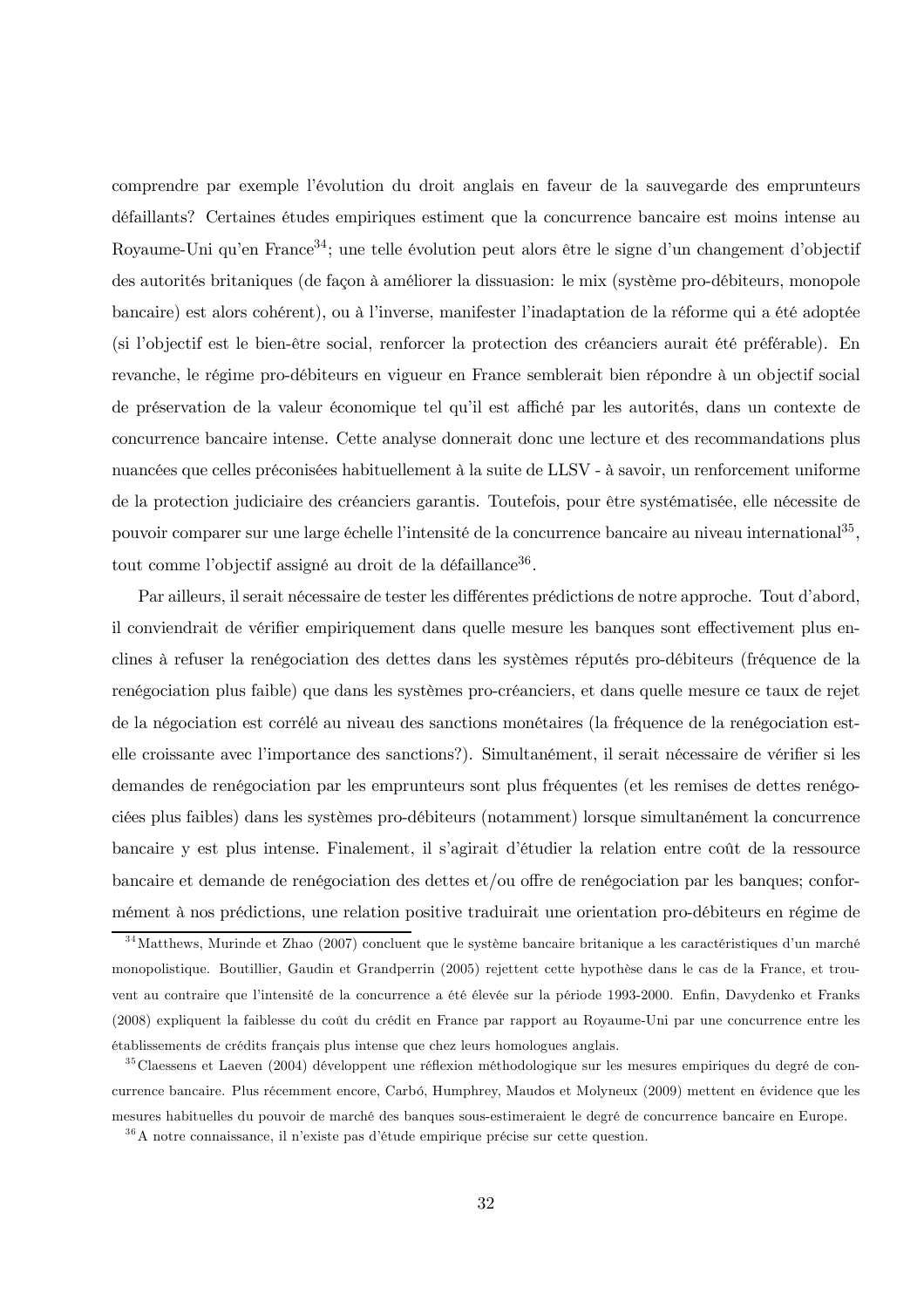comprendre par exemple l'évolution du droit anglais en faveur de la sauvegarde des emprunteurs défaillants? Certaines études empiriques estiment que la concurrence bancaire est moins intense au Royaume-Uni qu'en France[34]; une telle évolution peut alors être le signe d'un changement d'objectif des autorités britaniques (de façon à améliorer la dissuasion: le mix (système pro-débiteurs, monopole bancaire) est alors cohérent), ou à l'inverse, manifester l'inadaptation de la réforme qui a été adoptée (si l'objectif est le bien-être social, renforcer la protection des créanciers aurait été préférable). En revanche, le régime pro-débiteurs en vigueur en France semblerait bien répondre à un objectif social de préservation de la valeur économique tel qu'il est affiché par les autorités, dans un contexte de concurrence bancaire intense. Cette analyse donnerait donc une lecture et des recommandations plus nuancées que celles préconisées habituellement à la suite de LLSV - à savoir, un renforcement uniforme de la protection judiciaire des créanciers garantis. Toutefois, pour être systématisée, elle nécessite de pouvoir comparer sur une large échelle l'intensité de la concurrence bancaire au niveau international[35], tout comme l'objectif assigné au droit de la défaillance[36].

Par ailleurs, il serait nécessaire de tester les différentes prédictions de notre approche. Tout d'abord, il conviendrait de vérifier empiriquement dans quelle mesure les banques sont effectivement plus enclines à refuser la renégociation des dettes dans les systèmes réputés pro-débiteurs (fréquence de la renégociation plus faible) que dans les systèmes pro-créanciers, et dans quelle mesure ce taux de rejet de la négociation est corrélé au niveau des sanctions monétaires (la fréquence de la renégociation est-elle croissante avec l'importance des sanctions?). Simultanément, il serait nécessaire de vérifier si les demandes de renégociation par les emprunteurs sont plus fréquentes (et les remises de dettes renégociées plus faibles) dans les systèmes pro-débiteurs (notamment) lorsque simultanément la concurrence bancaire y est plus intense. Finalement, il s'agirait d'étudier la relation entre coût de la ressource bancaire et demande de renégociation des dettes et/ou offre de renégociation par les banques; conformément à nos prédictions, une relation positive traduirait une orientation pro-débiteurs en régime de

[34] Matthews, Murinde et Zhao (2007) concluent que le système bancaire britanique a les caractéristiques d'un marché monopolistique. Boutillier, Gaudin et Grandperrin (2005) rejettent cette hypothèse dans le cas de la France, et trouvent au contraire que l'intensité de la concurrence a été élevée sur la période 1993-2000. Enfin, Davydenko et Franks (2008) expliquent la faiblesse du coût du crédit en France par rapport au Royaume-Uni par une concurrence entre les établissements de crédits français plus intense que chez leurs homologues anglais.

[35] Claessens et Laeven (2004) développent une réflexion méthodologique sur les mesures empiriques du degré de concurrence bancaire. Plus récemment encore, Carbó, Humphrey, Maudos et Molyneux (2009) mettent en évidence que les mesures habituelles du pouvoir de marché des banques sous-estimeraient le degré de concurrence bancaire en Europe.

[36] A notre connaissance, il n'existe pas d'étude empirique précise sur cette question.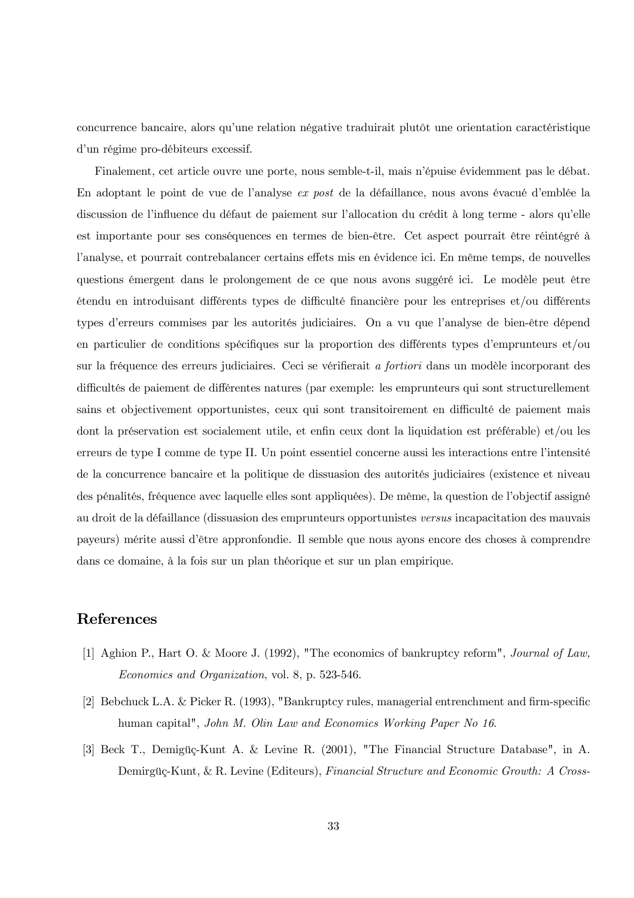concurrence bancaire, alors qu'une relation négative traduirait plutôt une orientation caractéristique d'un régime pro-débiteurs excessif.

Finalement, cet article ouvre une porte, nous semble-t-il, mais n'épuise évidemment pas le débat. En adoptant le point de vue de l'analyse *ex post* de la défaillance, nous avons évacué d'emblée la discussion de l'influence du défaut de paiement sur l'allocation du crédit à long terme - alors qu'elle est importante pour ses conséquences en termes de bien-être. Cet aspect pourrait être réintégré à l'analyse, et pourrait contrebalancer certains effets mis en évidence ici. En même temps, de nouvelles questions émergent dans le prolongement de ce que nous avons suggéré ici. Le modèle peut être étendu en introduisant différents types de difficulté financière pour les entreprises et/ou différents types d'erreurs commises par les autorités judiciaires. On a vu que l'analyse de bien-être dépend en particulier de conditions spécifiques sur la proportion des différents types d'emprunteurs et/ou sur la fréquence des erreurs judiciaires. Ceci se vérifierait *a fortiori* dans un modèle incorporant des difficultés de paiement de différentes natures (par exemple: les emprunteurs qui sont structurellement sains et objectivement opportunistes, ceux qui sont transitoirement en difficulté de paiement mais dont la préservation est socialement utile, et enfin ceux dont la liquidation est préférable) et/ou les erreurs de type I comme de type II. Un point essentiel concerne aussi les interactions entre l'intensité de la concurrence bancaire et la politique de dissuasion des autorités judiciaires (existence et niveau des pénalités, fréquence avec laquelle elles sont appliquées). De même, la question de l'objectif assigné au droit de la défaillance (dissuasion des emprunteurs opportunistes *versus* incapacitation des mauvais payeurs) mérite aussi d'être appronfondie. Il semble que nous ayons encore des choses à comprendre dans ce domaine, à la fois sur un plan théorique et sur un plan empirique.

## References

[1] Aghion P., Hart O. & Moore J. (1992), "The economics of bankruptcy reform", *Journal of Law, Economics and Organization*, vol. 8, p. 523-546.

[2] Bebchuck L.A. & Picker R. (1993), "Bankruptcy rules, managerial entrenchment and firm-specific human capital", *John M. Olin Law and Economics Working Paper No 16*.

[3] Beck T., Demigüç-Kunt A. & Levine R. (2001), "The Financial Structure Database", in A. Demirgüç-Kunt, & R. Levine (Editeurs), *Financial Structure and Economic Growth: A Cross-*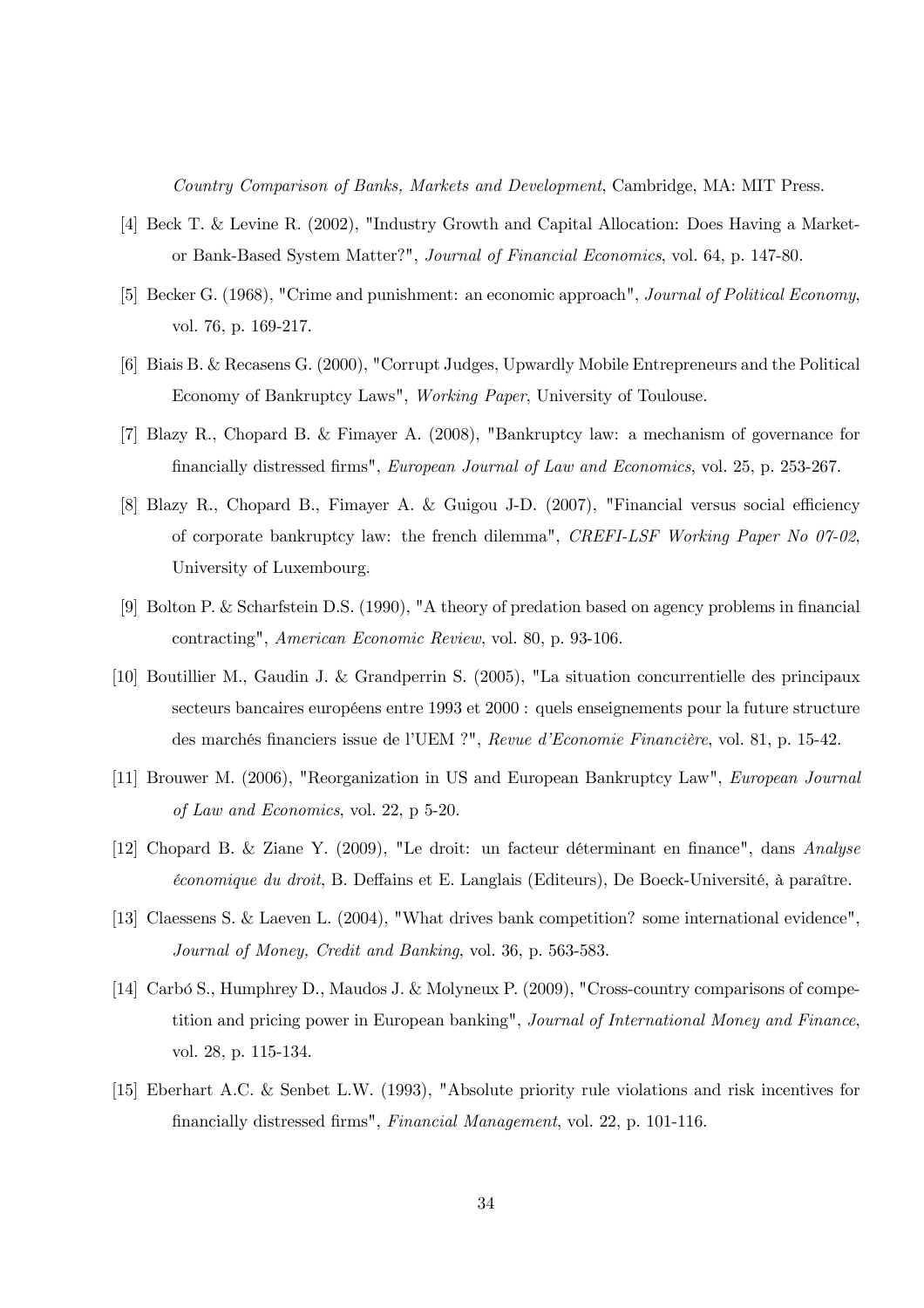*Country Comparison of Banks, Markets and Development*, Cambridge, MA: MIT Press.

[4] Beck T. & Levine R. (2002), "Industry Growth and Capital Allocation: Does Having a Market- or Bank-Based System Matter?", *Journal of Financial Economics*, vol. 64, p. 147-80.

[5] Becker G. (1968), "Crime and punishment: an economic approach", *Journal of Political Economy*, vol. 76, p. 169-217.

[6] Biais B. & Recasens G. (2000), "Corrupt Judges, Upwardly Mobile Entrepreneurs and the Political Economy of Bankruptcy Laws", *Working Paper*, University of Toulouse.

[7] Blazy R., Chopard B. & Fimayer A. (2008), "Bankruptcy law: a mechanism of governance for financially distressed firms", *European Journal of Law and Economics*, vol. 25, p. 253-267.

[8] Blazy R., Chopard B., Fimayer A. & Guigou J-D. (2007), "Financial versus social efficiency of corporate bankruptcy law: the french dilemma", *CREFI-LSF Working Paper No 07-02*, University of Luxembourg.

[9] Bolton P. & Scharfstein D.S. (1990), "A theory of predation based on agency problems in financial contracting", *American Economic Review*, vol. 80, p. 93-106.

[10] Boutillier M., Gaudin J. & Grandperrin S. (2005), "La situation concurrentielle des principaux secteurs bancaires européens entre 1993 et 2000 : quels enseignements pour la future structure des marchés financiers issue de l'UEM ?", *Revue d'Economie Financière*, vol. 81, p. 15-42.

[11] Brouwer M. (2006), "Reorganization in US and European Bankruptcy Law", *European Journal of Law and Economics*, vol. 22, p 5-20.

[12] Chopard B. & Ziane Y. (2009), "Le droit: un facteur déterminant en finance", dans *Analyse économique du droit*, B. Deffains et E. Langlais (Editeurs), De Boeck-Université, à paraître.

[13] Claessens S. & Laeven L. (2004), "What drives bank competition? some international evidence", *Journal of Money, Credit and Banking*, vol. 36, p. 563-583.

[14] Carbó S., Humphrey D., Maudos J. & Molyneux P. (2009), "Cross-country comparisons of competition and pricing power in European banking", *Journal of International Money and Finance*, vol. 28, p. 115-134.

[15] Eberhart A.C. & Senbet L.W. (1993), "Absolute priority rule violations and risk incentives for financially distressed firms", *Financial Management*, vol. 22, p. 101-116.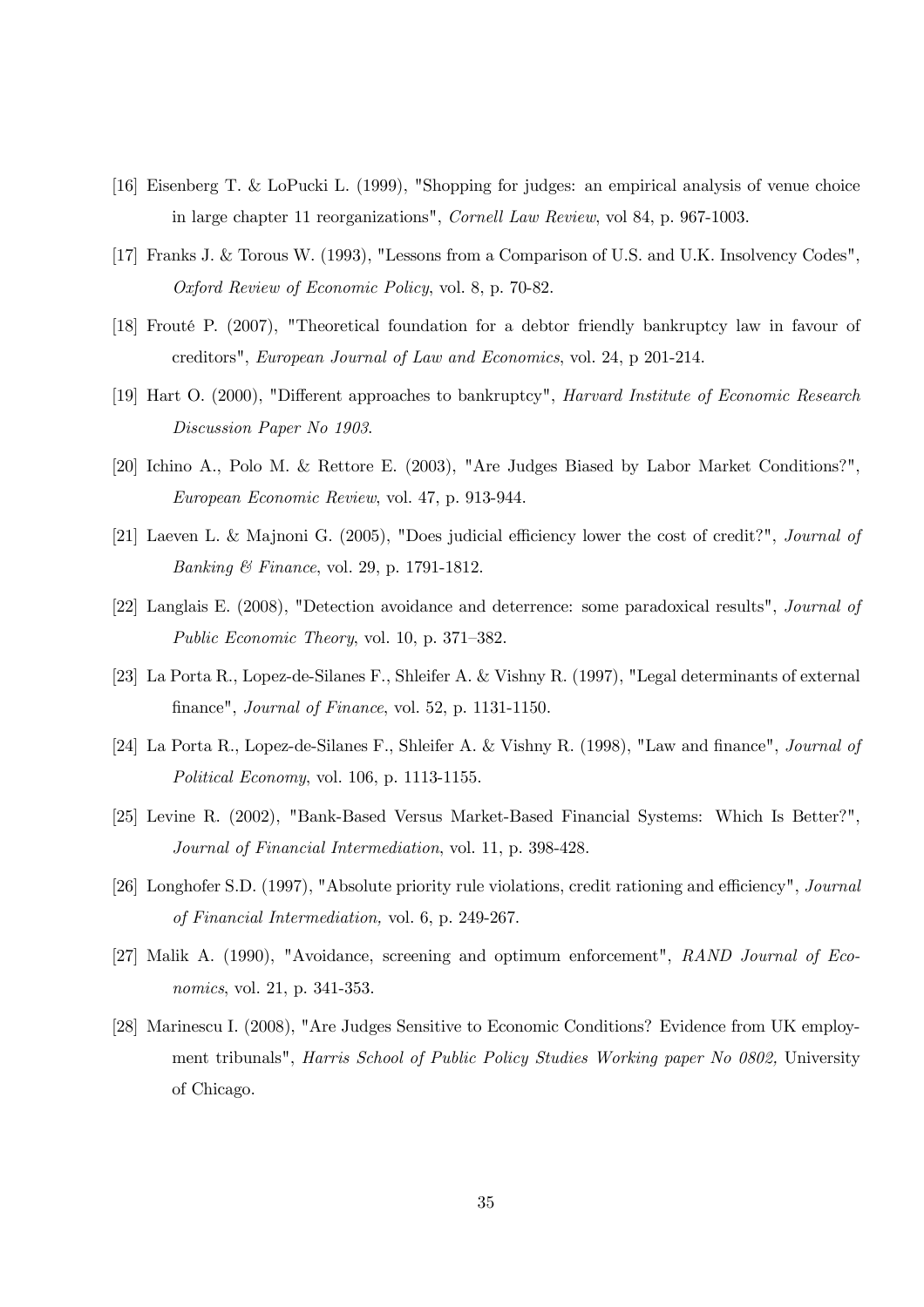[16] Eisenberg T. & LoPucki L. (1999), "Shopping for judges: an empirical analysis of venue choice in large chapter 11 reorganizations", *Cornell Law Review*, vol 84, p. 967-1003.

[17] Franks J. & Torous W. (1993), "Lessons from a Comparison of U.S. and U.K. Insolvency Codes", *Oxford Review of Economic Policy*, vol. 8, p. 70-82.

[18] Frouté P. (2007), "Theoretical foundation for a debtor friendly bankruptcy law in favour of creditors", *European Journal of Law and Economics*, vol. 24, p 201-214.

[19] Hart O. (2000), "Different approaches to bankruptcy", *Harvard Institute of Economic Research Discussion Paper No 1903*.

[20] Ichino A., Polo M. & Rettore E. (2003), "Are Judges Biased by Labor Market Conditions?", *European Economic Review*, vol. 47, p. 913-944.

[21] Laeven L. & Majnoni G. (2005), "Does judicial efficiency lower the cost of credit?", *Journal of Banking & Finance*, vol. 29, p. 1791-1812.

[22] Langlais E. (2008), "Detection avoidance and deterrence: some paradoxical results", *Journal of Public Economic Theory*, vol. 10, p. 371–382.

[23] La Porta R., Lopez-de-Silanes F., Shleifer A. & Vishny R. (1997), "Legal determinants of external finance", *Journal of Finance*, vol. 52, p. 1131-1150.

[24] La Porta R., Lopez-de-Silanes F., Shleifer A. & Vishny R. (1998), "Law and finance", *Journal of Political Economy*, vol. 106, p. 1113-1155.

[25] Levine R. (2002), "Bank-Based Versus Market-Based Financial Systems: Which Is Better?", *Journal of Financial Intermediation*, vol. 11, p. 398-428.

[26] Longhofer S.D. (1997), "Absolute priority rule violations, credit rationing and efficiency", *Journal of Financial Intermediation,* vol. 6, p. 249-267.

[27] Malik A. (1990), "Avoidance, screening and optimum enforcement", *RAND Journal of Economics*, vol. 21, p. 341-353.

[28] Marinescu I. (2008), "Are Judges Sensitive to Economic Conditions? Evidence from UK employment tribunals", *Harris School of Public Policy Studies Working paper No 0802,* University of Chicago.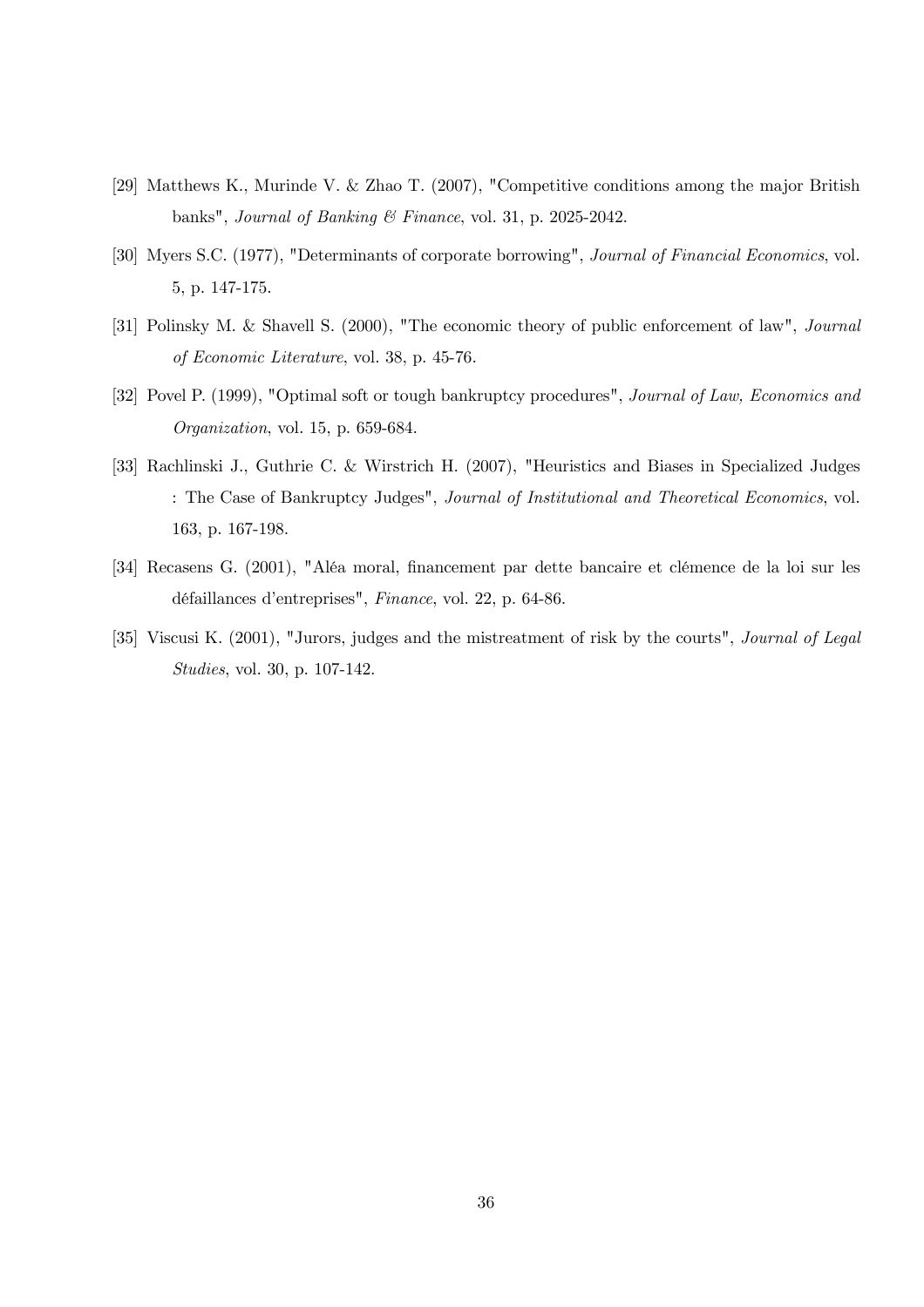[29] Matthews K., Murinde V. & Zhao T. (2007), "Competitive conditions among the major British banks", *Journal of Banking & Finance*, vol. 31, p. 2025-2042.

[30] Myers S.C. (1977), "Determinants of corporate borrowing", *Journal of Financial Economics*, vol. 5, p. 147-175.

[31] Polinsky M. & Shavell S. (2000), "The economic theory of public enforcement of law", *Journal of Economic Literature*, vol. 38, p. 45-76.

[32] Povel P. (1999), "Optimal soft or tough bankruptcy procedures", *Journal of Law, Economics and Organization*, vol. 15, p. 659-684.

[33] Rachlinski J., Guthrie C. & Wirstrich H. (2007), "Heuristics and Biases in Specialized Judges : The Case of Bankruptcy Judges", *Journal of Institutional and Theoretical Economics*, vol. 163, p. 167-198.

[34] Recasens G. (2001), "Aléa moral, financement par dette bancaire et clémence de la loi sur les défaillances d'entreprises", *Finance*, vol. 22, p. 64-86.

[35] Viscusi K. (2001), "Jurors, judges and the mistreatment of risk by the courts", *Journal of Legal Studies*, vol. 30, p. 107-142.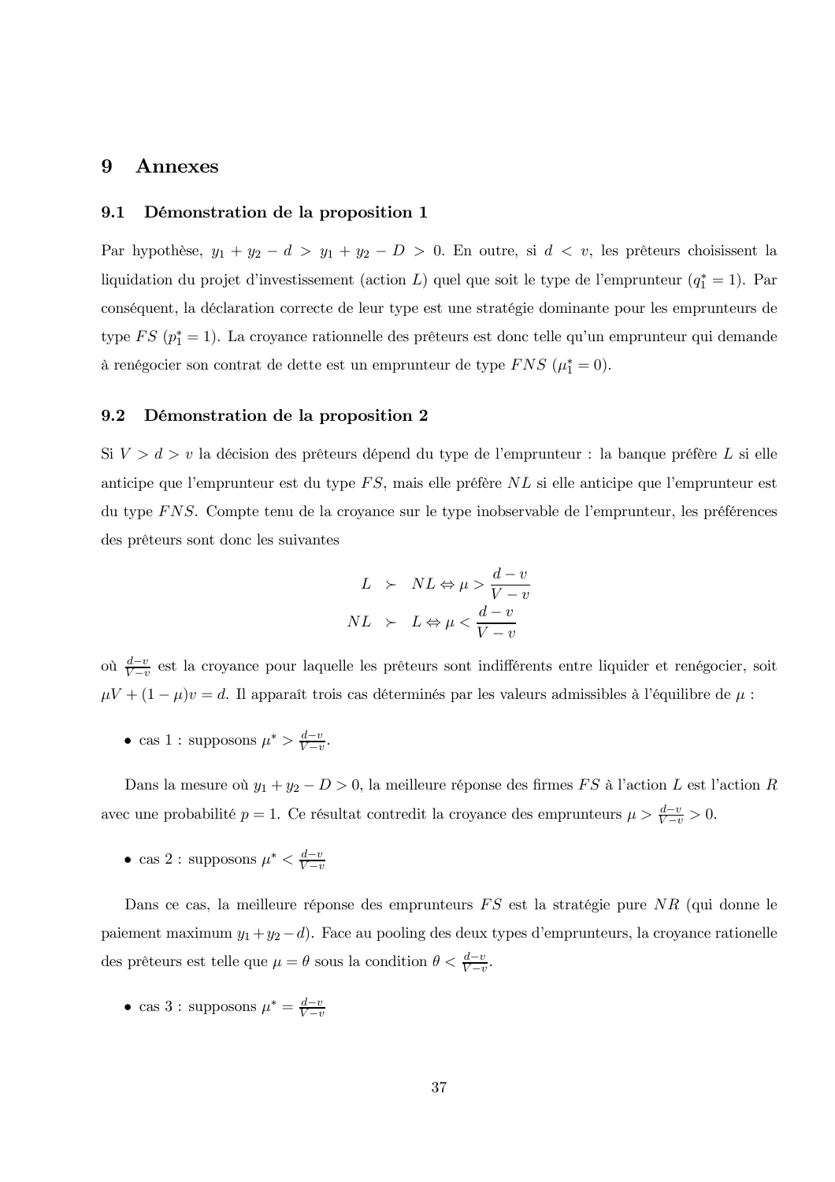# 9 Annexes

## 9.1 Démonstration de la proposition 1

Par hypothèse, $y_1 + y_2 - d > y_1 + y_2 - D > 0$. En outre, si $d < v$, les prêteurs choisissent la liquidation du projet d'investissement (action $L$) quel que soit le type de l'emprunteur ($q_1^* = 1$). Par conséquent, la déclaration correcte de leur type est une stratégie dominante pour les emprunteurs de type $FS$ ($p_1^* = 1$). La croyance rationnelle des prêteurs est donc telle qu'un emprunteur qui demande à renégocier son contrat de dette est un emprunteur de type $FNS$ ($\mu_1^* = 0$).

## 9.2 Démonstration de la proposition 2

Si $V > d > v$ la décision des prêteurs dépend du type de l'emprunteur : la banque préfère $L$ si elle anticipe que l'emprunteur est du type $FS$, mais elle préfère $NL$ si elle anticipe que l'emprunteur est du type $FNS$. Compte tenu de la croyance sur le type inobservable de l'emprunteur, les préférences des prêteurs sont donc les suivantes

$$
\begin{aligned}
L &\succ NL \Leftrightarrow \mu > \frac{d-v}{V-v} \\
NL &\succ L \Leftrightarrow \mu < \frac{d-v}{V-v}
\end{aligned}
$$

où $\frac{d-v}{V-v}$ est la croyance pour laquelle les prêteurs sont indifférents entre liquider et renégocier, soit $\mu V + (1-\mu)v = d$. Il apparaît trois cas déterminés par les valeurs admissibles à l'équilibre de $\mu$ :

- cas 1 : supposons $\mu^* > \frac{d-v}{V-v}$.

Dans la mesure où $y_1 + y_2 - D > 0$, la meilleure réponse des firmes $FS$ à l'action $L$ est l'action $R$ avec une probabilité $p = 1$. Ce résultat contredit la croyance des emprunteurs $\mu > \frac{d-v}{V-v} > 0$.

- cas 2 : supposons $\mu^* < \frac{d-v}{V-v}$

Dans ce cas, la meilleure réponse des emprunteurs $FS$ est la stratégie pure $NR$ (qui donne le paiement maximum $y_1 + y_2 - d$). Face au pooling des deux types d'emprunteurs, la croyance rationnelle des prêteurs est telle que $\mu = \theta$ sous la condition $\theta < \frac{d-v}{V-v}$.

- cas 3 : supposons $\mu^* = \frac{d-v}{V-v}$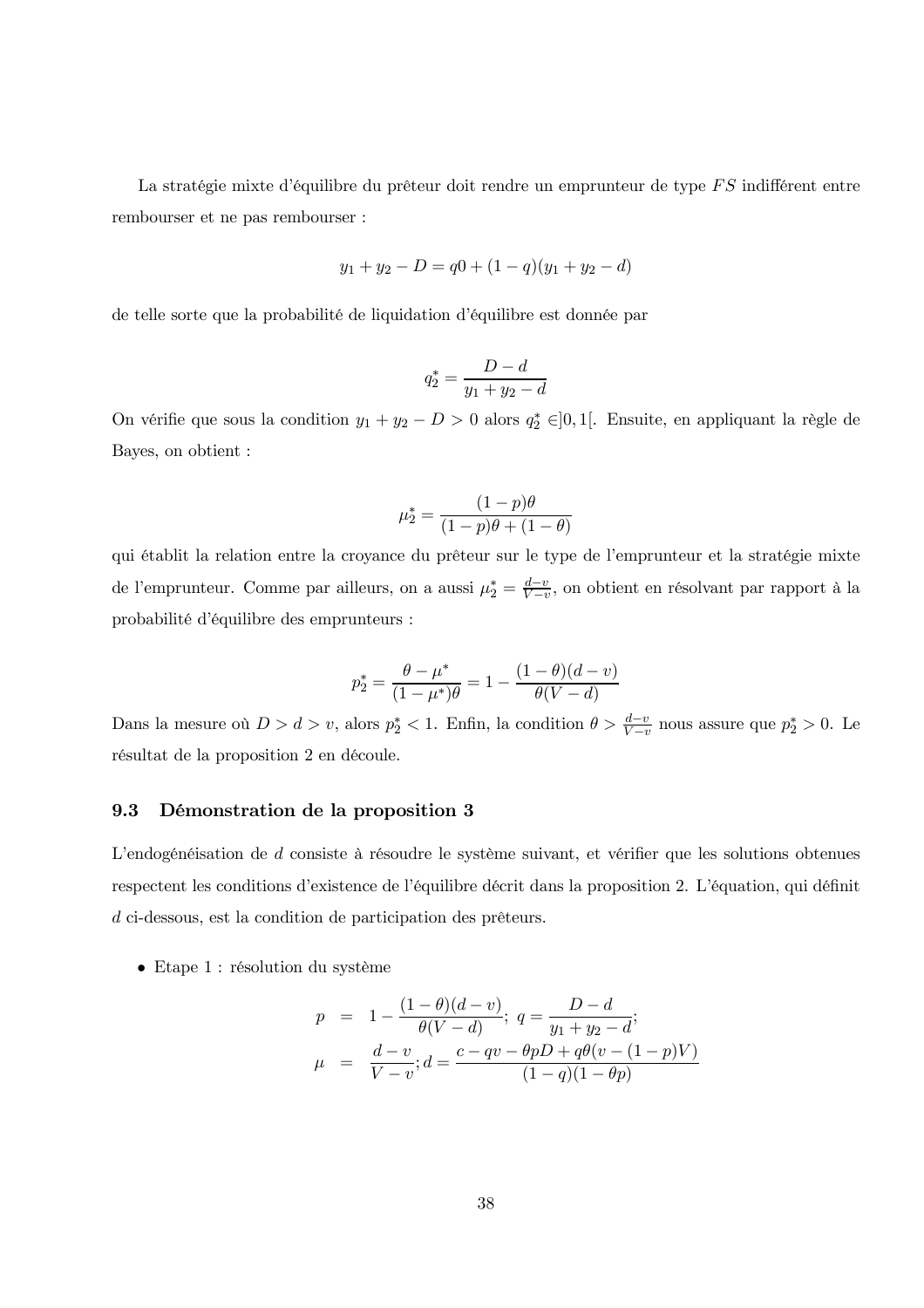La stratégie mixte d'équilibre du prêteur doit rendre un emprunteur de type $FS$ indifférent entre rembourser et ne pas rembourser :

$$y_1 + y_2 - D = q0 + (1 - q)(y_1 + y_2 - d)$$

de telle sorte que la probabilité de liquidation d'équilibre est donnée par

$$q_2^* = \frac{D - d}{y_1 + y_2 - d}$$

On vérifie que sous la condition $y_1 + y_2 - D > 0$ alors $q_2^* \in ]0, 1[$. Ensuite, en appliquant la règle de Bayes, on obtient :

$$\mu_2^* = \frac{(1 - p)\theta}{(1 - p)\theta + (1 - \theta)}$$

qui établit la relation entre la croyance du prêteur sur le type de l'emprunteur et la stratégie mixte de l'emprunteur. Comme par ailleurs, on a aussi $\mu_2^* = \frac{d-v}{V-v}$, on obtient en résolvant par rapport à la probabilité d'équilibre des emprunteurs :

$$p_2^* = \frac{\theta - \mu^*}{(1 - \mu^*)\theta} = 1 - \frac{(1 - \theta)(d - v)}{\theta(V - d)}$$

Dans la mesure où $D > d > v$, alors $p_2^* < 1$. Enfin, la condition $\theta > \frac{d-v}{V-v}$ nous assure que $p_2^* > 0$. Le résultat de la proposition 2 en découle.

### 9.3 Démonstration de la proposition 3

L'endogénéisation de $d$ consiste à résoudre le système suivant, et vérifier que les solutions obtenues respectent les conditions d'existence de l'équilibre décrit dans la proposition 2. L'équation, qui définit $d$ ci-dessous, est la condition de participation des prêteurs.

- Etape 1 : résolution du système

$$\begin{aligned}
p &= 1 - \frac{(1 - \theta)(d - v)}{\theta(V - d)};\ q = \frac{D - d}{y_1 + y_2 - d}; \\
\mu &= \frac{d - v}{V - v}; d = \frac{c - qv - \theta p D + q\theta(v - (1 - p)V)}{(1 - q)(1 - \theta p)}
\end{aligned}$$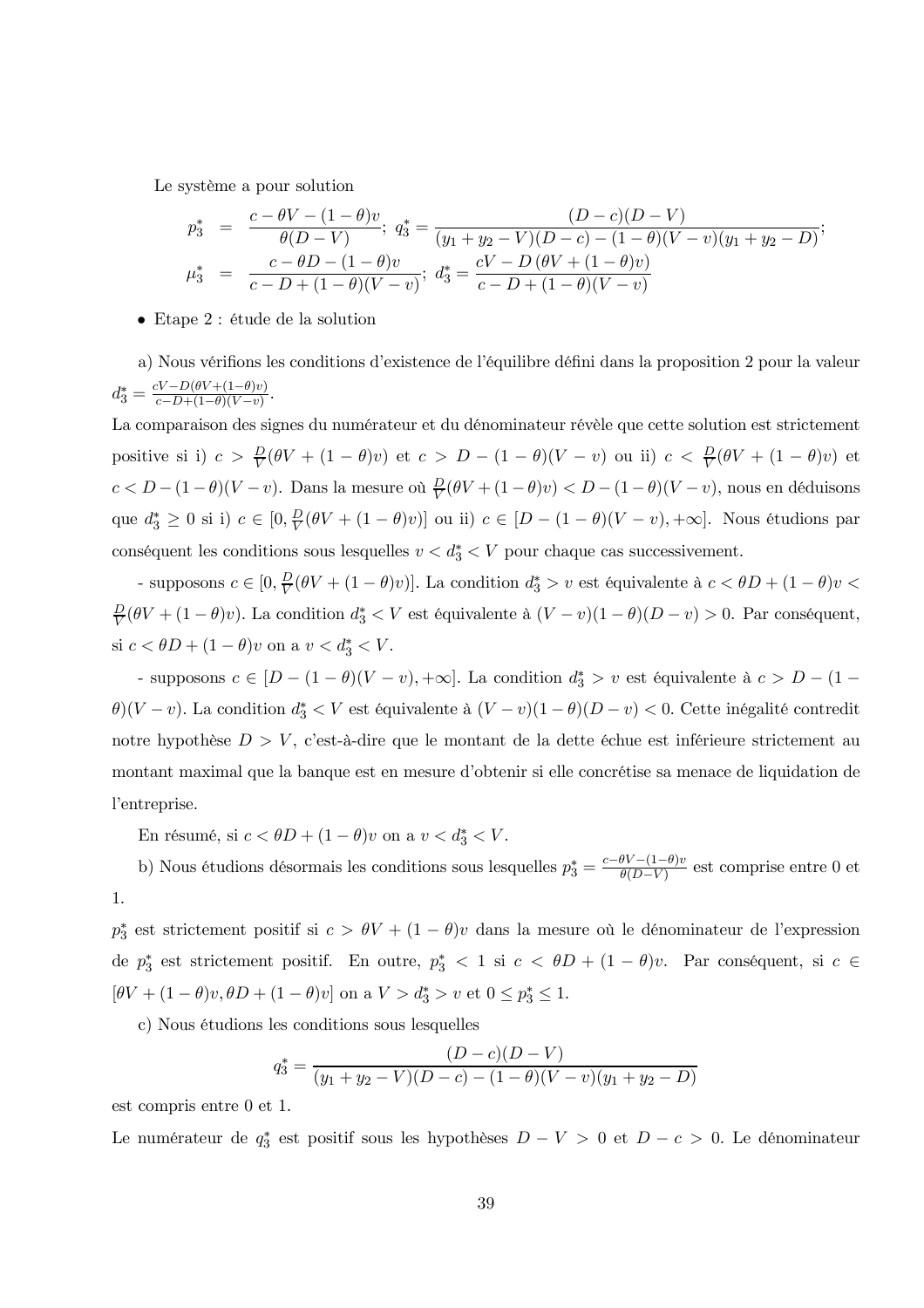Le système a pour solution

$$
\begin{aligned}
p_3^* &= \frac{c - \theta V - (1-\theta)v}{\theta(D - V)};\ q_3^* = \frac{(D-c)(D-V)}{(y_1 + y_2 - V)(D-c) - (1-\theta)(V-v)(y_1+y_2-D)};\\
\mu_3^* &= \frac{c - \theta D - (1-\theta)v}{c - D + (1-\theta)(V-v)};\ d_3^* = \frac{cV - D\left(\theta V + (1-\theta)v\right)}{c - D + (1-\theta)(V-v)}
\end{aligned}
$$

- Etape 2 : étude de la solution

a) Nous vérifions les conditions d'existence de l'équilibre défini dans la proposition 2 pour la valeur $d_3^* = \frac{cV - D(\theta V + (1-\theta)v)}{c - D + (1-\theta)(V-v)}$.

La comparaison des signes du numérateur et du dénominateur révèle que cette solution est strictement positive si i) $c > \frac{D}{V}(\theta V + (1-\theta)v)$ et $c > D - (1-\theta)(V-v)$ ou ii) $c < \frac{D}{V}(\theta V + (1-\theta)v)$ et $c < D - (1-\theta)(V-v)$. Dans la mesure où $\frac{D}{V}(\theta V + (1-\theta)v) < D - (1-\theta)(V-v)$, nous en déduisons que $d_3^* \geq 0$ si i) $c \in [0, \frac{D}{V}(\theta V + (1-\theta)v)]$ ou ii) $c \in [D - (1-\theta)(V-v), +\infty]$. Nous étudions par conséquent les conditions sous lesquelles $v < d_3^* < V$ pour chaque cas successivement.

- supposons $c \in [0, \frac{D}{V}(\theta V + (1-\theta)v)]$. La condition $d_3^* > v$ est équivalente à $c < \theta D + (1-\theta)v < \frac{D}{V}(\theta V + (1-\theta)v)$. La condition $d_3^* < V$ est équivalente à $(V-v)(1-\theta)(D-v) > 0$. Par conséquent, si $c < \theta D + (1-\theta)v$ on a $v < d_3^* < V$.

- supposons $c \in [D - (1-\theta)(V-v), +\infty]$. La condition $d_3^* > v$ est équivalente à $c > D - (1-\theta)(V-v)$. La condition $d_3^* < V$ est équivalente à $(V-v)(1-\theta)(D-v) < 0$. Cette inégalité contredit notre hypothèse $D > V$, c'est-à-dire que le montant de la dette échue est inférieure strictement au montant maximal que la banque est en mesure d'obtenir si elle concrétise sa menace de liquidation de l'entreprise.

En résumé, si $c < \theta D + (1-\theta)v$ on a $v < d_3^* < V$.

b) Nous étudions désormais les conditions sous lesquelles $p_3^* = \frac{c - \theta V - (1-\theta)v}{\theta(D-V)}$ est comprise entre 0 et 1.

$p_3^*$ est strictement positif si $c > \theta V + (1-\theta)v$ dans la mesure où le dénominateur de l'expression de $p_3^*$ est strictement positif. En outre, $p_3^* < 1$ si $c < \theta D + (1-\theta)v$. Par conséquent, si $c \in [\theta V + (1-\theta)v, \theta D + (1-\theta)v]$ on a $V > d_3^* > v$ et $0 \leq p_3^* \leq 1$.

c) Nous étudions les conditions sous lesquelles

$$
q_3^* = \frac{(D-c)(D-V)}{(y_1 + y_2 - V)(D-c) - (1-\theta)(V-v)(y_1 + y_2 - D)}
$$

est compris entre 0 et 1.

Le numérateur de $q_3^*$ est positif sous les hypothèses $D - V > 0$ et $D - c > 0$. Le dénominateur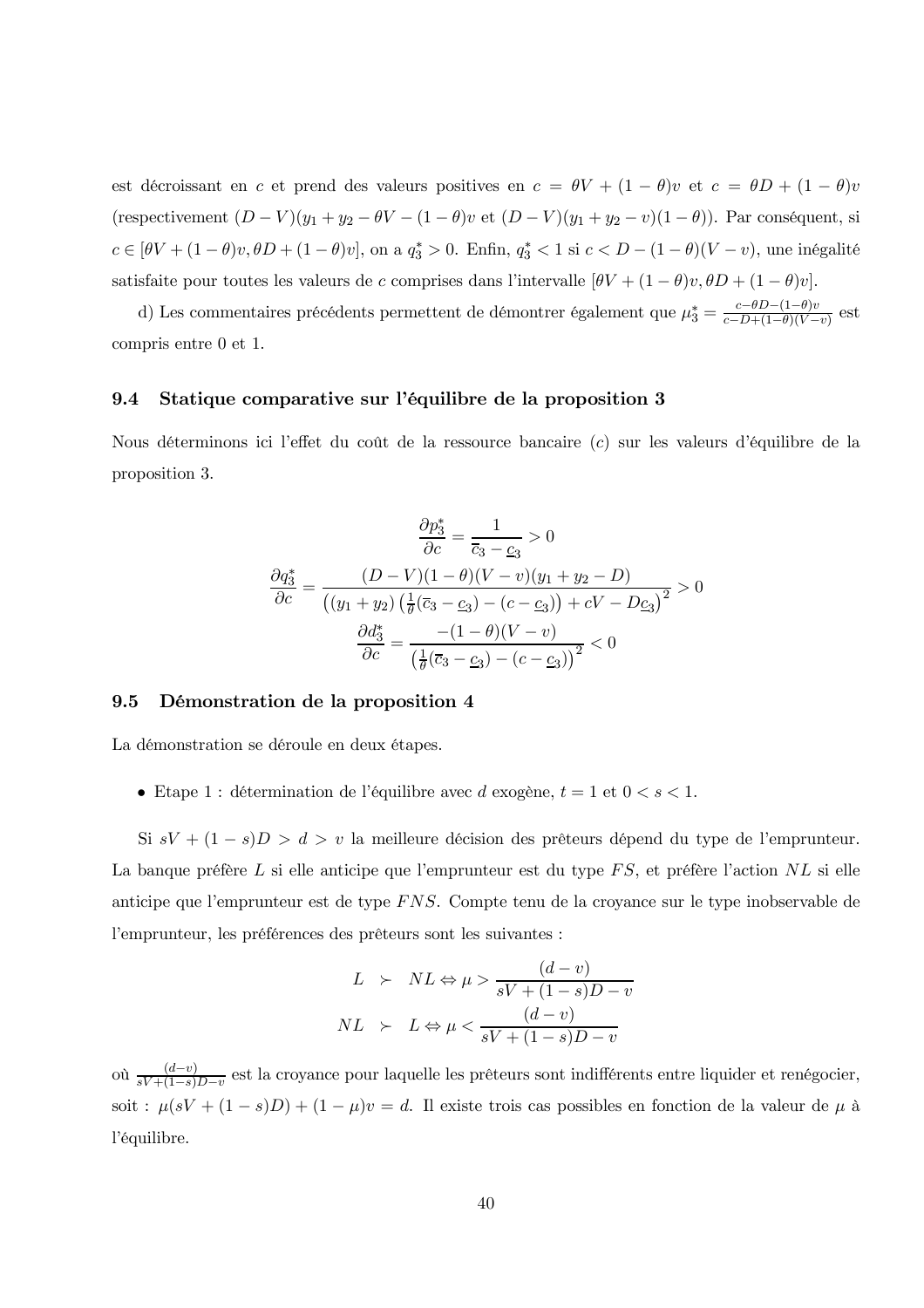est décroissant en $c$ et prend des valeurs positives en $c = \theta V + (1-\theta)v$ et $c = \theta D + (1-\theta)v$ (respectivement $(D-V)(y_1+y_2-\theta V-(1-\theta)v$ et $(D-V)(y_1+y_2-v)(1-\theta)$). Par conséquent, si $c \in [\theta V + (1-\theta)v, \theta D + (1-\theta)v]$, on a $q_3^* > 0$. Enfin, $q_3^* < 1$ si $c < D - (1-\theta)(V-v)$, une inégalité satisfaite pour toutes les valeurs de $c$ comprises dans l'intervalle $[\theta V + (1-\theta)v, \theta D + (1-\theta)v]$.

d) Les commentaires précédents permettent de démontrer également que $\mu_3^* = \frac{c-\theta D-(1-\theta)v}{c-D+(1-\theta)(V-v)}$ est compris entre 0 et 1.

### 9.4 Statique comparative sur l'équilibre de la proposition 3

Nous déterminons ici l'effet du coût de la ressource bancaire ($c$) sur les valeurs d'équilibre de la proposition 3.

$$\frac{\partial p_3^*}{\partial c} = \frac{1}{\overline{c}_3 - \underline{c}_3} > 0$$

$$\frac{\partial q_3^*}{\partial c} = \frac{(D-V)(1-\theta)(V-v)(y_1+y_2-D)}{\left((y_1+y_2)\left(\frac{1}{\theta}(\overline{c}_3-\underline{c}_3)-(c-\underline{c}_3)\right)+cV-D\underline{c}_3\right)^2} > 0$$

$$\frac{\partial d_3^*}{\partial c} = \frac{-(1-\theta)(V-v)}{\left(\frac{1}{\theta}(\overline{c}_3-\underline{c}_3)-(c-\underline{c}_3)\right)^2} < 0$$

### 9.5 Démonstration de la proposition 4

La démonstration se déroule en deux étapes.

- Etape 1 : détermination de l'équilibre avec $d$ exogène, $t = 1$ et $0 < s < 1$.

Si $sV + (1-s)D > d > v$ la meilleure décision des prêteurs dépend du type de l'emprunteur. La banque préfère $L$ si elle anticipe que l'emprunteur est du type $FS$, et préfère l'action $NL$ si elle anticipe que l'emprunteur est de type $FNS$. Compte tenu de la croyance sur le type inobservable de l'emprunteur, les préférences des prêteurs sont les suivantes :

$$L \succ NL \Leftrightarrow \mu > \frac{(d-v)}{sV+(1-s)D-v}$$
$$NL \succ L \Leftrightarrow \mu < \frac{(d-v)}{sV+(1-s)D-v}$$

où $\frac{(d-v)}{sV+(1-s)D-v}$ est la croyance pour laquelle les prêteurs sont indifférents entre liquider et renégocier, soit : $\mu(sV+(1-s)D)+(1-\mu)v = d$. Il existe trois cas possibles en fonction de la valeur de $\mu$ à l'équilibre.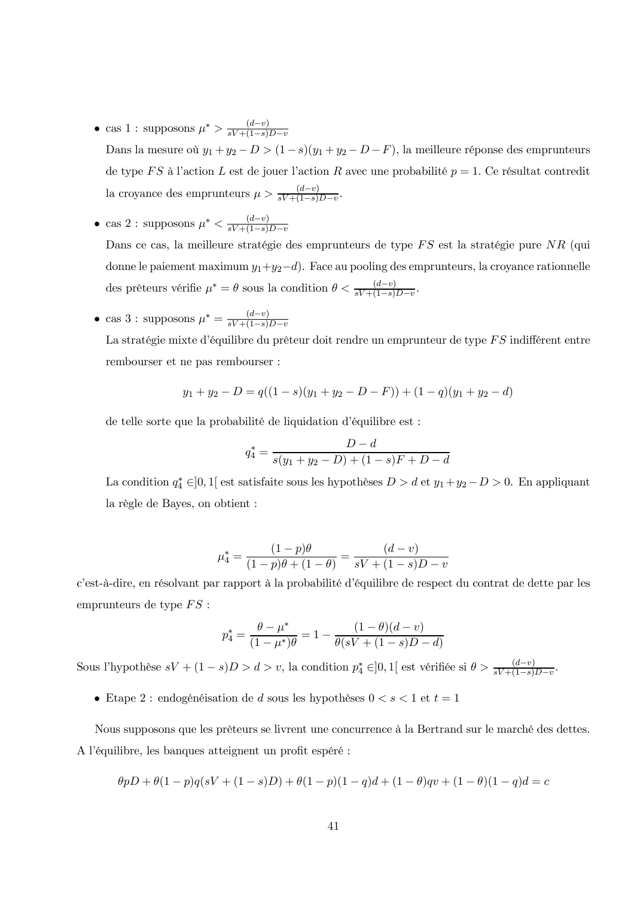- cas 1 : supposons $\mu^* > \frac{(d-v)}{sV+(1-s)D-v}$

  Dans la mesure où $y_1 + y_2 - D > (1-s)(y_1 + y_2 - D - F)$, la meilleure réponse des emprunteurs de type $FS$ à l'action $L$ est de jouer l'action $R$ avec une probabilité $p = 1$. Ce résultat contredit la croyance des emprunteurs $\mu > \frac{(d-v)}{sV+(1-s)D-v}$.

- cas 2 : supposons $\mu^* < \frac{(d-v)}{sV+(1-s)D-v}$

  Dans ce cas, la meilleure stratégie des emprunteurs de type $FS$ est la stratégie pure $NR$ (qui donne le paiement maximum $y_1+y_2-d$). Face au pooling des emprunteurs, la croyance rationnelle des prêteurs vérifie $\mu^* = \theta$ sous la condition $\theta < \frac{(d-v)}{sV+(1-s)D-v}$.

- cas 3 : supposons $\mu^* = \frac{(d-v)}{sV+(1-s)D-v}$

  La stratégie mixte d'équilibre du prêteur doit rendre un emprunteur de type $FS$ indifférent entre rembourser et ne pas rembourser :

$$y_1 + y_2 - D = q((1-s)(y_1 + y_2 - D - F)) + (1-q)(y_1 + y_2 - d)$$

  de telle sorte que la probabilité de liquidation d'équilibre est :

$$q_4^* = \frac{D-d}{s(y_1 + y_2 - D) + (1-s)F + D - d}$$

  La condition $q_4^* \in ]0, 1[$ est satisfaite sous les hypothèses $D > d$ et $y_1 + y_2 - D > 0$. En appliquant la règle de Bayes, on obtient :

$$\mu_4^* = \frac{(1-p)\theta}{(1-p)\theta + (1-\theta)} = \frac{(d-v)}{sV + (1-s)D - v}$$

c'est-à-dire, en résolvant par rapport à la probabilité d'équilibre de respect du contrat de dette par les emprunteurs de type $FS$ :

$$p_4^* = \frac{\theta - \mu^*}{(1-\mu^*)\theta} = 1 - \frac{(1-\theta)(d-v)}{\theta(sV + (1-s)D - d)}$$

Sous l'hypothèse $sV + (1-s)D > d > v$, la condition $p_4^* \in ]0, 1[$ est vérifiée si $\theta > \frac{(d-v)}{sV+(1-s)D-v}$.

- Etape 2 : endogénéisation de $d$ sous les hypothèses $0 < s < 1$ et $t = 1$

Nous supposons que les prêteurs se livrent une concurrence à la Bertrand sur le marché des dettes. A l'équilibre, les banques atteignent un profit espéré :

$$\theta p D + \theta(1-p)q(sV + (1-s)D) + \theta(1-p)(1-q)d + (1-\theta)qv + (1-\theta)(1-q)d = c$$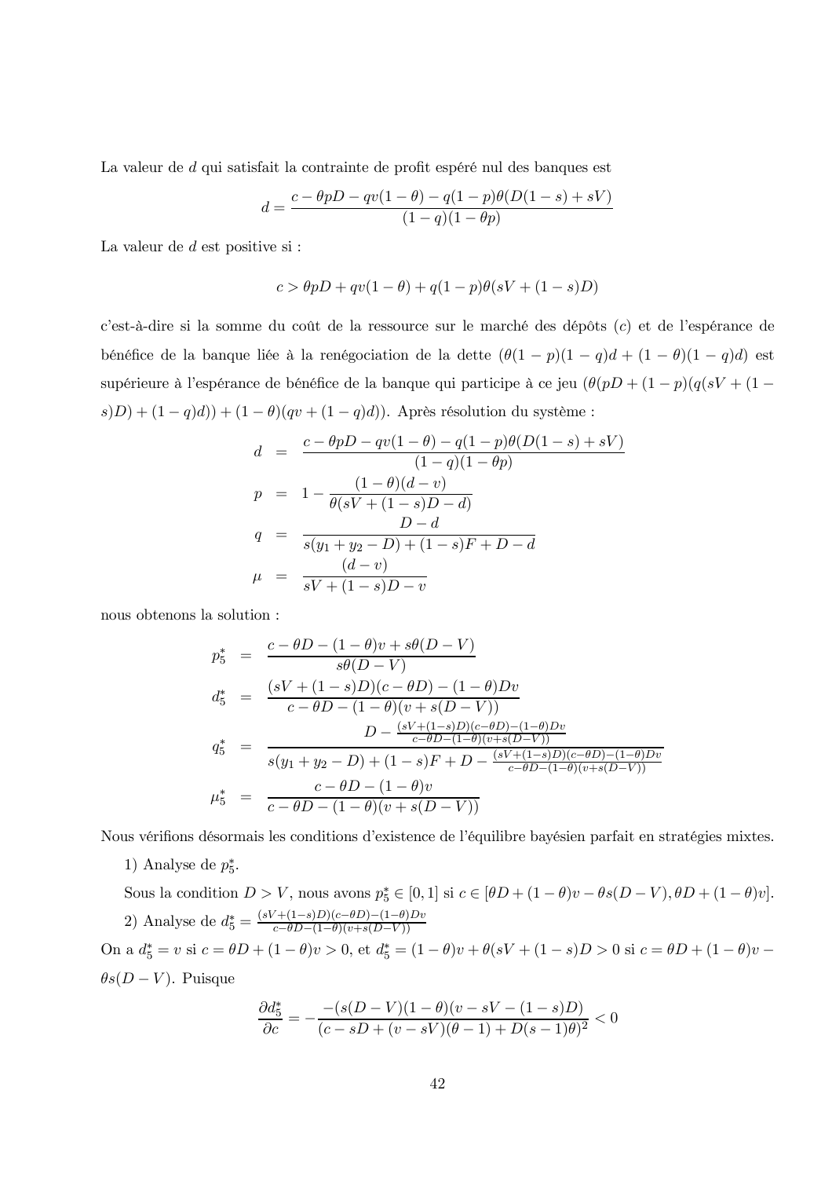La valeur de $d$ qui satisfait la contrainte de profit espéré nul des banques est

$$d = \frac{c - \theta pD - qv(1-\theta) - q(1-p)\theta(D(1-s) + sV)}{(1-q)(1-\theta p)}$$

La valeur de $d$ est positive si :

$$c > \theta pD + qv(1-\theta) + q(1-p)\theta(sV + (1-s)D)$$

c'est-à-dire si la somme du coût de la ressource sur le marché des dépôts ($c$) et de l'espérance de bénéfice de la banque liée à la renégociation de la dette ($\theta(1-p)(1-q)d + (1-\theta)(1-q)d$) est supérieure à l'espérance de bénéfice de la banque qui participe à ce jeu ($\theta(pD + (1-p)(q(sV + (1-s)D) + (1-q)d)) + (1-\theta)(qv + (1-q)d)$). Après résolution du système :

$$\begin{aligned}
d &= \frac{c - \theta pD - qv(1-\theta) - q(1-p)\theta(D(1-s) + sV)}{(1-q)(1-\theta p)} \\
p &= 1 - \frac{(1-\theta)(d-v)}{\theta(sV + (1-s)D - d)} \\
q &= \frac{D - d}{s(y_1 + y_2 - D) + (1-s)F + D - d} \\
\mu &= \frac{(d-v)}{sV + (1-s)D - v}
\end{aligned}$$

nous obtenons la solution :

$$\begin{aligned}
p_5^* &= \frac{c - \theta D - (1-\theta)v + s\theta(D - V)}{s\theta(D-V)} \\
d_5^* &= \frac{(sV + (1-s)D)(c - \theta D) - (1-\theta)Dv}{c - \theta D - (1-\theta)(v + s(D-V))} \\
q_5^* &= \frac{D - \frac{(sV+(1-s)D)(c-\theta D)-(1-\theta)Dv}{c-\theta D-(1-\theta)(v+s(D-V))}}{s(y_1+y_2-D) + (1-s)F + D - \frac{(sV+(1-s)D)(c-\theta D)-(1-\theta)Dv}{c-\theta D-(1-\theta)(v+s(D-V))}} \\
\mu_5^* &= \frac{c - \theta D - (1-\theta)v}{c - \theta D - (1-\theta)(v + s(D-V))}
\end{aligned}$$

Nous vérifions désormais les conditions d'existence de l'équilibre bayésien parfait en stratégies mixtes.

1) Analyse de $p_5^*$.

Sous la condition $D > V$, nous avons $p_5^* \in [0,1]$ si $c \in [\theta D + (1-\theta)v - \theta s(D-V), \theta D + (1-\theta)v]$.

2) Analyse de $d_5^* = \frac{(sV+(1-s)D)(c-\theta D)-(1-\theta)Dv}{c-\theta D-(1-\theta)(v+s(D-V))}$

On a $d_5^* = v$ si $c = \theta D + (1-\theta)v > 0$, et $d_5^* = (1-\theta)v + \theta(sV + (1-s)D > 0$ si $c = \theta D + (1-\theta)v - \theta s(D-V)$. Puisque

$$\frac{\partial d_5^*}{\partial c} = -\frac{-(s(D-V)(1-\theta)(v - sV - (1-s)D)}{(c - sD + (v - sV)(\theta - 1) + D(s-1)\theta)^2} < 0$$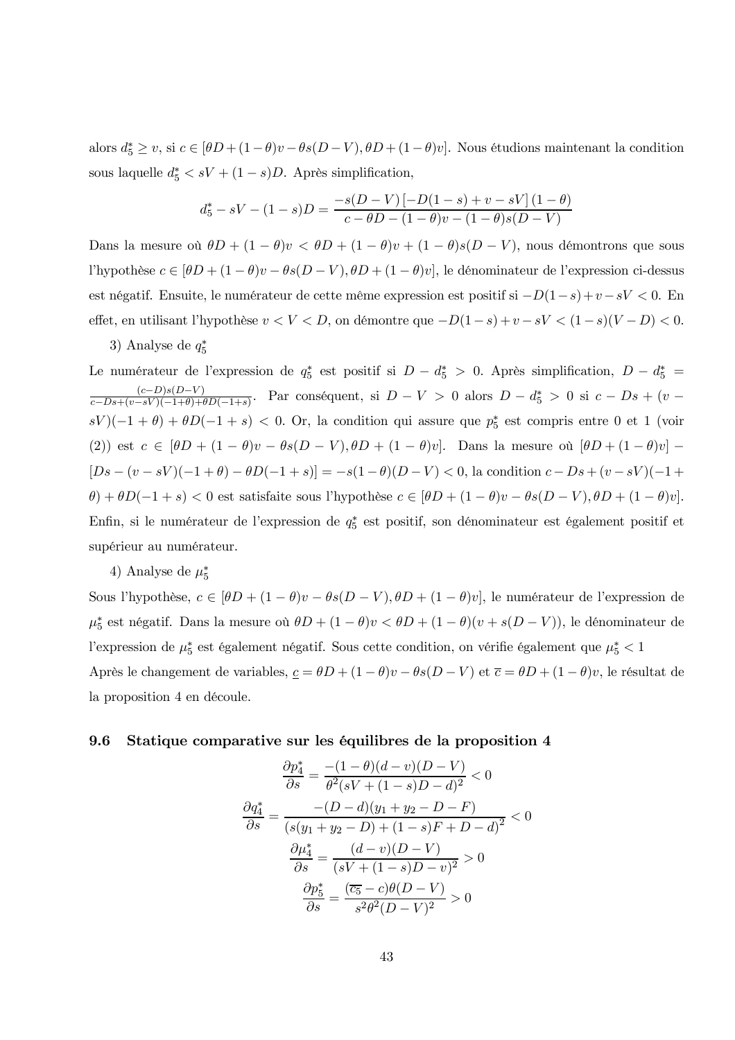alors $d_5^* \geq v$, si $c \in [\theta D + (1-\theta)v - \theta s(D-V), \theta D + (1-\theta)v]$. Nous étudions maintenant la condition sous laquelle $d_5^* < sV + (1-s)D$. Après simplification,

$$d_5^* - sV - (1-s)D = \frac{-s(D-V)\left[-D(1-s) + v - sV\right](1-\theta)}{c - \theta D - (1-\theta)v - (1-\theta)s(D-V)}$$

Dans la mesure où $\theta D + (1-\theta)v < \theta D + (1-\theta)v + (1-\theta)s(D-V)$, nous démontrons que sous l'hypothèse $c \in [\theta D + (1-\theta)v - \theta s(D-V), \theta D + (1-\theta)v]$, le dénominateur de l'expression ci-dessus est négatif. Ensuite, le numérateur de cette même expression est positif si $-D(1-s) + v - sV < 0$. En effet, en utilisant l'hypothèse $v < V < D$, on démontre que $-D(1-s) + v - sV < (1-s)(V-D) < 0$.

3) Analyse de $q_5^*$

Le numérateur de l'expression de $q_5^*$ est positif si $D - d_5^* > 0$. Après simplification, $D - d_5^* = \frac{(c-D)s(D-V)}{c - Ds + (v - sV)(-1+\theta) + \theta D(-1+s)}$. Par conséquent, si $D - V > 0$ alors $D - d_5^* > 0$ si $c - Ds + (v - sV)(-1+\theta) + \theta D(-1+s) < 0$. Or, la condition qui assure que $p_5^*$ est compris entre 0 et 1 (voir (2)) est $c \in [\theta D + (1-\theta)v - \theta s(D-V), \theta D + (1-\theta)v]$. Dans la mesure où $[\theta D + (1-\theta)v] - [Ds - (v - sV)(-1+\theta) - \theta D(-1+s)] = -s(1-\theta)(D-V) < 0$, la condition $c - Ds + (v - sV)(-1+\theta) + \theta D(-1+s) < 0$ est satisfaite sous l'hypothèse $c \in [\theta D + (1-\theta)v - \theta s(D-V), \theta D + (1-\theta)v]$. Enfin, si le numérateur de l'expression de $q_5^*$ est positif, son dénominateur est également positif et supérieur au numérateur.

4) Analyse de $\mu_5^*$

Sous l'hypothèse, $c \in [\theta D + (1-\theta)v - \theta s(D-V), \theta D + (1-\theta)v]$, le numérateur de l'expression de $\mu_5^*$ est négatif. Dans la mesure où $\theta D + (1-\theta)v < \theta D + (1-\theta)(v + s(D-V))$, le dénominateur de l'expression de $\mu_5^*$ est également négatif. Sous cette condition, on vérifie également que $\mu_5^* < 1$

Après le changement de variables, $\underline{c} = \theta D + (1-\theta)v - \theta s(D-V)$ et $\overline{c} = \theta D + (1-\theta)v$, le résultat de la proposition 4 en découle.

### 9.6 Statique comparative sur les équilibres de la proposition 4

$$\frac{\partial p_4^*}{\partial s} = \frac{-(1-\theta)(d-v)(D-V)}{\theta^2(sV + (1-s)D - d)^2} < 0$$

$$\frac{\partial q_4^*}{\partial s} = \frac{-(D-d)(y_1 + y_2 - D - F)}{\left(s(y_1 + y_2 - D) + (1-s)F + D - d\right)^2} < 0$$

$$\frac{\partial \mu_4^*}{\partial s} = \frac{(d-v)(D-V)}{(sV + (1-s)D - v)^2} > 0$$

$$\frac{\partial p_5^*}{\partial s} = \frac{(\overline{c_5} - c)\theta(D-V)}{s^2\theta^2(D-V)^2} > 0$$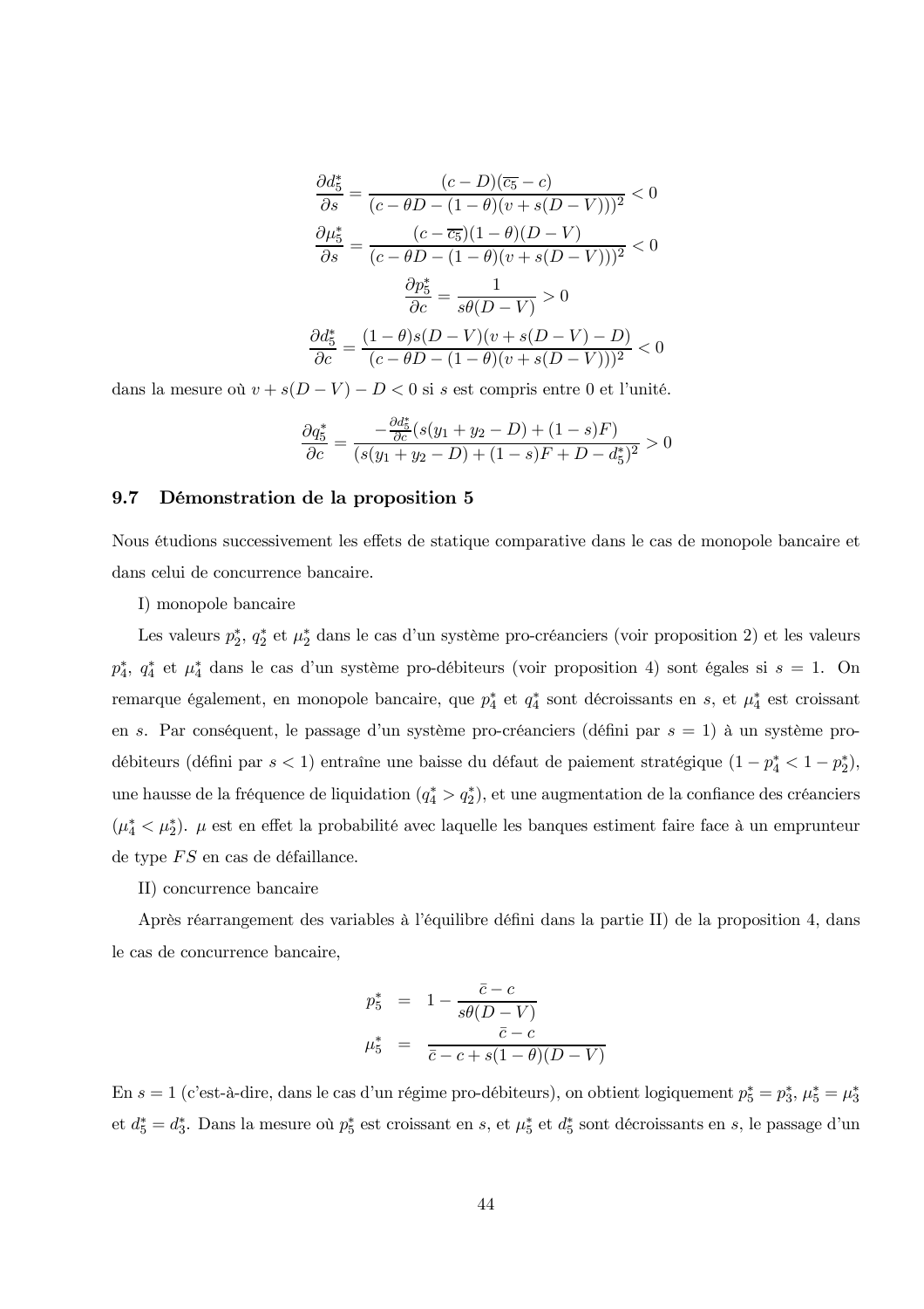$$\frac{\partial d_5^*}{\partial s} = \frac{(c-D)(\overline{c_5}-c)}{(c-\theta D-(1-\theta)(v+s(D-V)))^2} < 0$$

$$\frac{\partial \mu_5^*}{\partial s} = \frac{(c-\overline{c_5})(1-\theta)(D-V)}{(c-\theta D-(1-\theta)(v+s(D-V)))^2} < 0$$

$$\frac{\partial p_5^*}{\partial c} = \frac{1}{s\theta(D-V)} > 0$$

$$\frac{\partial d_5^*}{\partial c} = \frac{(1-\theta)s(D-V)(v+s(D-V)-D)}{(c-\theta D-(1-\theta)(v+s(D-V)))^2} < 0$$

dans la mesure où $v+s(D-V)-D<0$ si $s$ est compris entre 0 et l'unité.

$$\frac{\partial q_5^*}{\partial c} = \frac{-\frac{\partial d_5^*}{\partial c}(s(y_1+y_2-D)+(1-s)F)}{(s(y_1+y_2-D)+(1-s)F+D-d_5^*)^2} > 0$$

## 9.7 Démonstration de la proposition 5

Nous étudions successivement les effets de statique comparative dans le cas de monopole bancaire et dans celui de concurrence bancaire.

I) monopole bancaire

Les valeurs $p_2^*$, $q_2^*$ et $\mu_2^*$ dans le cas d'un système pro-créanciers (voir proposition 2) et les valeurs $p_4^*$, $q_4^*$ et $\mu_4^*$ dans le cas d'un système pro-débiteurs (voir proposition 4) sont égales si $s=1$. On remarque également, en monopole bancaire, que $p_4^*$ et $q_4^*$ sont décroissants en $s$, et $\mu_4^*$ est croissant en $s$. Par conséquent, le passage d'un système pro-créanciers (défini par $s=1$) à un système pro-débiteurs (défini par $s<1$) entraîne une baisse du défaut de paiement stratégique ($1-p_4^*<1-p_2^*$), une hausse de la fréquence de liquidation ($q_4^*>q_2^*$), et une augmentation de la confiance des créanciers ($\mu_4^*<\mu_2^*$). $\mu$ est en effet la probabilité avec laquelle les banques estiment faire face à un emprunteur de type $FS$ en cas de défaillance.

II) concurrence bancaire

Après réarrangement des variables à l'équilibre défini dans la partie II) de la proposition 4, dans le cas de concurrence bancaire,

$$p_5^* = 1-\frac{\bar{c}-c}{s\theta(D-V)}$$

$$\mu_5^* = \frac{\bar{c}-c}{\bar{c}-c+s(1-\theta)(D-V)}$$

En $s=1$ (c'est-à-dire, dans le cas d'un régime pro-débiteurs), on obtient logiquement $p_5^*=p_3^*$, $\mu_5^*=\mu_3^*$ et $d_5^*=d_3^*$. Dans la mesure où $p_5^*$ est croissant en $s$, et $\mu_5^*$ et $d_5^*$ sont décroissants en $s$, le passage d'un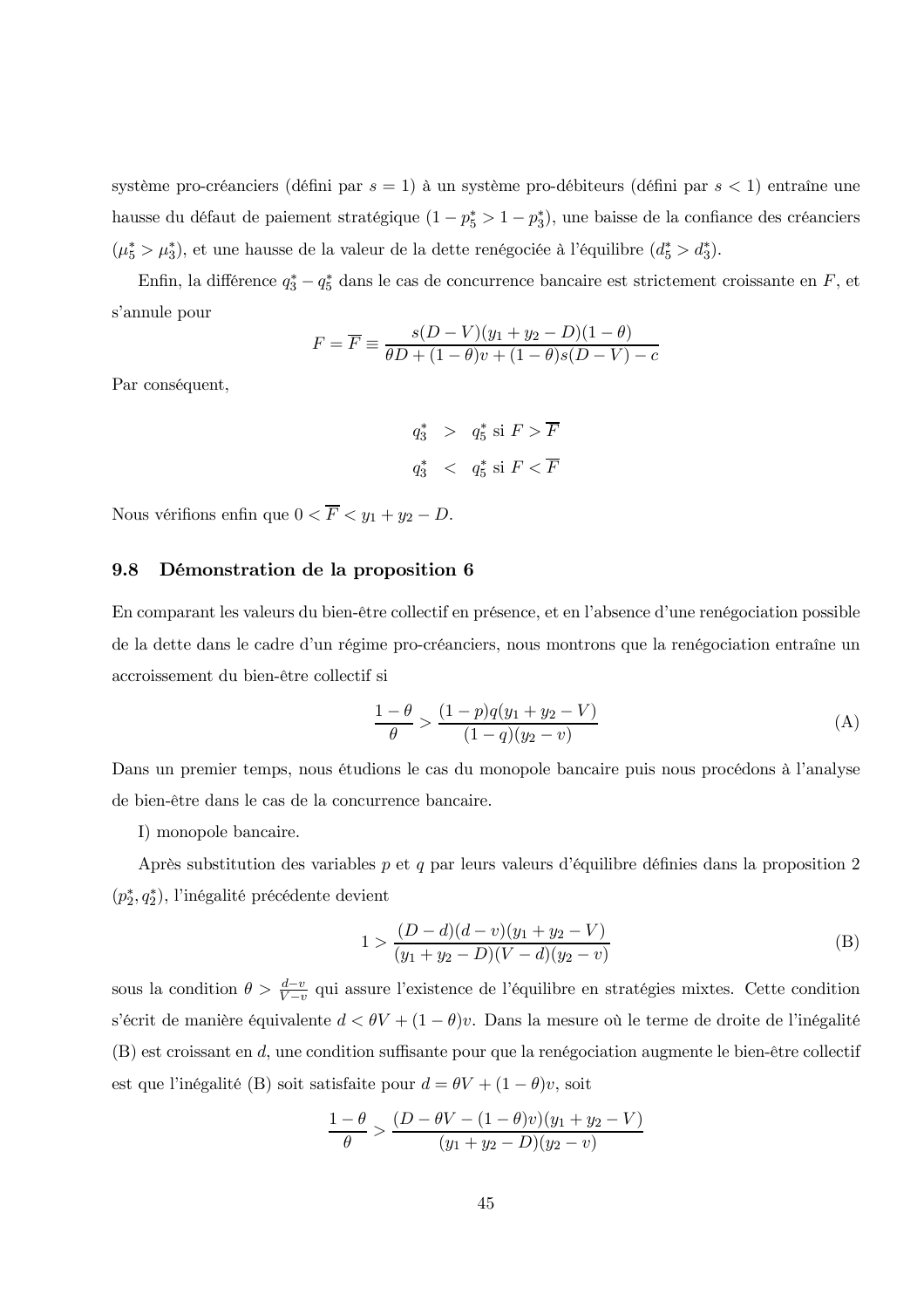système pro-créanciers (défini par $s = 1$) à un système pro-débiteurs (défini par $s < 1$) entraîne une hausse du défaut de paiement stratégique ($1 - p_5^* > 1 - p_3^*$), une baisse de la confiance des créanciers ($\mu_5^* > \mu_3^*$), et une hausse de la valeur de la dette renégociée à l'équilibre ($d_5^* > d_3^*$).

Enfin, la différence $q_3^* - q_5^*$ dans le cas de concurrence bancaire est strictement croissante en $F$, et s'annule pour

$$F = \overline{F} \equiv \frac{s(D-V)(y_1 + y_2 - D)(1-\theta)}{\theta D + (1-\theta)v + (1-\theta)s(D-V) - c}$$

Par conséquent,

$$\begin{aligned} q_3^* &> q_5^* \text{ si } F > \overline{F} \\ q_3^* &< q_5^* \text{ si } F < \overline{F} \end{aligned}$$

Nous vérifions enfin que $0 < \overline{F} < y_1 + y_2 - D$.

## 9.8 Démonstration de la proposition 6

En comparant les valeurs du bien-être collectif en présence, et en l'absence d'une renégociation possible de la dette dans le cadre d'un régime pro-créanciers, nous montrons que la renégociation entraîne un accroissement du bien-être collectif si

$$\frac{1-\theta}{\theta} > \frac{(1-p)q(y_1 + y_2 - V)}{(1-q)(y_2 - v)} \tag{A}$$

Dans un premier temps, nous étudions le cas du monopole bancaire puis nous procédons à l'analyse de bien-être dans le cas de la concurrence bancaire.

I) monopole bancaire.

Après substitution des variables $p$ et $q$ par leurs valeurs d'équilibre définies dans la proposition 2 ($p_2^*, q_2^*$), l'inégalité précédente devient

$$1 > \frac{(D-d)(d-v)(y_1 + y_2 - V)}{(y_1 + y_2 - D)(V-d)(y_2 - v)} \tag{B}$$

sous la condition $\theta > \frac{d-v}{V-v}$ qui assure l'existence de l'équilibre en stratégies mixtes. Cette condition s'écrit de manière équivalente $d < \theta V + (1-\theta)v$. Dans la mesure où le terme de droite de l'inégalité (B) est croissant en $d$, une condition suffisante pour que la renégociation augmente le bien-être collectif est que l'inégalité (B) soit satisfaite pour $d = \theta V + (1-\theta)v$, soit

$$\frac{1-\theta}{\theta} > \frac{(D - \theta V - (1-\theta)v)(y_1 + y_2 - V)}{(y_1 + y_2 - D)(y_2 - v)}$$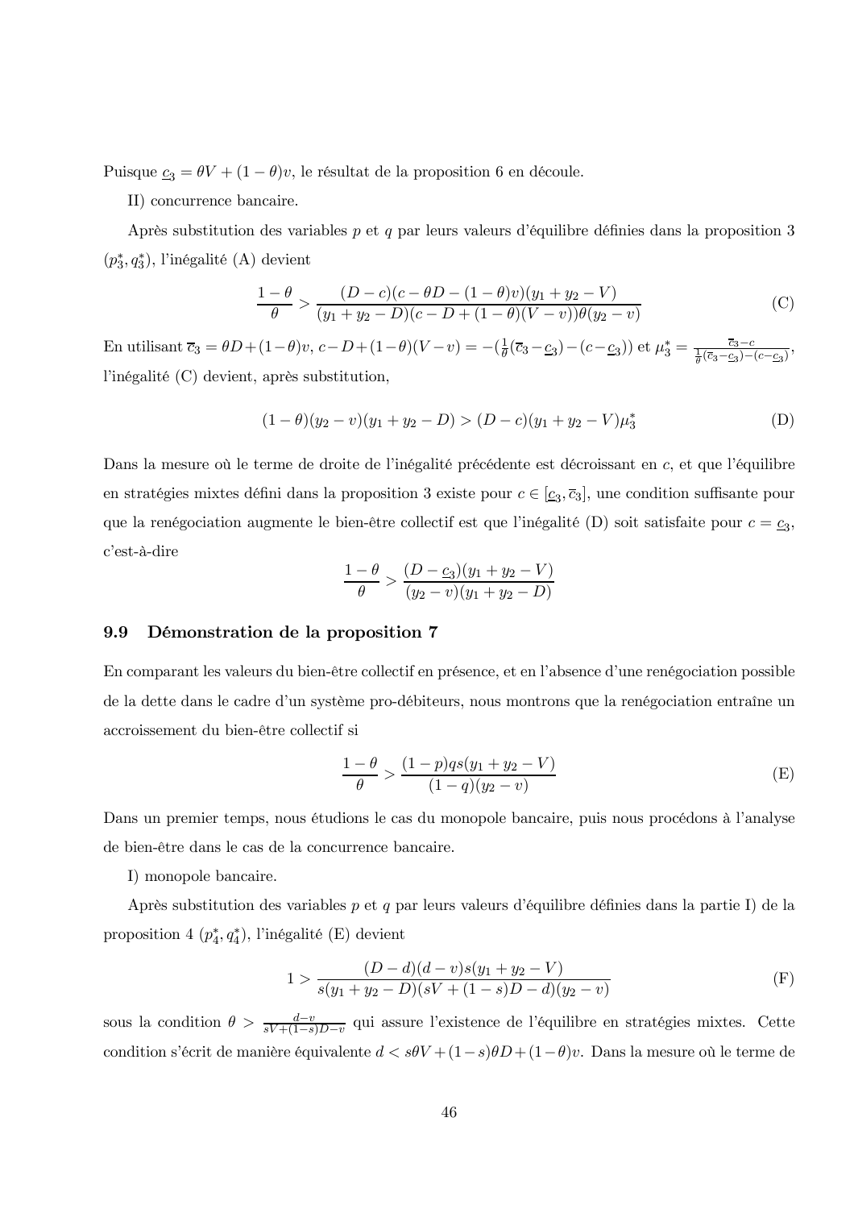Puisque $\underline{c}_3 = \theta V + (1-\theta)v$, le résultat de la proposition 6 en découle.

II) concurrence bancaire.

Après substitution des variables $p$ et $q$ par leurs valeurs d'équilibre définies dans la proposition 3 $(p_3^*, q_3^*)$, l'inégalité (A) devient

$$\frac{1-\theta}{\theta} > \frac{(D-c)(c-\theta D-(1-\theta)v)(y_1+y_2-V)}{(y_1+y_2-D)(c-D+(1-\theta)(V-v))\theta(y_2-v)} \tag{C}$$

En utilisant $\overline{c}_3 = \theta D + (1-\theta)v$, $c - D + (1-\theta)(V-v) = -(\frac{1}{\theta}(\overline{c}_3 - \underline{c}_3) - (c - \underline{c}_3))$ et $\mu_3^* = \frac{\overline{c}_3 - c}{\frac{1}{\theta}(\overline{c}_3 - \underline{c}_3) - (c - \underline{c}_3)}$, l'inégalité (C) devient, après substitution,

$$(1-\theta)(y_2-v)(y_1+y_2-D) > (D-c)(y_1+y_2-V)\mu_3^* \tag{D}$$

Dans la mesure où le terme de droite de l'inégalité précédente est décroissant en $c$, et que l'équilibre en stratégies mixtes défini dans la proposition 3 existe pour $c \in [\underline{c}_3, \overline{c}_3]$, une condition suffisante pour que la renégociation augmente le bien-être collectif est que l'inégalité (D) soit satisfaite pour $c = \underline{c}_3$, c'est-à-dire

$$\frac{1-\theta}{\theta} > \frac{(D-\underline{c}_3)(y_1+y_2-V)}{(y_2-v)(y_1+y_2-D)}$$

## 9.9 Démonstration de la proposition 7

En comparant les valeurs du bien-être collectif en présence, et en l'absence d'une renégociation possible de la dette dans le cadre d'un système pro-débiteurs, nous montrons que la renégociation entraîne un accroissement du bien-être collectif si

$$\frac{1-\theta}{\theta} > \frac{(1-p)qs(y_1+y_2-V)}{(1-q)(y_2-v)} \tag{E}$$

Dans un premier temps, nous étudions le cas du monopole bancaire, puis nous procédons à l'analyse de bien-être dans le cas de la concurrence bancaire.

I) monopole bancaire.

Après substitution des variables $p$ et $q$ par leurs valeurs d'équilibre définies dans la partie I) de la proposition 4 $(p_4^*, q_4^*)$, l'inégalité (E) devient

$$1 > \frac{(D-d)(d-v)s(y_1+y_2-V)}{s(y_1+y_2-D)(sV+(1-s)D-d)(y_2-v)} \tag{F}$$

sous la condition $\theta > \frac{d-v}{sV+(1-s)D-v}$ qui assure l'existence de l'équilibre en stratégies mixtes. Cette condition s'écrit de manière équivalente $d < s\theta V + (1-s)\theta D + (1-\theta)v$. Dans la mesure où le terme de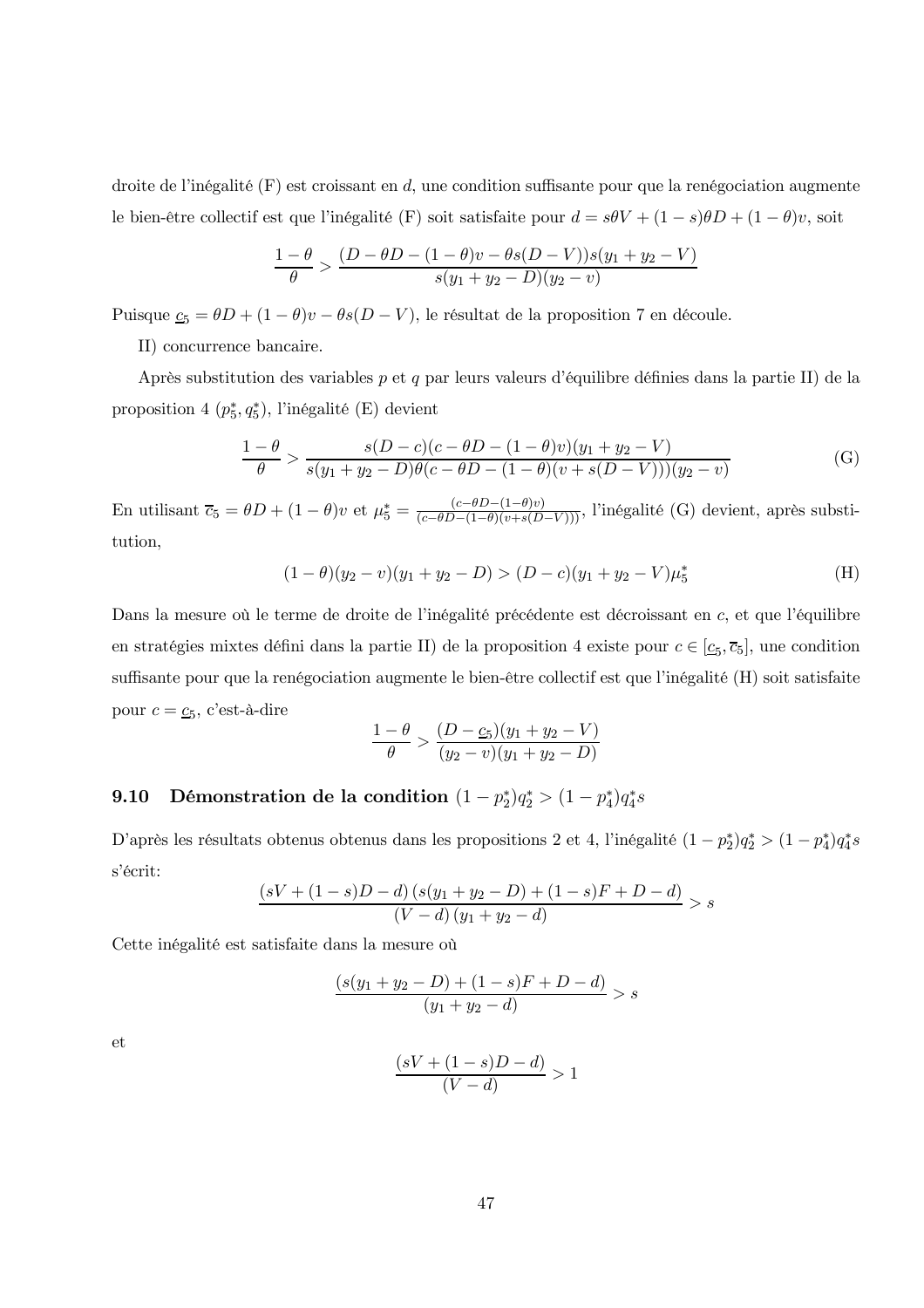droite de l'inégalité (F) est croissant en $d$, une condition suffisante pour que la renégociation augmente le bien-être collectif est que l'inégalité (F) soit satisfaite pour $d = s\theta V + (1-s)\theta D + (1-\theta)v$, soit

$$\frac{1-\theta}{\theta} > \frac{(D - \theta D - (1-\theta)v - \theta s(D-V))s(y_1 + y_2 - V)}{s(y_1 + y_2 - D)(y_2 - v)}$$

Puisque $\underline{c}_5 = \theta D + (1-\theta)v - \theta s(D-V)$, le résultat de la proposition 7 en découle.

II) concurrence bancaire.

Après substitution des variables $p$ et $q$ par leurs valeurs d'équilibre définies dans la partie II) de la proposition 4 ($p_5^*, q_5^*$), l'inégalité (E) devient

$$\frac{1-\theta}{\theta} > \frac{s(D-c)(c - \theta D - (1-\theta)v)(y_1 + y_2 - V)}{s(y_1 + y_2 - D)\theta(c - \theta D - (1-\theta)(v + s(D-V)))(y_2 - v)} \tag{G}$$

En utilisant $\overline{c}_5 = \theta D + (1-\theta)v$ et $\mu_5^* = \frac{(c - \theta D - (1-\theta)v)}{(c - \theta D - (1-\theta)(v + s(D-V)))}$, l'inégalité (G) devient, après substitution,

$$(1-\theta)(y_2 - v)(y_1 + y_2 - D) > (D - c)(y_1 + y_2 - V)\mu_5^* \tag{H}$$

Dans la mesure où le terme de droite de l'inégalité précédente est décroissant en $c$, et que l'équilibre en stratégies mixtes défini dans la partie II) de la proposition 4 existe pour $c \in [\underline{c}_5, \overline{c}_5]$, une condition suffisante pour que la renégociation augmente le bien-être collectif est que l'inégalité (H) soit satisfaite pour $c = \underline{c}_5$, c'est-à-dire

$$\frac{1-\theta}{\theta} > \frac{(D - \underline{c}_5)(y_1 + y_2 - V)}{(y_2 - v)(y_1 + y_2 - D)}$$

## 9.10 Démonstration de la condition $(1-p_2^*)q_2^* > (1-p_4^*)q_4^*s$

D'après les résultats obtenus obtenus dans les propositions 2 et 4, l'inégalité $(1-p_2^*)q_2^* > (1-p_4^*)q_4^*s$ s'écrit:

$$\frac{(sV + (1-s)D - d)\,(s(y_1 + y_2 - D) + (1-s)F + D - d)}{(V - d)\,(y_1 + y_2 - d)} > s$$

Cette inégalité est satisfaite dans la mesure où

$$\frac{(s(y_1 + y_2 - D) + (1-s)F + D - d)}{(y_1 + y_2 - d)} > s$$

et

$$\frac{(sV + (1-s)D - d)}{(V - d)} > 1$$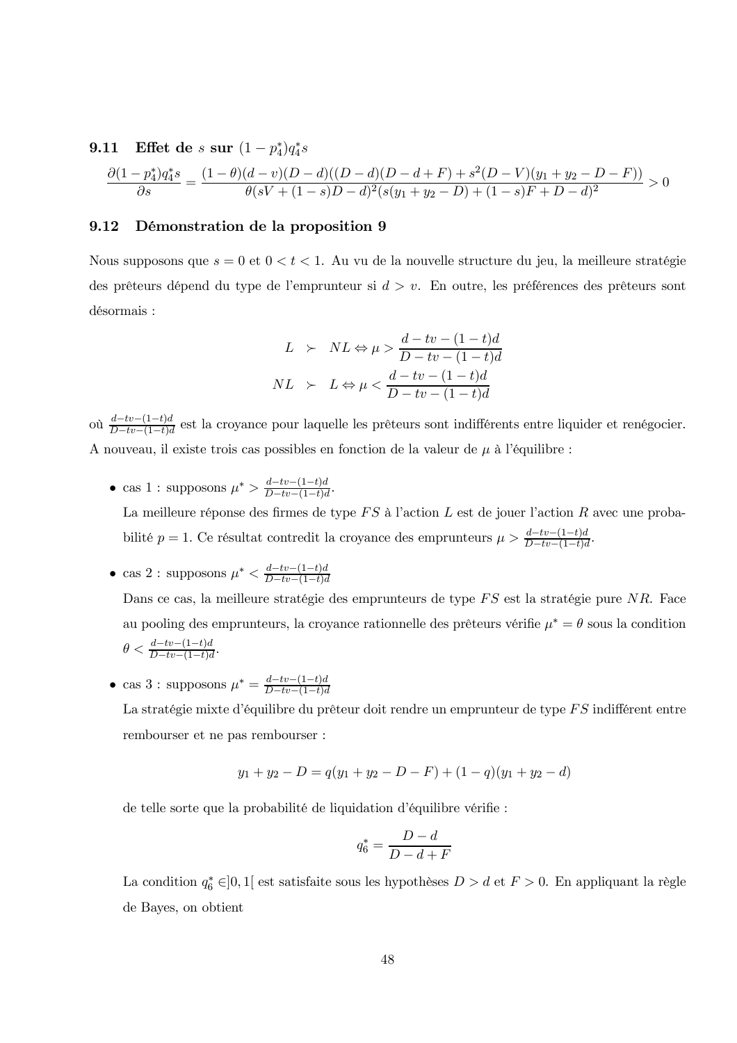### 9.11 Effet de $s$ sur $(1-p_4^*)q_4^* s$

$$\frac{\partial(1-p_4^*)q_4^* s}{\partial s} = \frac{(1-\theta)(d-v)(D-d)((D-d)(D-d+F)+s^2(D-V)(y_1+y_2-D-F))}{\theta(sV+(1-s)D-d)^2(s(y_1+y_2-D)+(1-s)F+D-d)^2} > 0$$

### 9.12 Démonstration de la proposition 9

Nous supposons que $s=0$ et $0<t<1$. Au vu de la nouvelle structure du jeu, la meilleure stratégie des prêteurs dépend du type de l'emprunteur si $d>v$. En outre, les préférences des prêteurs sont désormais :

$$L \succ NL \Leftrightarrow \mu > \frac{d-tv-(1-t)d}{D-tv-(1-t)d}$$

$$NL \succ L \Leftrightarrow \mu < \frac{d-tv-(1-t)d}{D-tv-(1-t)d}$$

où $\frac{d-tv-(1-t)d}{D-tv-(1-t)d}$ est la croyance pour laquelle les prêteurs sont indifférents entre liquider et renégocier. A nouveau, il existe trois cas possibles en fonction de la valeur de $\mu$ à l'équilibre :

- cas 1 : supposons $\mu^* > \frac{d-tv-(1-t)d}{D-tv-(1-t)d}$.

  La meilleure réponse des firmes de type $FS$ à l'action $L$ est de jouer l'action $R$ avec une probabilité $p=1$. Ce résultat contredit la croyance des emprunteurs $\mu > \frac{d-tv-(1-t)d}{D-tv-(1-t)d}$.

- cas 2 : supposons $\mu^* < \frac{d-tv-(1-t)d}{D-tv-(1-t)d}$

  Dans ce cas, la meilleure stratégie des emprunteurs de type $FS$ est la stratégie pure $NR$. Face au pooling des emprunteurs, la croyance rationnelle des prêteurs vérifie $\mu^*=\theta$ sous la condition $\theta < \frac{d-tv-(1-t)d}{D-tv-(1-t)d}$.

- cas 3 : supposons $\mu^* = \frac{d-tv-(1-t)d}{D-tv-(1-t)d}$

  La stratégie mixte d'équilibre du prêteur doit rendre un emprunteur de type $FS$ indifférent entre rembourser et ne pas rembourser :

  $$y_1+y_2-D = q(y_1+y_2-D-F)+(1-q)(y_1+y_2-d)$$

  de telle sorte que la probabilité de liquidation d'équilibre vérifie :

  $$q_6^* = \frac{D-d}{D-d+F}$$

  La condition $q_6^* \in ]0,1[$ est satisfaite sous les hypothèses $D>d$ et $F>0$. En appliquant la règle de Bayes, on obtient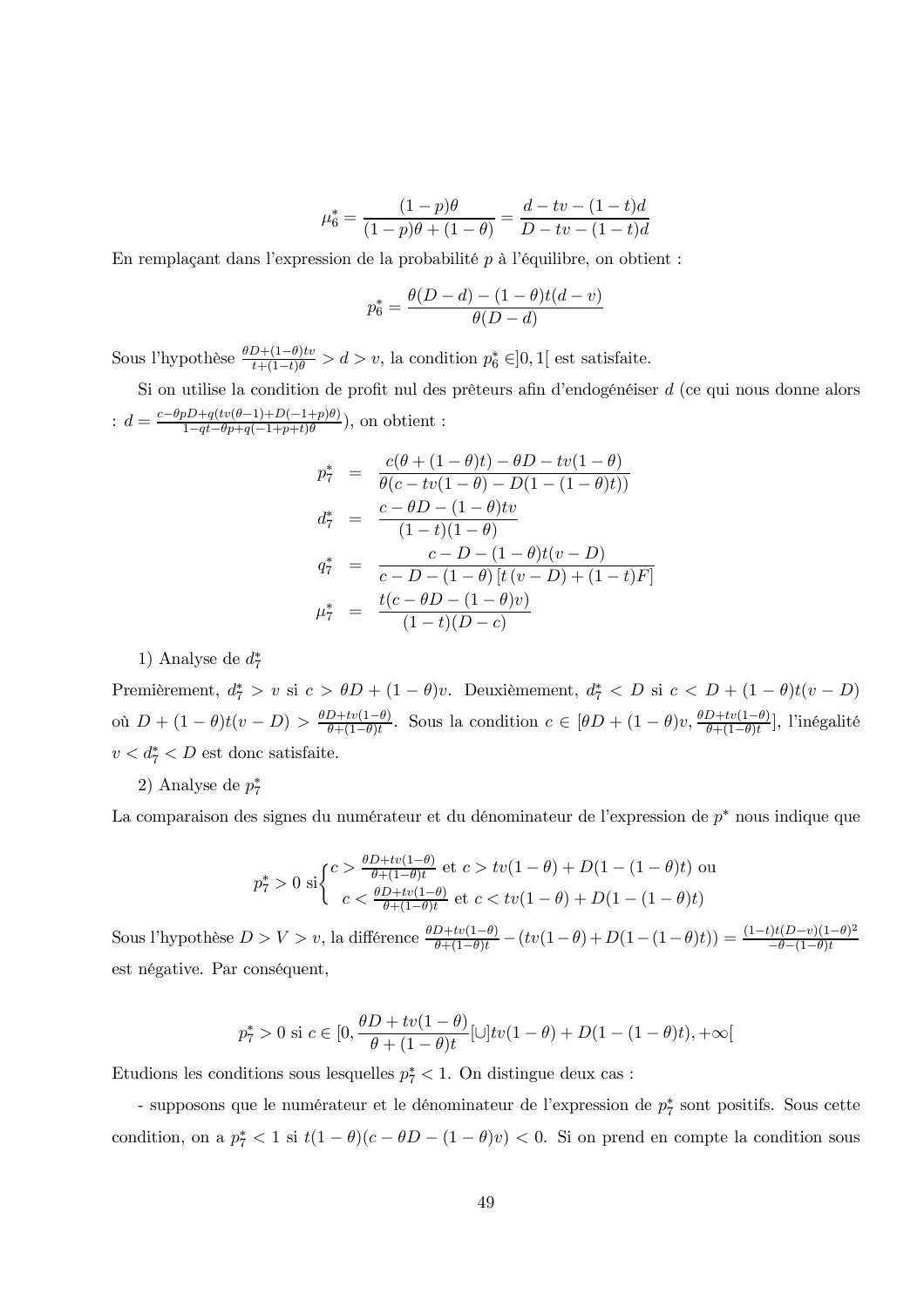$$\mu_6^* = \frac{(1-p)\theta}{(1-p)\theta + (1-\theta)} = \frac{d - tv - (1-t)d}{D - tv - (1-t)d}$$

En remplaçant dans l'expression de la probabilité $p$ à l'équilibre, on obtient :

$$p_6^* = \frac{\theta(D-d) - (1-\theta)t(d-v)}{\theta(D-d)}$$

Sous l'hypothèse $\frac{\theta D + (1-\theta)tv}{t+(1-t)\theta} > d > v$, la condition $p_6^* \in ]0,1[$ est satisfaite.

Si on utilise la condition de profit nul des prêteurs afin d'endogénéiser $d$ (ce qui nous donne alors : $d = \frac{c - \theta p D + q(tv(\theta-1) + D(-1+p)\theta)}{1 - qt - \theta p + q(-1+p+t)\theta}$), on obtient :

$$\begin{aligned}
p_7^* &= \frac{c(\theta + (1-\theta)t) - \theta D - tv(1-\theta)}{\theta(c - tv(1-\theta) - D(1-(1-\theta)t))} \\
d_7^* &= \frac{c - \theta D - (1-\theta)tv}{(1-t)(1-\theta)} \\
q_7^* &= \frac{c - D - (1-\theta)t(v-D)}{c - D - (1-\theta)\left[t(v-D) + (1-t)F\right]} \\
\mu_7^* &= \frac{t(c - \theta D - (1-\theta)v)}{(1-t)(D-c)}
\end{aligned}$$

1) Analyse de $d_7^*$

Premièrement, $d_7^* > v$ si $c > \theta D + (1-\theta)v$. Deuxièmement, $d_7^* < D$ si $c < D + (1-\theta)t(v-D)$ où $D + (1-\theta)t(v-D) > \frac{\theta D + tv(1-\theta)}{\theta + (1-\theta)t}$. Sous la condition $c \in [\theta D + (1-\theta)v, \frac{\theta D + tv(1-\theta)}{\theta + (1-\theta)t}]$, l'inégalité $v < d_7^* < D$ est donc satisfaite.

2) Analyse de $p_7^*$

La comparaison des signes du numérateur et du dénominateur de l'expression de $p^*$ nous indique que

$$p_7^* > 0 \text{ si} \begin{cases} c > \frac{\theta D + tv(1-\theta)}{\theta + (1-\theta)t} \text{ et } c > tv(1-\theta) + D(1-(1-\theta)t) \text{ ou} \\ c < \frac{\theta D + tv(1-\theta)}{\theta + (1-\theta)t} \text{ et } c < tv(1-\theta) + D(1-(1-\theta)t) \end{cases}$$

Sous l'hypothèse $D > V > v$, la différence $\frac{\theta D + tv(1-\theta)}{\theta + (1-\theta)t} - (tv(1-\theta) + D(1-(1-\theta)t)) = \frac{(1-t)t(D-v)(1-\theta)^2}{-\theta - (1-\theta)t}$ est négative. Par conséquent,

$$p_7^* > 0 \text{ si } c \in [0, \frac{\theta D + tv(1-\theta)}{\theta + (1-\theta)t}[\cup]tv(1-\theta) + D(1-(1-\theta)t), +\infty[$$

Etudions les conditions sous lesquelles $p_7^* < 1$. On distingue deux cas :

- supposons que le numérateur et le dénominateur de l'expression de $p_7^*$ sont positifs. Sous cette condition, on a $p_7^* < 1$ si $t(1-\theta)(c - \theta D - (1-\theta)v) < 0$. Si on prend en compte la condition sous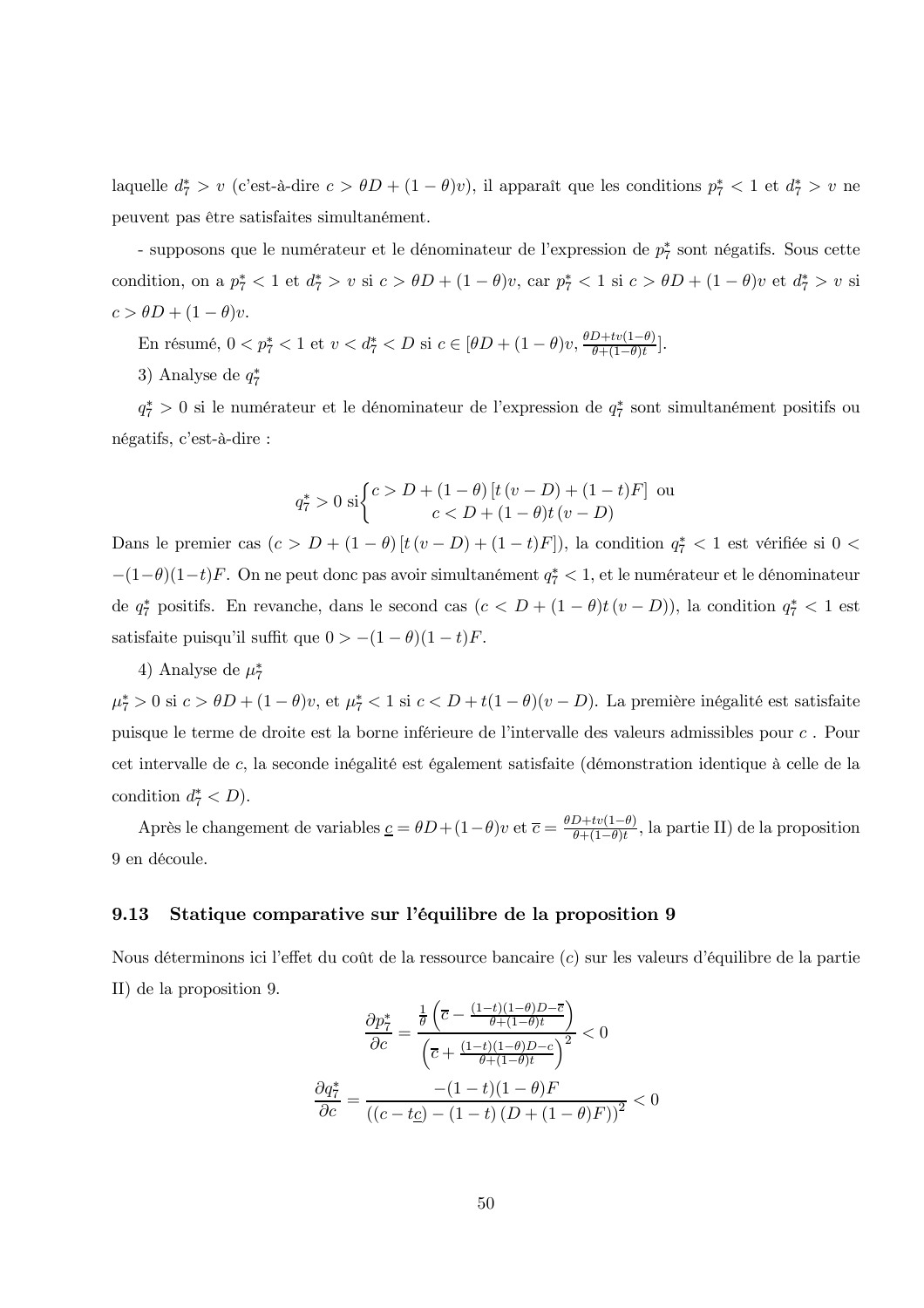laquelle $d_7^* > v$ (c'est-à-dire $c > \theta D + (1-\theta)v$), il apparaît que les conditions $p_7^* < 1$ et $d_7^* > v$ ne peuvent pas être satisfaites simultanément.

- supposons que le numérateur et le dénominateur de l'expression de $p_7^*$ sont négatifs. Sous cette condition, on a $p_7^* < 1$ et $d_7^* > v$ si $c > \theta D + (1-\theta)v$, car $p_7^* < 1$ si $c > \theta D + (1-\theta)v$ et $d_7^* > v$ si $c > \theta D + (1-\theta)v$.

En résumé, $0 < p_7^* < 1$ et $v < d_7^* < D$ si $c \in [\theta D + (1-\theta)v, \frac{\theta D + tv(1-\theta)}{\theta + (1-\theta)t}]$.

3) Analyse de $q_7^*$

$q_7^* > 0$ si le numérateur et le dénominateur de l'expression de $q_7^*$ sont simultanément positifs ou négatifs, c'est-à-dire :

$$q_7^* > 0 \text{ si} \begin{cases} c > D + (1-\theta)\left[t\,(v-D) + (1-t)F\right] \text{ ou} \\ c < D + (1-\theta)t\,(v-D) \end{cases}$$

Dans le premier cas ($c > D + (1-\theta)\left[t\,(v-D) + (1-t)F\right]$), la condition $q_7^* < 1$ est vérifiée si $0 < -(1-\theta)(1-t)F$. On ne peut donc pas avoir simultanément $q_7^* < 1$, et le numérateur et le dénominateur de $q_7^*$ positifs. En revanche, dans le second cas ($c < D + (1-\theta)t\,(v-D)$), la condition $q_7^* < 1$ est satisfaite puisqu'il suffit que $0 > -(1-\theta)(1-t)F$.

4) Analyse de $\mu_7^*$

$\mu_7^* > 0$ si $c > \theta D + (1-\theta)v$, et $\mu_7^* < 1$ si $c < D + t(1-\theta)(v-D)$. La première inégalité est satisfaite puisque le terme de droite est la borne inférieure de l'intervalle des valeurs admissibles pour $c$ . Pour cet intervalle de $c$, la seconde inégalité est également satisfaite (démonstration identique à celle de la condition $d_7^* < D$).

Après le changement de variables $\underline{c} = \theta D + (1-\theta)v$ et $\overline{c} = \frac{\theta D + tv(1-\theta)}{\theta + (1-\theta)t}$, la partie II) de la proposition 9 en découle.

## 9.13 Statique comparative sur l'équilibre de la proposition 9

Nous déterminons ici l'effet du coût de la ressource bancaire ($c$) sur les valeurs d'équilibre de la partie II) de la proposition 9.

$$\frac{\partial p_7^*}{\partial c} = \frac{\frac{1}{\theta}\left(\overline{c} - \frac{(1-t)(1-\theta)D - \overline{c}}{\theta + (1-\theta)t}\right)}{\left(\overline{c} + \frac{(1-t)(1-\theta)D - c}{\theta + (1-\theta)t}\right)^2} < 0$$

$$\frac{\partial q_7^*}{\partial c} = \frac{-(1-t)(1-\theta)F}{\left((c - t\underline{c}) - (1-t)\left(D + (1-\theta)F\right)\right)^2} < 0$$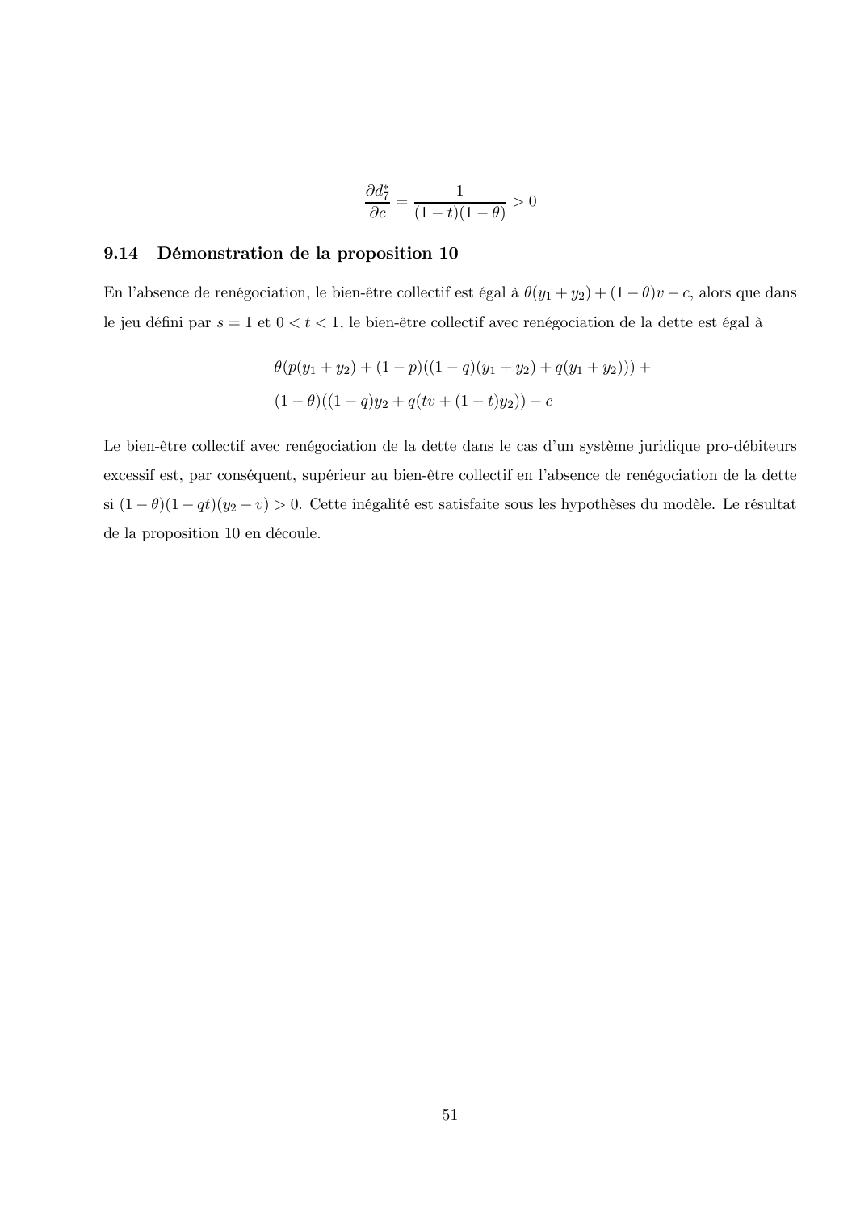$$\frac{\partial d_7^*}{\partial c} = \frac{1}{(1-t)(1-\theta)} > 0$$

### 9.14 Démonstration de la proposition 10

En l'absence de renégociation, le bien-être collectif est égal à $\theta(y_1+y_2)+(1-\theta)v-c$, alors que dans le jeu défini par $s=1$ et $0<t<1$, le bien-être collectif avec renégociation de la dette est égal à

$$\begin{aligned}
&\theta(p(y_1+y_2)+(1-p)((1-q)(y_1+y_2)+q(y_1+y_2)))+\\
&(1-\theta)((1-q)y_2+q(tv+(1-t)y_2))-c
\end{aligned}$$

Le bien-être collectif avec renégociation de la dette dans le cas d'un système juridique pro-débiteurs excessif est, par conséquent, supérieur au bien-être collectif en l'absence de renégociation de la dette si $(1-\theta)(1-qt)(y_2-v)>0$. Cette inégalité est satisfaite sous les hypothèses du modèle. Le résultat de la proposition 10 en découle.